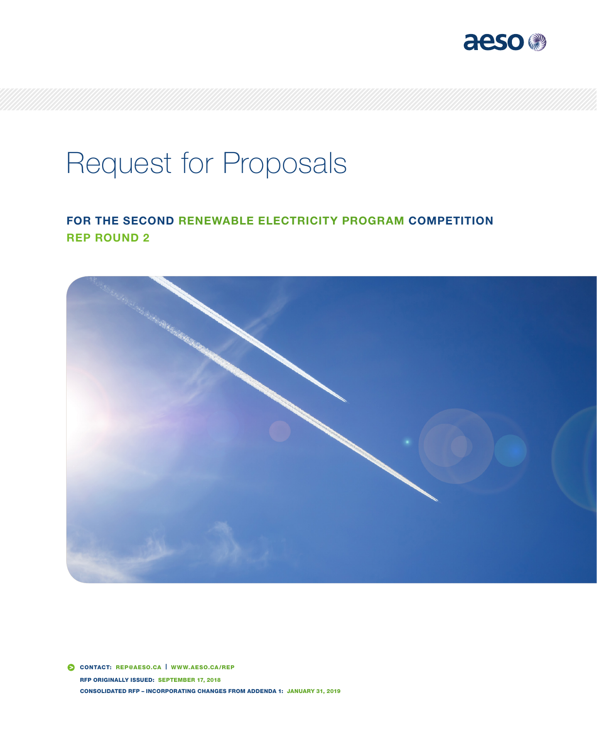aeso

# Request for Proposals

## FOR THE SECOND RENEWABLE ELECTRICITY PROGRAM COMPETITION
## REP ROUND 2

**CONTACT:** REP@AESO.CA | WWW.AESO.CA/REP

**RFP ORIGINALLY ISSUED:** SEPTEMBER 17, 2018

**CONSOLIDATED RFP – INCORPORATING CHANGES FROM ADDENDA 1:** JANUARY 31, 2019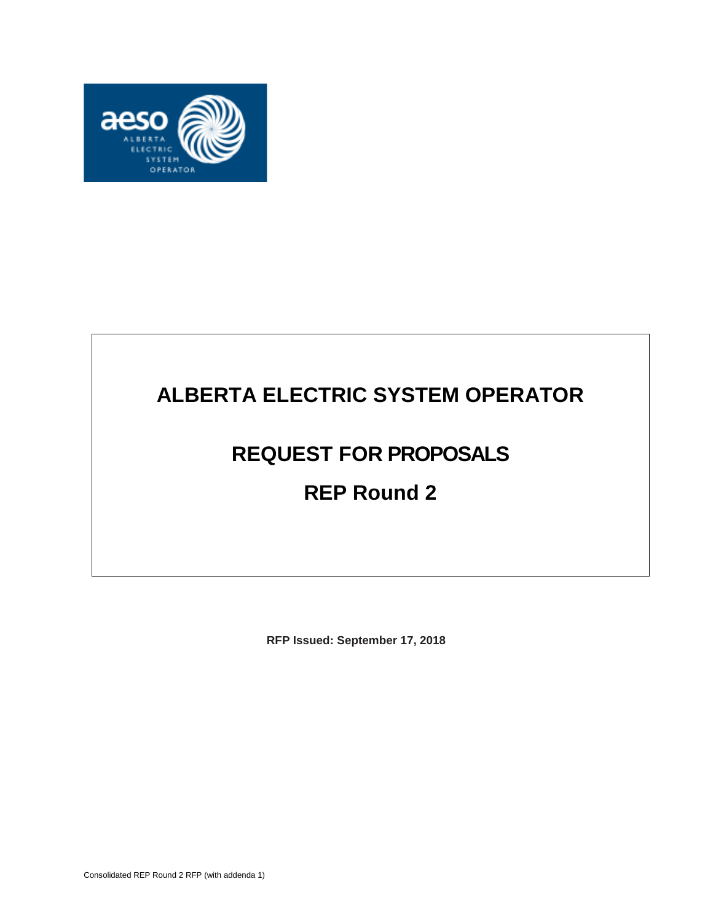# ALBERTA ELECTRIC SYSTEM OPERATOR

# REQUEST FOR PROPOSALS

# REP Round 2

**RFP Issued: September 17, 2018**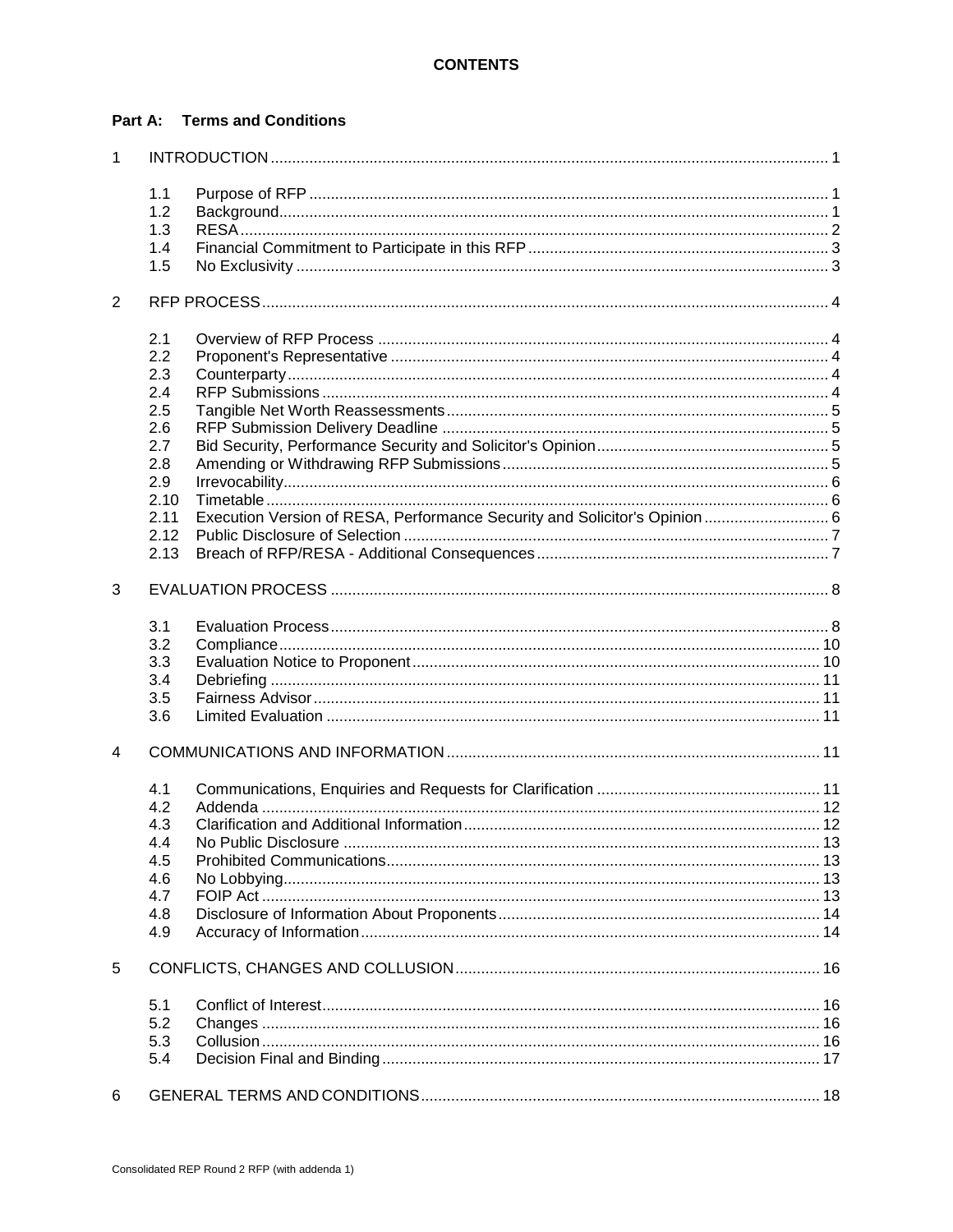# CONTENTS

## Part A: Terms and Conditions

1 INTRODUCTION ... 1

- 1.1 Purpose of RFP ... 1
- 1.2 Background ... 1
- 1.3 RESA ... 2
- 1.4 Financial Commitment to Participate in this RFP ... 3
- 1.5 No Exclusivity ... 3

2 RFP PROCESS ... 4

- 2.1 Overview of RFP Process ... 4
- 2.2 Proponent's Representative ... 4
- 2.3 Counterparty ... 4
- 2.4 RFP Submissions ... 4
- 2.5 Tangible Net Worth Reassessments ... 5
- 2.6 RFP Submission Delivery Deadline ... 5
- 2.7 Bid Security, Performance Security and Solicitor's Opinion ... 5
- 2.8 Amending or Withdrawing RFP Submissions ... 5
- 2.9 Irrevocability ... 6
- 2.10 Timetable ... 6
- 2.11 Execution Version of RESA, Performance Security and Solicitor's Opinion ... 6
- 2.12 Public Disclosure of Selection ... 7
- 2.13 Breach of RFP/RESA - Additional Consequences ... 7

3 EVALUATION PROCESS ... 8

- 3.1 Evaluation Process ... 8
- 3.2 Compliance ... 10
- 3.3 Evaluation Notice to Proponent ... 10
- 3.4 Debriefing ... 11
- 3.5 Fairness Advisor ... 11
- 3.6 Limited Evaluation ... 11

4 COMMUNICATIONS AND INFORMATION ... 11

- 4.1 Communications, Enquiries and Requests for Clarification ... 11
- 4.2 Addenda ... 12
- 4.3 Clarification and Additional Information ... 12
- 4.4 No Public Disclosure ... 13
- 4.5 Prohibited Communications ... 13
- 4.6 No Lobbying ... 13
- 4.7 FOIP Act ... 13
- 4.8 Disclosure of Information About Proponents ... 14
- 4.9 Accuracy of Information ... 14

5 CONFLICTS, CHANGES AND COLLUSION ... 16

- 5.1 Conflict of Interest ... 16
- 5.2 Changes ... 16
- 5.3 Collusion ... 16
- 5.4 Decision Final and Binding ... 17

6 GENERAL TERMS AND CONDITIONS ... 18

Consolidated REP Round 2 RFP (with addenda 1)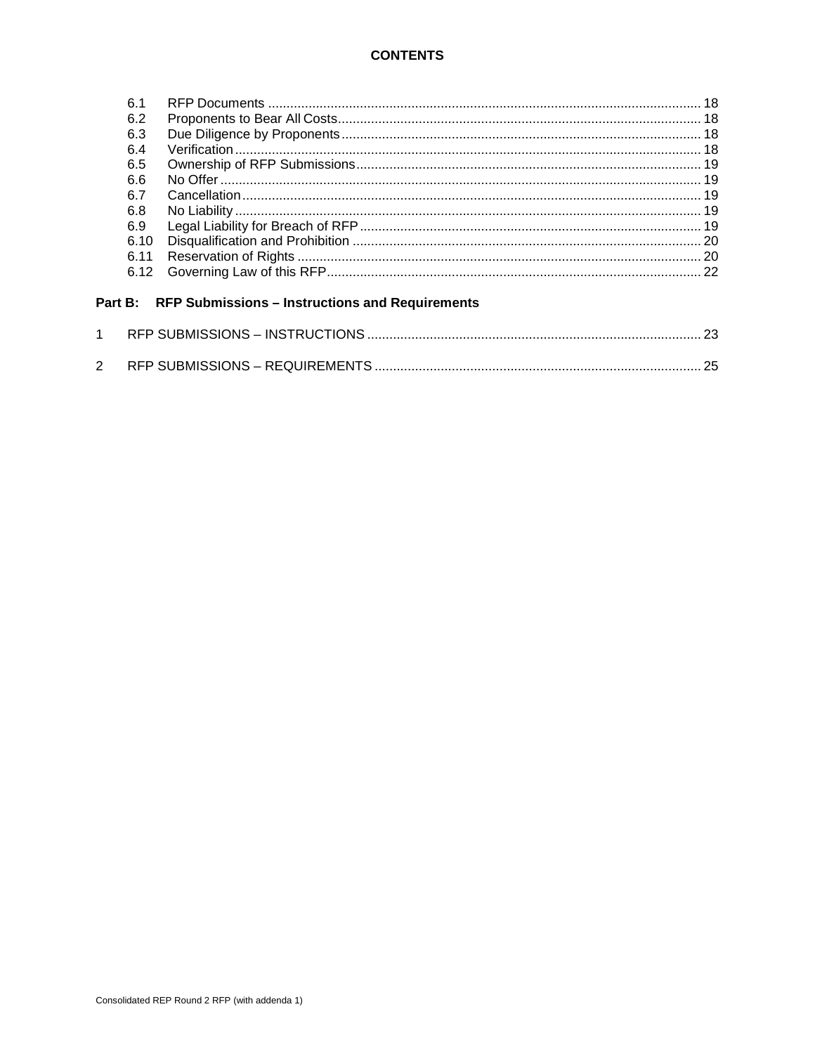**CONTENTS**

| | | |
|---|---|---|
| 6.1 | RFP Documents | 18 |
| 6.2 | Proponents to Bear All Costs | 18 |
| 6.3 | Due Diligence by Proponents | 18 |
| 6.4 | Verification | 18 |
| 6.5 | Ownership of RFP Submissions | 19 |
| 6.6 | No Offer | 19 |
| 6.7 | Cancellation | 19 |
| 6.8 | No Liability | 19 |
| 6.9 | Legal Liability for Breach of RFP | 19 |
| 6.10 | Disqualification and Prohibition | 20 |
| 6.11 | Reservation of Rights | 20 |
| 6.12 | Governing Law of this RFP | 22 |

**Part B: RFP Submissions – Instructions and Requirements**

| | | |
|---|---|---|
| 1 | RFP SUBMISSIONS – INSTRUCTIONS | 23 |
| 2 | RFP SUBMISSIONS – REQUIREMENTS | 25 |

Consolidated REP Round 2 RFP (with addenda 1)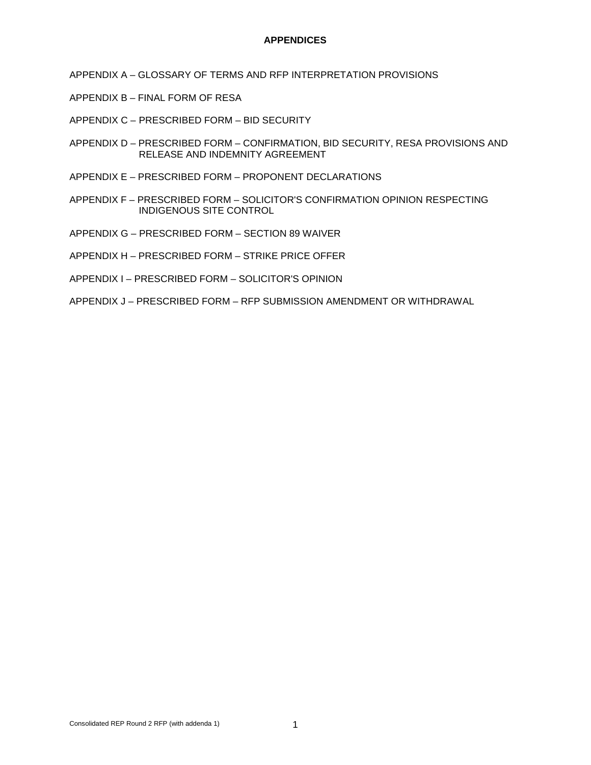# APPENDICES

APPENDIX A – GLOSSARY OF TERMS AND RFP INTERPRETATION PROVISIONS

APPENDIX B – FINAL FORM OF RESA

APPENDIX C – PRESCRIBED FORM – BID SECURITY

APPENDIX D – PRESCRIBED FORM – CONFIRMATION, BID SECURITY, RESA PROVISIONS AND RELEASE AND INDEMNITY AGREEMENT

APPENDIX E – PRESCRIBED FORM – PROPONENT DECLARATIONS

APPENDIX F – PRESCRIBED FORM – SOLICITOR'S CONFIRMATION OPINION RESPECTING INDIGENOUS SITE CONTROL

APPENDIX G – PRESCRIBED FORM – SECTION 89 WAIVER

APPENDIX H – PRESCRIBED FORM – STRIKE PRICE OFFER

APPENDIX I – PRESCRIBED FORM – SOLICITOR'S OPINION

APPENDIX J – PRESCRIBED FORM – RFP SUBMISSION AMENDMENT OR WITHDRAWAL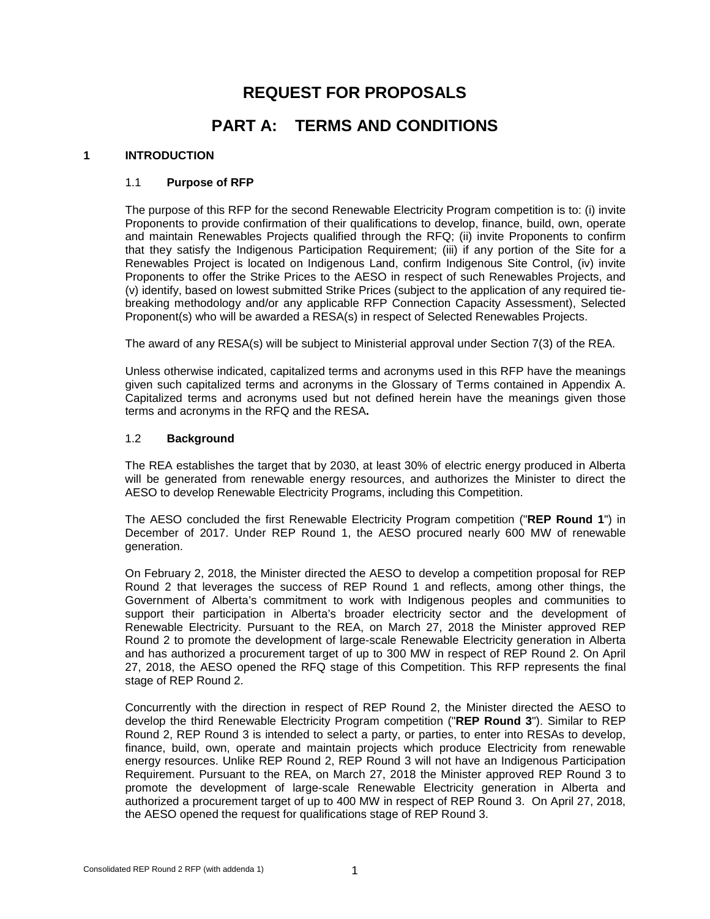# REQUEST FOR PROPOSALS

# PART A: TERMS AND CONDITIONS

## 1 INTRODUCTION

### 1.1 Purpose of RFP

The purpose of this RFP for the second Renewable Electricity Program competition is to: (i) invite Proponents to provide confirmation of their qualifications to develop, finance, build, own, operate and maintain Renewables Projects qualified through the RFQ; (ii) invite Proponents to confirm that they satisfy the Indigenous Participation Requirement; (iii) if any portion of the Site for a Renewables Project is located on Indigenous Land, confirm Indigenous Site Control, (iv) invite Proponents to offer the Strike Prices to the AESO in respect of such Renewables Projects, and (v) identify, based on lowest submitted Strike Prices (subject to the application of any required tie-breaking methodology and/or any applicable RFP Connection Capacity Assessment), Selected Proponent(s) who will be awarded a RESA(s) in respect of Selected Renewables Projects.

The award of any RESA(s) will be subject to Ministerial approval under Section 7(3) of the REA.

Unless otherwise indicated, capitalized terms and acronyms used in this RFP have the meanings given such capitalized terms and acronyms in the Glossary of Terms contained in Appendix A. Capitalized terms and acronyms used but not defined herein have the meanings given those terms and acronyms in the RFQ and the RESA**.**

### 1.2 Background

The REA establishes the target that by 2030, at least 30% of electric energy produced in Alberta will be generated from renewable energy resources, and authorizes the Minister to direct the AESO to develop Renewable Electricity Programs, including this Competition.

The AESO concluded the first Renewable Electricity Program competition ("**REP Round 1**") in December of 2017. Under REP Round 1, the AESO procured nearly 600 MW of renewable generation.

On February 2, 2018, the Minister directed the AESO to develop a competition proposal for REP Round 2 that leverages the success of REP Round 1 and reflects, among other things, the Government of Alberta's commitment to work with Indigenous peoples and communities to support their participation in Alberta's broader electricity sector and the development of Renewable Electricity. Pursuant to the REA, on March 27, 2018 the Minister approved REP Round 2 to promote the development of large-scale Renewable Electricity generation in Alberta and has authorized a procurement target of up to 300 MW in respect of REP Round 2. On April 27, 2018, the AESO opened the RFQ stage of this Competition. This RFP represents the final stage of REP Round 2.

Concurrently with the direction in respect of REP Round 2, the Minister directed the AESO to develop the third Renewable Electricity Program competition ("**REP Round 3**"). Similar to REP Round 2, REP Round 3 is intended to select a party, or parties, to enter into RESAs to develop, finance, build, own, operate and maintain projects which produce Electricity from renewable energy resources. Unlike REP Round 2, REP Round 3 will not have an Indigenous Participation Requirement. Pursuant to the REA, on March 27, 2018 the Minister approved REP Round 3 to promote the development of large-scale Renewable Electricity generation in Alberta and authorized a procurement target of up to 400 MW in respect of REP Round 3. On April 27, 2018, the AESO opened the request for qualifications stage of REP Round 3.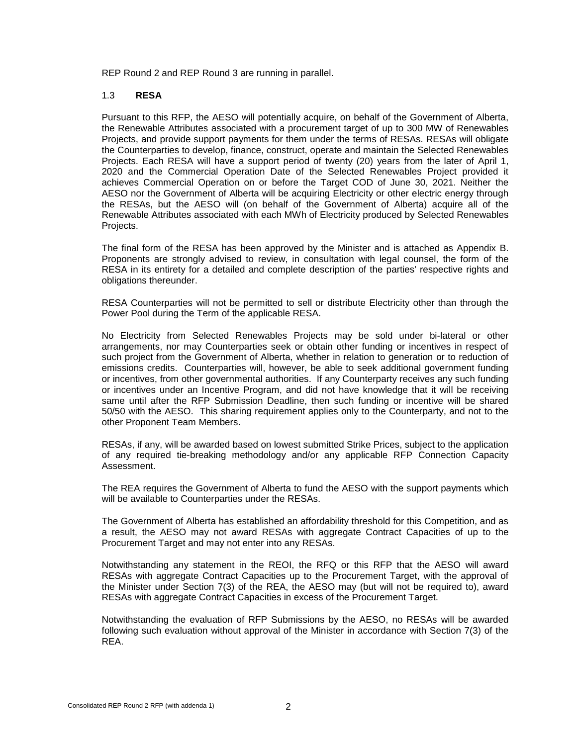REP Round 2 and REP Round 3 are running in parallel.

### 1.3 **RESA**

Pursuant to this RFP, the AESO will potentially acquire, on behalf of the Government of Alberta, the Renewable Attributes associated with a procurement target of up to 300 MW of Renewables Projects, and provide support payments for them under the terms of RESAs. RESAs will obligate the Counterparties to develop, finance, construct, operate and maintain the Selected Renewables Projects. Each RESA will have a support period of twenty (20) years from the later of April 1, 2020 and the Commercial Operation Date of the Selected Renewables Project provided it achieves Commercial Operation on or before the Target COD of June 30, 2021. Neither the AESO nor the Government of Alberta will be acquiring Electricity or other electric energy through the RESAs, but the AESO will (on behalf of the Government of Alberta) acquire all of the Renewable Attributes associated with each MWh of Electricity produced by Selected Renewables Projects.

The final form of the RESA has been approved by the Minister and is attached as Appendix B. Proponents are strongly advised to review, in consultation with legal counsel, the form of the RESA in its entirety for a detailed and complete description of the parties' respective rights and obligations thereunder.

RESA Counterparties will not be permitted to sell or distribute Electricity other than through the Power Pool during the Term of the applicable RESA.

No Electricity from Selected Renewables Projects may be sold under bi-lateral or other arrangements, nor may Counterparties seek or obtain other funding or incentives in respect of such project from the Government of Alberta, whether in relation to generation or to reduction of emissions credits. Counterparties will, however, be able to seek additional government funding or incentives, from other governmental authorities. If any Counterparty receives any such funding or incentives under an Incentive Program, and did not have knowledge that it will be receiving same until after the RFP Submission Deadline, then such funding or incentive will be shared 50/50 with the AESO. This sharing requirement applies only to the Counterparty, and not to the other Proponent Team Members.

RESAs, if any, will be awarded based on lowest submitted Strike Prices, subject to the application of any required tie-breaking methodology and/or any applicable RFP Connection Capacity Assessment.

The REA requires the Government of Alberta to fund the AESO with the support payments which will be available to Counterparties under the RESAs.

The Government of Alberta has established an affordability threshold for this Competition, and as a result, the AESO may not award RESAs with aggregate Contract Capacities of up to the Procurement Target and may not enter into any RESAs.

Notwithstanding any statement in the REOI, the RFQ or this RFP that the AESO will award RESAs with aggregate Contract Capacities up to the Procurement Target, with the approval of the Minister under Section 7(3) of the REA, the AESO may (but will not be required to), award RESAs with aggregate Contract Capacities in excess of the Procurement Target.

Notwithstanding the evaluation of RFP Submissions by the AESO, no RESAs will be awarded following such evaluation without approval of the Minister in accordance with Section 7(3) of the REA.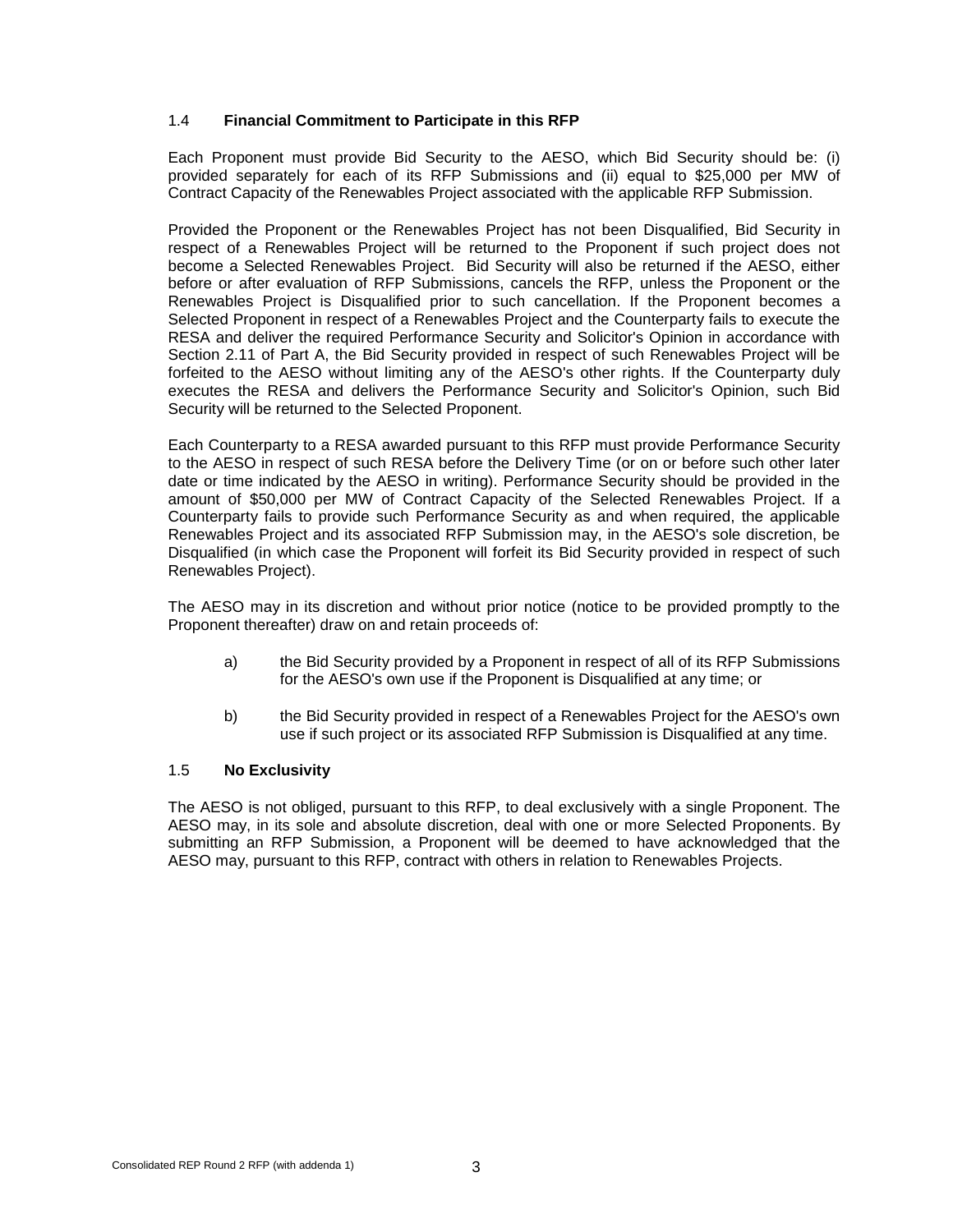### 1.4 **Financial Commitment to Participate in this RFP**

Each Proponent must provide Bid Security to the AESO, which Bid Security should be: (i) provided separately for each of its RFP Submissions and (ii) equal to $25,000 per MW of Contract Capacity of the Renewables Project associated with the applicable RFP Submission.

Provided the Proponent or the Renewables Project has not been Disqualified, Bid Security in respect of a Renewables Project will be returned to the Proponent if such project does not become a Selected Renewables Project. Bid Security will also be returned if the AESO, either before or after evaluation of RFP Submissions, cancels the RFP, unless the Proponent or the Renewables Project is Disqualified prior to such cancellation. If the Proponent becomes a Selected Proponent in respect of a Renewables Project and the Counterparty fails to execute the RESA and deliver the required Performance Security and Solicitor's Opinion in accordance with Section 2.11 of Part A, the Bid Security provided in respect of such Renewables Project will be forfeited to the AESO without limiting any of the AESO's other rights. If the Counterparty duly executes the RESA and delivers the Performance Security and Solicitor's Opinion, such Bid Security will be returned to the Selected Proponent.

Each Counterparty to a RESA awarded pursuant to this RFP must provide Performance Security to the AESO in respect of such RESA before the Delivery Time (or on or before such other later date or time indicated by the AESO in writing). Performance Security should be provided in the amount of $50,000 per MW of Contract Capacity of the Selected Renewables Project. If a Counterparty fails to provide such Performance Security as and when required, the applicable Renewables Project and its associated RFP Submission may, in the AESO's sole discretion, be Disqualified (in which case the Proponent will forfeit its Bid Security provided in respect of such Renewables Project).

The AESO may in its discretion and without prior notice (notice to be provided promptly to the Proponent thereafter) draw on and retain proceeds of:

a) the Bid Security provided by a Proponent in respect of all of its RFP Submissions for the AESO's own use if the Proponent is Disqualified at any time; or

b) the Bid Security provided in respect of a Renewables Project for the AESO's own use if such project or its associated RFP Submission is Disqualified at any time.

### 1.5 **No Exclusivity**

The AESO is not obliged, pursuant to this RFP, to deal exclusively with a single Proponent. The AESO may, in its sole and absolute discretion, deal with one or more Selected Proponents. By submitting an RFP Submission, a Proponent will be deemed to have acknowledged that the AESO may, pursuant to this RFP, contract with others in relation to Renewables Projects.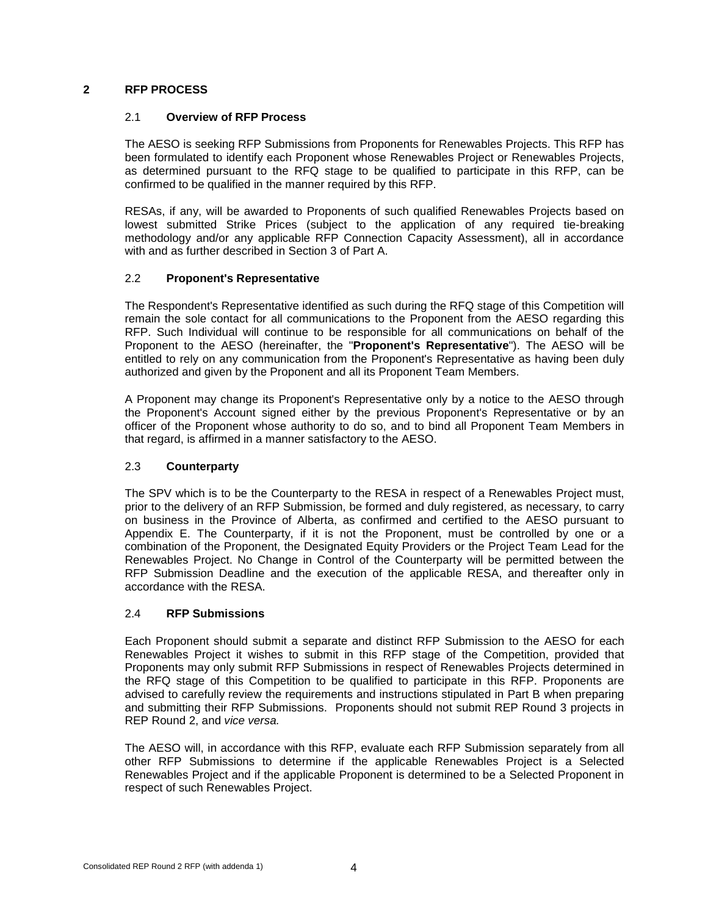# 2 RFP PROCESS

## 2.1 Overview of RFP Process

The AESO is seeking RFP Submissions from Proponents for Renewables Projects. This RFP has been formulated to identify each Proponent whose Renewables Project or Renewables Projects, as determined pursuant to the RFQ stage to be qualified to participate in this RFP, can be confirmed to be qualified in the manner required by this RFP.

RESAs, if any, will be awarded to Proponents of such qualified Renewables Projects based on lowest submitted Strike Prices (subject to the application of any required tie-breaking methodology and/or any applicable RFP Connection Capacity Assessment), all in accordance with and as further described in Section 3 of Part A.

## 2.2 Proponent's Representative

The Respondent's Representative identified as such during the RFQ stage of this Competition will remain the sole contact for all communications to the Proponent from the AESO regarding this RFP. Such Individual will continue to be responsible for all communications on behalf of the Proponent to the AESO (hereinafter, the "**Proponent's Representative**"). The AESO will be entitled to rely on any communication from the Proponent's Representative as having been duly authorized and given by the Proponent and all its Proponent Team Members.

A Proponent may change its Proponent's Representative only by a notice to the AESO through the Proponent's Account signed either by the previous Proponent's Representative or by an officer of the Proponent whose authority to do so, and to bind all Proponent Team Members in that regard, is affirmed in a manner satisfactory to the AESO.

## 2.3 Counterparty

The SPV which is to be the Counterparty to the RESA in respect of a Renewables Project must, prior to the delivery of an RFP Submission, be formed and duly registered, as necessary, to carry on business in the Province of Alberta, as confirmed and certified to the AESO pursuant to Appendix E. The Counterparty, if it is not the Proponent, must be controlled by one or a combination of the Proponent, the Designated Equity Providers or the Project Team Lead for the Renewables Project. No Change in Control of the Counterparty will be permitted between the RFP Submission Deadline and the execution of the applicable RESA, and thereafter only in accordance with the RESA.

## 2.4 RFP Submissions

Each Proponent should submit a separate and distinct RFP Submission to the AESO for each Renewables Project it wishes to submit in this RFP stage of the Competition, provided that Proponents may only submit RFP Submissions in respect of Renewables Projects determined in the RFQ stage of this Competition to be qualified to participate in this RFP. Proponents are advised to carefully review the requirements and instructions stipulated in Part B when preparing and submitting their RFP Submissions. Proponents should not submit REP Round 3 projects in REP Round 2, and *vice versa.*

The AESO will, in accordance with this RFP, evaluate each RFP Submission separately from all other RFP Submissions to determine if the applicable Renewables Project is a Selected Renewables Project and if the applicable Proponent is determined to be a Selected Proponent in respect of such Renewables Project.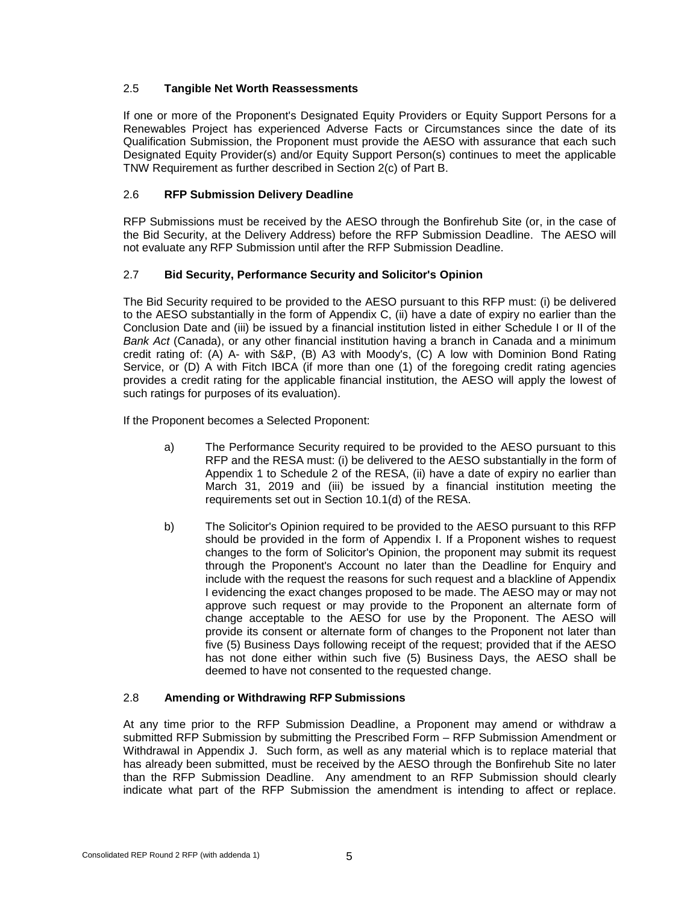### 2.5 **Tangible Net Worth Reassessments**

If one or more of the Proponent's Designated Equity Providers or Equity Support Persons for a Renewables Project has experienced Adverse Facts or Circumstances since the date of its Qualification Submission, the Proponent must provide the AESO with assurance that each such Designated Equity Provider(s) and/or Equity Support Person(s) continues to meet the applicable TNW Requirement as further described in Section 2(c) of Part B.

### 2.6 **RFP Submission Delivery Deadline**

RFP Submissions must be received by the AESO through the Bonfirehub Site (or, in the case of the Bid Security, at the Delivery Address) before the RFP Submission Deadline. The AESO will not evaluate any RFP Submission until after the RFP Submission Deadline.

### 2.7 **Bid Security, Performance Security and Solicitor's Opinion**

The Bid Security required to be provided to the AESO pursuant to this RFP must: (i) be delivered to the AESO substantially in the form of Appendix C, (ii) have a date of expiry no earlier than the Conclusion Date and (iii) be issued by a financial institution listed in either Schedule I or II of the *Bank Act* (Canada), or any other financial institution having a branch in Canada and a minimum credit rating of: (A) A- with S&P, (B) A3 with Moody's, (C) A low with Dominion Bond Rating Service, or (D) A with Fitch IBCA (if more than one (1) of the foregoing credit rating agencies provides a credit rating for the applicable financial institution, the AESO will apply the lowest of such ratings for purposes of its evaluation).

If the Proponent becomes a Selected Proponent:

a) The Performance Security required to be provided to the AESO pursuant to this RFP and the RESA must: (i) be delivered to the AESO substantially in the form of Appendix 1 to Schedule 2 of the RESA, (ii) have a date of expiry no earlier than March 31, 2019 and (iii) be issued by a financial institution meeting the requirements set out in Section 10.1(d) of the RESA.

b) The Solicitor's Opinion required to be provided to the AESO pursuant to this RFP should be provided in the form of Appendix I. If a Proponent wishes to request changes to the form of Solicitor's Opinion, the proponent may submit its request through the Proponent's Account no later than the Deadline for Enquiry and include with the request the reasons for such request and a blackline of Appendix I evidencing the exact changes proposed to be made. The AESO may or may not approve such request or may provide to the Proponent an alternate form of change acceptable to the AESO for use by the Proponent. The AESO will provide its consent or alternate form of changes to the Proponent not later than five (5) Business Days following receipt of the request; provided that if the AESO has not done either within such five (5) Business Days, the AESO shall be deemed to have not consented to the requested change.

### 2.8 **Amending or Withdrawing RFP Submissions**

At any time prior to the RFP Submission Deadline, a Proponent may amend or withdraw a submitted RFP Submission by submitting the Prescribed Form – RFP Submission Amendment or Withdrawal in Appendix J. Such form, as well as any material which is to replace material that has already been submitted, must be received by the AESO through the Bonfirehub Site no later than the RFP Submission Deadline. Any amendment to an RFP Submission should clearly indicate what part of the RFP Submission the amendment is intending to affect or replace.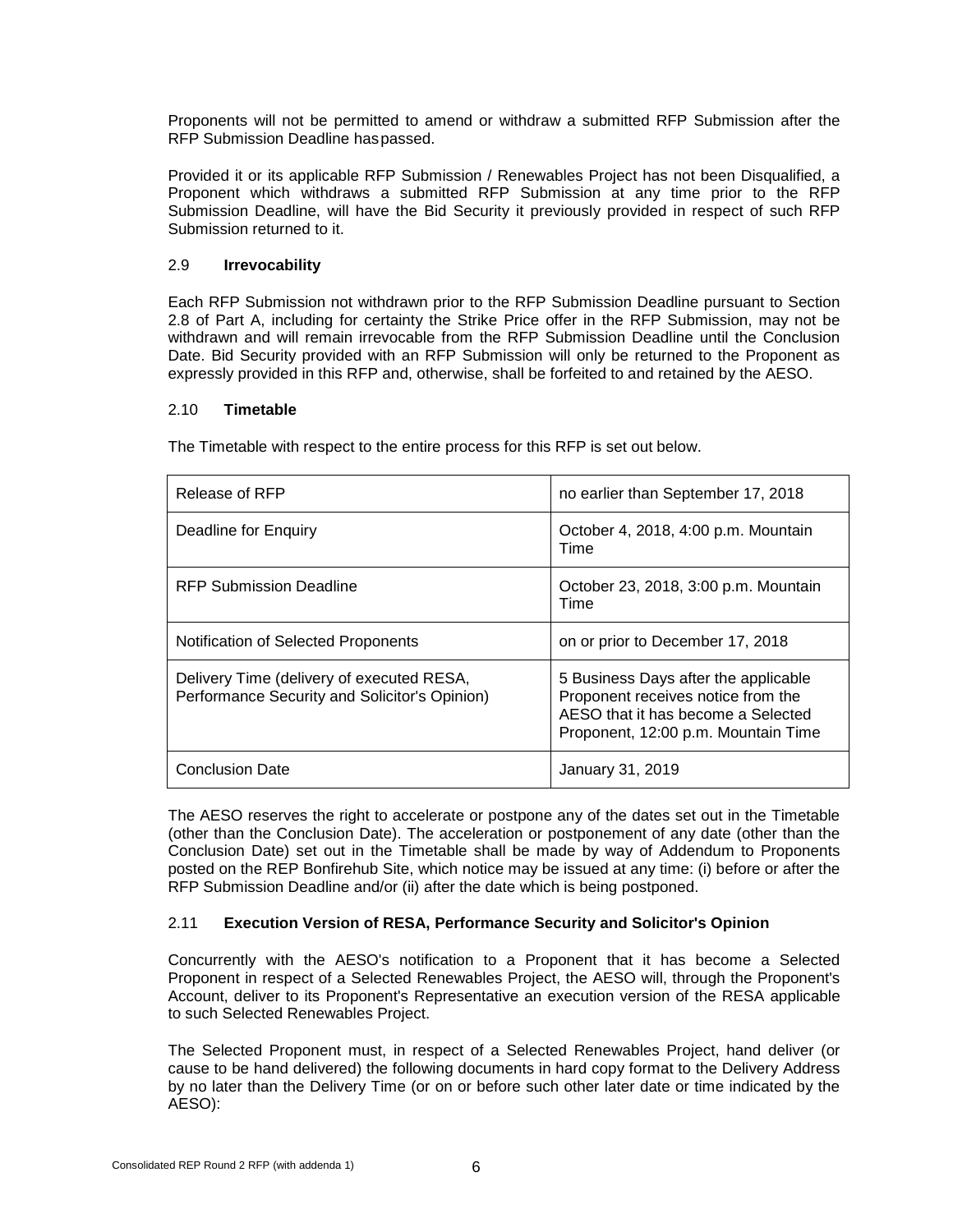Proponents will not be permitted to amend or withdraw a submitted RFP Submission after the RFP Submission Deadline has passed.

Provided it or its applicable RFP Submission / Renewables Project has not been Disqualified, a Proponent which withdraws a submitted RFP Submission at any time prior to the RFP Submission Deadline, will have the Bid Security it previously provided in respect of such RFP Submission returned to it.

### 2.9 **Irrevocability**

Each RFP Submission not withdrawn prior to the RFP Submission Deadline pursuant to Section 2.8 of Part A, including for certainty the Strike Price offer in the RFP Submission, may not be withdrawn and will remain irrevocable from the RFP Submission Deadline until the Conclusion Date. Bid Security provided with an RFP Submission will only be returned to the Proponent as expressly provided in this RFP and, otherwise, shall be forfeited to and retained by the AESO.

### 2.10 **Timetable**

The Timetable with respect to the entire process for this RFP is set out below.

| | |
|---|---|
| Release of RFP | no earlier than September 17, 2018 |
| Deadline for Enquiry | October 4, 2018, 4:00 p.m. Mountain Time |
| RFP Submission Deadline | October 23, 2018, 3:00 p.m. Mountain Time |
| Notification of Selected Proponents | on or prior to December 17, 2018 |
| Delivery Time (delivery of executed RESA, Performance Security and Solicitor's Opinion) | 5 Business Days after the applicable Proponent receives notice from the AESO that it has become a Selected Proponent, 12:00 p.m. Mountain Time |
| Conclusion Date | January 31, 2019 |

The AESO reserves the right to accelerate or postpone any of the dates set out in the Timetable (other than the Conclusion Date). The acceleration or postponement of any date (other than the Conclusion Date) set out in the Timetable shall be made by way of Addendum to Proponents posted on the REP Bonfirehub Site, which notice may be issued at any time: (i) before or after the RFP Submission Deadline and/or (ii) after the date which is being postponed.

### 2.11 **Execution Version of RESA, Performance Security and Solicitor's Opinion**

Concurrently with the AESO's notification to a Proponent that it has become a Selected Proponent in respect of a Selected Renewables Project, the AESO will, through the Proponent's Account, deliver to its Proponent's Representative an execution version of the RESA applicable to such Selected Renewables Project.

The Selected Proponent must, in respect of a Selected Renewables Project, hand deliver (or cause to be hand delivered) the following documents in hard copy format to the Delivery Address by no later than the Delivery Time (or on or before such other later date or time indicated by the AESO):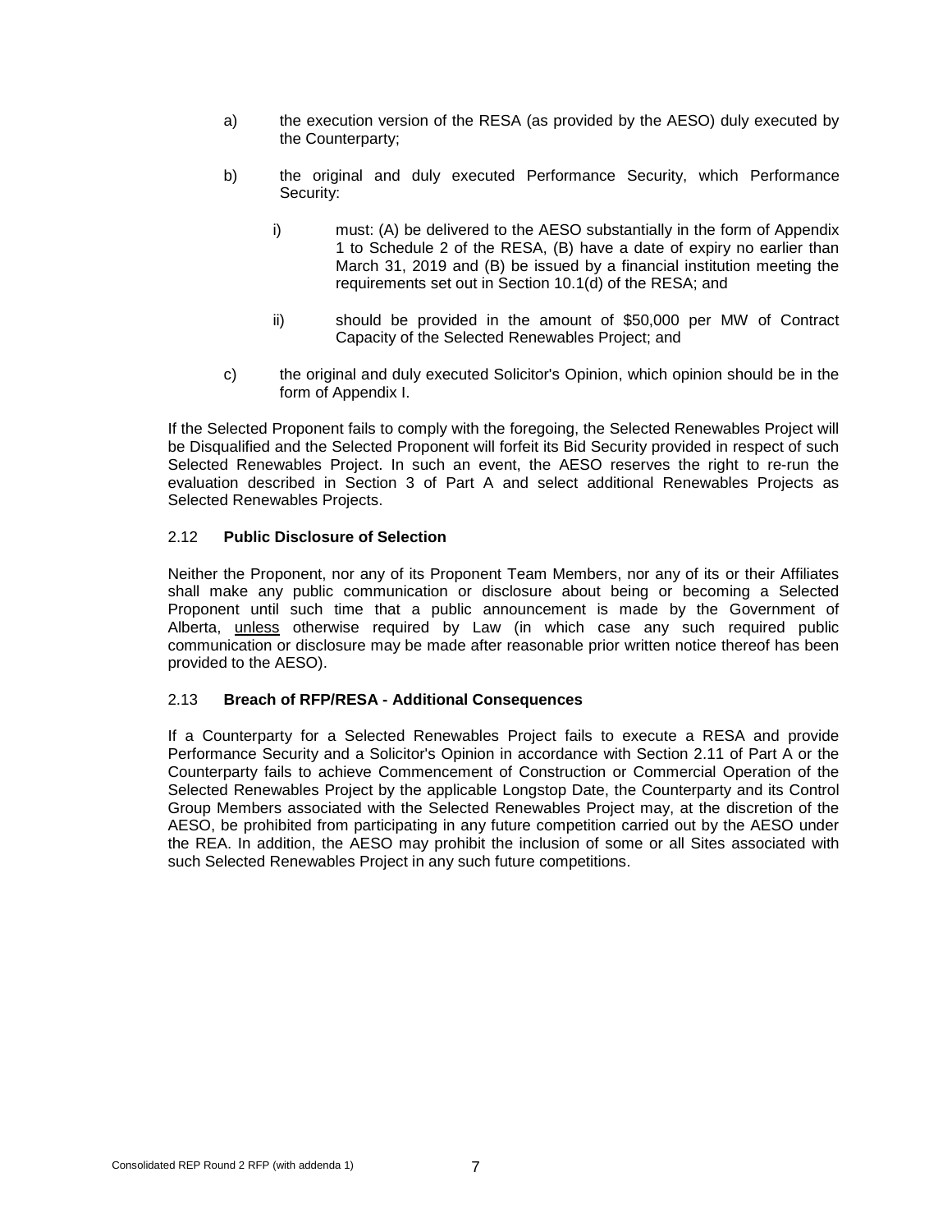a) the execution version of the RESA (as provided by the AESO) duly executed by the Counterparty;

b) the original and duly executed Performance Security, which Performance Security:

   i) must: (A) be delivered to the AESO substantially in the form of Appendix 1 to Schedule 2 of the RESA, (B) have a date of expiry no earlier than March 31, 2019 and (B) be issued by a financial institution meeting the requirements set out in Section 10.1(d) of the RESA; and

   ii) should be provided in the amount of $50,000 per MW of Contract Capacity of the Selected Renewables Project; and

c) the original and duly executed Solicitor's Opinion, which opinion should be in the form of Appendix I.

If the Selected Proponent fails to comply with the foregoing, the Selected Renewables Project will be Disqualified and the Selected Proponent will forfeit its Bid Security provided in respect of such Selected Renewables Project. In such an event, the AESO reserves the right to re-run the evaluation described in Section 3 of Part A and select additional Renewables Projects as Selected Renewables Projects.

### 2.12 **Public Disclosure of Selection**

Neither the Proponent, nor any of its Proponent Team Members, nor any of its or their Affiliates shall make any public communication or disclosure about being or becoming a Selected Proponent until such time that a public announcement is made by the Government of Alberta, unless otherwise required by Law (in which case any such required public communication or disclosure may be made after reasonable prior written notice thereof has been provided to the AESO).

### 2.13 **Breach of RFP/RESA - Additional Consequences**

If a Counterparty for a Selected Renewables Project fails to execute a RESA and provide Performance Security and a Solicitor's Opinion in accordance with Section 2.11 of Part A or the Counterparty fails to achieve Commencement of Construction or Commercial Operation of the Selected Renewables Project by the applicable Longstop Date, the Counterparty and its Control Group Members associated with the Selected Renewables Project may, at the discretion of the AESO, be prohibited from participating in any future competition carried out by the AESO under the REA. In addition, the AESO may prohibit the inclusion of some or all Sites associated with such Selected Renewables Project in any such future competitions.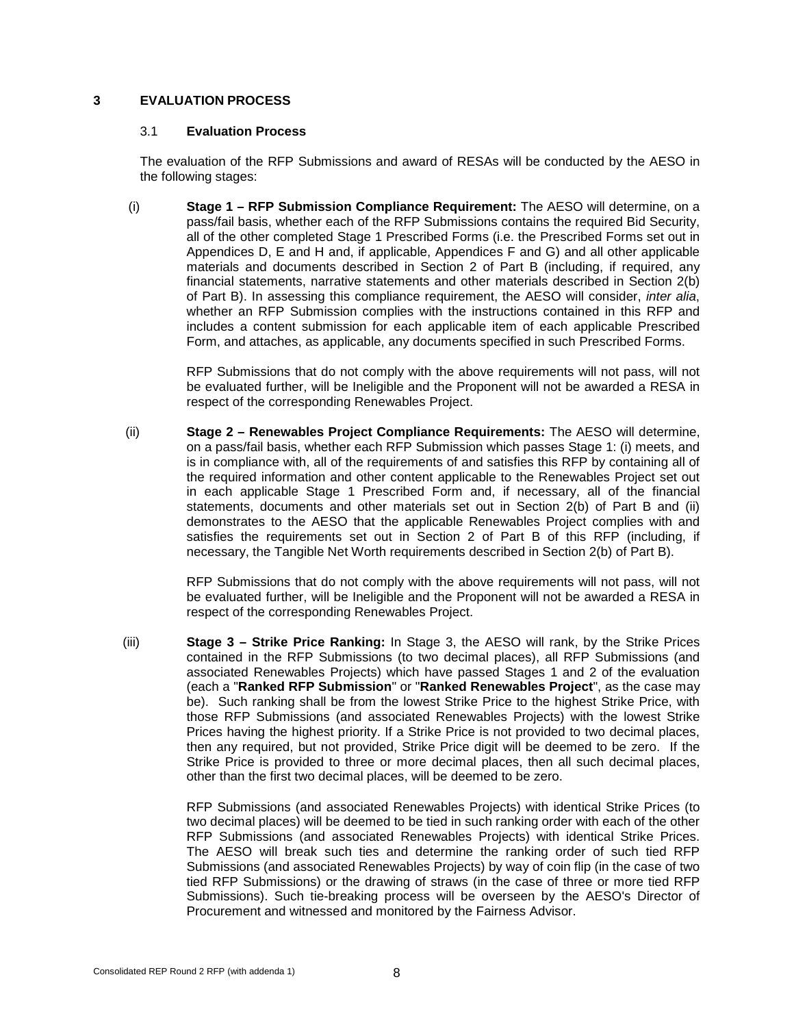# 3 EVALUATION PROCESS

## 3.1 Evaluation Process

The evaluation of the RFP Submissions and award of RESAs will be conducted by the AESO in the following stages:

(i) **Stage 1 – RFP Submission Compliance Requirement:** The AESO will determine, on a pass/fail basis, whether each of the RFP Submissions contains the required Bid Security, all of the other completed Stage 1 Prescribed Forms (i.e. the Prescribed Forms set out in Appendices D, E and H and, if applicable, Appendices F and G) and all other applicable materials and documents described in Section 2 of Part B (including, if required, any financial statements, narrative statements and other materials described in Section 2(b) of Part B). In assessing this compliance requirement, the AESO will consider, *inter alia*, whether an RFP Submission complies with the instructions contained in this RFP and includes a content submission for each applicable item of each applicable Prescribed Form, and attaches, as applicable, any documents specified in such Prescribed Forms.

RFP Submissions that do not comply with the above requirements will not pass, will not be evaluated further, will be Ineligible and the Proponent will not be awarded a RESA in respect of the corresponding Renewables Project.

(ii) **Stage 2 – Renewables Project Compliance Requirements:** The AESO will determine, on a pass/fail basis, whether each RFP Submission which passes Stage 1: (i) meets, and is in compliance with, all of the requirements of and satisfies this RFP by containing all of the required information and other content applicable to the Renewables Project set out in each applicable Stage 1 Prescribed Form and, if necessary, all of the financial statements, documents and other materials set out in Section 2(b) of Part B and (ii) demonstrates to the AESO that the applicable Renewables Project complies with and satisfies the requirements set out in Section 2 of Part B of this RFP (including, if necessary, the Tangible Net Worth requirements described in Section 2(b) of Part B).

RFP Submissions that do not comply with the above requirements will not pass, will not be evaluated further, will be Ineligible and the Proponent will not be awarded a RESA in respect of the corresponding Renewables Project.

(iii) **Stage 3 – Strike Price Ranking:** In Stage 3, the AESO will rank, by the Strike Prices contained in the RFP Submissions (to two decimal places), all RFP Submissions (and associated Renewables Projects) which have passed Stages 1 and 2 of the evaluation (each a "**Ranked RFP Submission**" or "**Ranked Renewables Project**", as the case may be). Such ranking shall be from the lowest Strike Price to the highest Strike Price, with those RFP Submissions (and associated Renewables Projects) with the lowest Strike Prices having the highest priority. If a Strike Price is not provided to two decimal places, then any required, but not provided, Strike Price digit will be deemed to be zero. If the Strike Price is provided to three or more decimal places, then all such decimal places, other than the first two decimal places, will be deemed to be zero.

RFP Submissions (and associated Renewables Projects) with identical Strike Prices (to two decimal places) will be deemed to be tied in such ranking order with each of the other RFP Submissions (and associated Renewables Projects) with identical Strike Prices. The AESO will break such ties and determine the ranking order of such tied RFP Submissions (and associated Renewables Projects) by way of coin flip (in the case of two tied RFP Submissions) or the drawing of straws (in the case of three or more tied RFP Submissions). Such tie-breaking process will be overseen by the AESO's Director of Procurement and witnessed and monitored by the Fairness Advisor.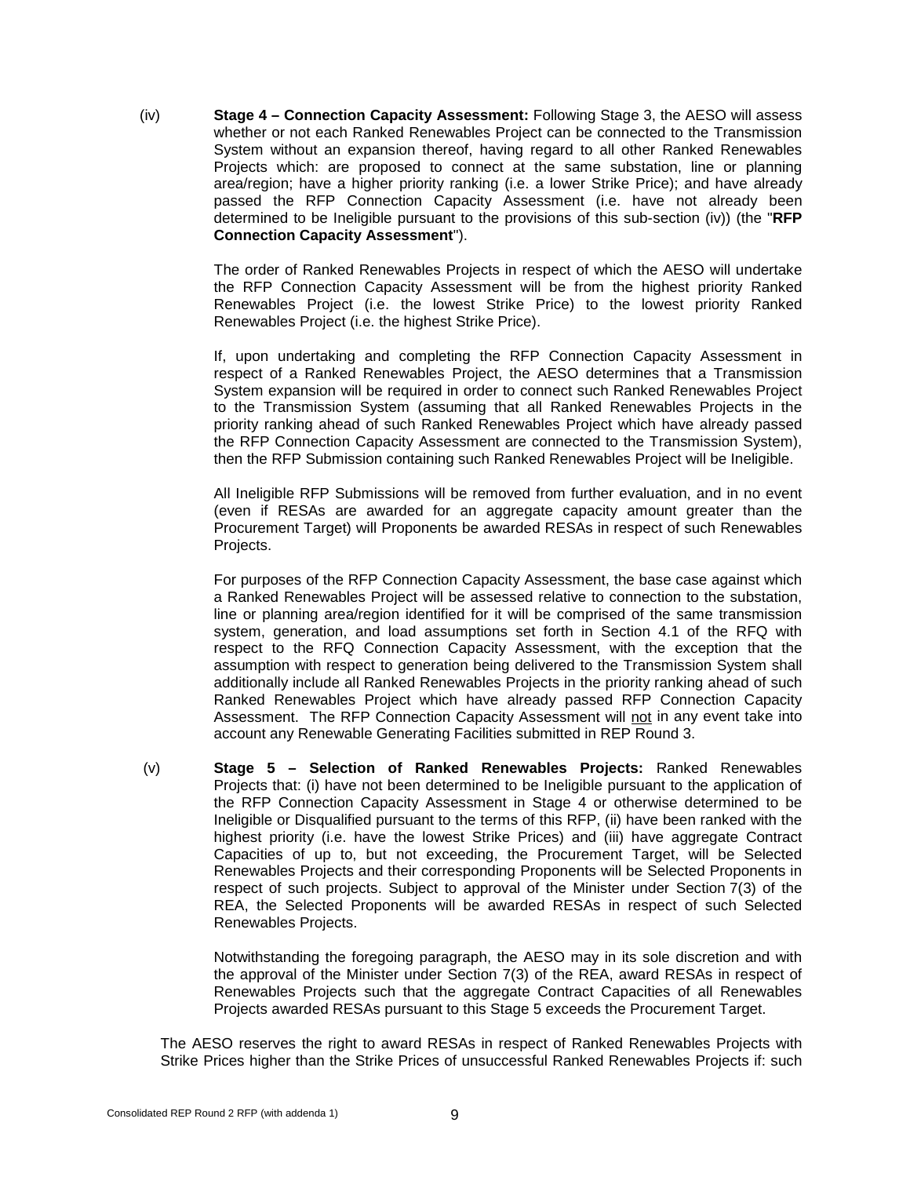(iv) **Stage 4 – Connection Capacity Assessment:** Following Stage 3, the AESO will assess whether or not each Ranked Renewables Project can be connected to the Transmission System without an expansion thereof, having regard to all other Ranked Renewables Projects which: are proposed to connect at the same substation, line or planning area/region; have a higher priority ranking (i.e. a lower Strike Price); and have already passed the RFP Connection Capacity Assessment (i.e. have not already been determined to be Ineligible pursuant to the provisions of this sub-section (iv)) (the "**RFP Connection Capacity Assessment**").

The order of Ranked Renewables Projects in respect of which the AESO will undertake the RFP Connection Capacity Assessment will be from the highest priority Ranked Renewables Project (i.e. the lowest Strike Price) to the lowest priority Ranked Renewables Project (i.e. the highest Strike Price).

If, upon undertaking and completing the RFP Connection Capacity Assessment in respect of a Ranked Renewables Project, the AESO determines that a Transmission System expansion will be required in order to connect such Ranked Renewables Project to the Transmission System (assuming that all Ranked Renewables Projects in the priority ranking ahead of such Ranked Renewables Project which have already passed the RFP Connection Capacity Assessment are connected to the Transmission System), then the RFP Submission containing such Ranked Renewables Project will be Ineligible.

All Ineligible RFP Submissions will be removed from further evaluation, and in no event (even if RESAs are awarded for an aggregate capacity amount greater than the Procurement Target) will Proponents be awarded RESAs in respect of such Renewables Projects.

For purposes of the RFP Connection Capacity Assessment, the base case against which a Ranked Renewables Project will be assessed relative to connection to the substation, line or planning area/region identified for it will be comprised of the same transmission system, generation, and load assumptions set forth in Section 4.1 of the RFQ with respect to the RFQ Connection Capacity Assessment, with the exception that the assumption with respect to generation being delivered to the Transmission System shall additionally include all Ranked Renewables Projects in the priority ranking ahead of such Ranked Renewables Project which have already passed RFP Connection Capacity Assessment. The RFP Connection Capacity Assessment will not in any event take into account any Renewable Generating Facilities submitted in REP Round 3.

(v) **Stage 5 – Selection of Ranked Renewables Projects:** Ranked Renewables Projects that: (i) have not been determined to be Ineligible pursuant to the application of the RFP Connection Capacity Assessment in Stage 4 or otherwise determined to be Ineligible or Disqualified pursuant to the terms of this RFP, (ii) have been ranked with the highest priority (i.e. have the lowest Strike Prices) and (iii) have aggregate Contract Capacities of up to, but not exceeding, the Procurement Target, will be Selected Renewables Projects and their corresponding Proponents will be Selected Proponents in respect of such projects. Subject to approval of the Minister under Section 7(3) of the REA, the Selected Proponents will be awarded RESAs in respect of such Selected Renewables Projects.

Notwithstanding the foregoing paragraph, the AESO may in its sole discretion and with the approval of the Minister under Section 7(3) of the REA, award RESAs in respect of Renewables Projects such that the aggregate Contract Capacities of all Renewables Projects awarded RESAs pursuant to this Stage 5 exceeds the Procurement Target.

The AESO reserves the right to award RESAs in respect of Ranked Renewables Projects with Strike Prices higher than the Strike Prices of unsuccessful Ranked Renewables Projects if: such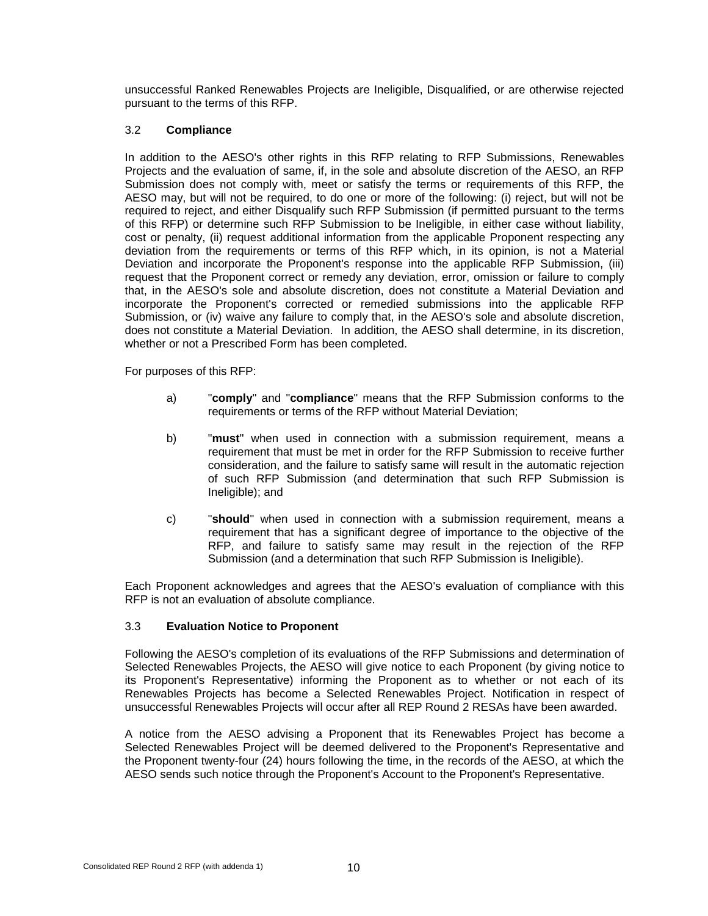unsuccessful Ranked Renewables Projects are Ineligible, Disqualified, or are otherwise rejected pursuant to the terms of this RFP.

### 3.2 **Compliance**

In addition to the AESO's other rights in this RFP relating to RFP Submissions, Renewables Projects and the evaluation of same, if, in the sole and absolute discretion of the AESO, an RFP Submission does not comply with, meet or satisfy the terms or requirements of this RFP, the AESO may, but will not be required, to do one or more of the following: (i) reject, but will not be required to reject, and either Disqualify such RFP Submission (if permitted pursuant to the terms of this RFP) or determine such RFP Submission to be Ineligible, in either case without liability, cost or penalty, (ii) request additional information from the applicable Proponent respecting any deviation from the requirements or terms of this RFP which, in its opinion, is not a Material Deviation and incorporate the Proponent's response into the applicable RFP Submission, (iii) request that the Proponent correct or remedy any deviation, error, omission or failure to comply that, in the AESO's sole and absolute discretion, does not constitute a Material Deviation and incorporate the Proponent's corrected or remedied submissions into the applicable RFP Submission, or (iv) waive any failure to comply that, in the AESO's sole and absolute discretion, does not constitute a Material Deviation. In addition, the AESO shall determine, in its discretion, whether or not a Prescribed Form has been completed.

For purposes of this RFP:

a) "**comply**" and "**compliance**" means that the RFP Submission conforms to the requirements or terms of the RFP without Material Deviation;

b) "**must**" when used in connection with a submission requirement, means a requirement that must be met in order for the RFP Submission to receive further consideration, and the failure to satisfy same will result in the automatic rejection of such RFP Submission (and determination that such RFP Submission is Ineligible); and

c) "**should**" when used in connection with a submission requirement, means a requirement that has a significant degree of importance to the objective of the RFP, and failure to satisfy same may result in the rejection of the RFP Submission (and a determination that such RFP Submission is Ineligible).

Each Proponent acknowledges and agrees that the AESO's evaluation of compliance with this RFP is not an evaluation of absolute compliance.

### 3.3 **Evaluation Notice to Proponent**

Following the AESO's completion of its evaluations of the RFP Submissions and determination of Selected Renewables Projects, the AESO will give notice to each Proponent (by giving notice to its Proponent's Representative) informing the Proponent as to whether or not each of its Renewables Projects has become a Selected Renewables Project. Notification in respect of unsuccessful Renewables Projects will occur after all REP Round 2 RESAs have been awarded.

A notice from the AESO advising a Proponent that its Renewables Project has become a Selected Renewables Project will be deemed delivered to the Proponent's Representative and the Proponent twenty-four (24) hours following the time, in the records of the AESO, at which the AESO sends such notice through the Proponent's Account to the Proponent's Representative.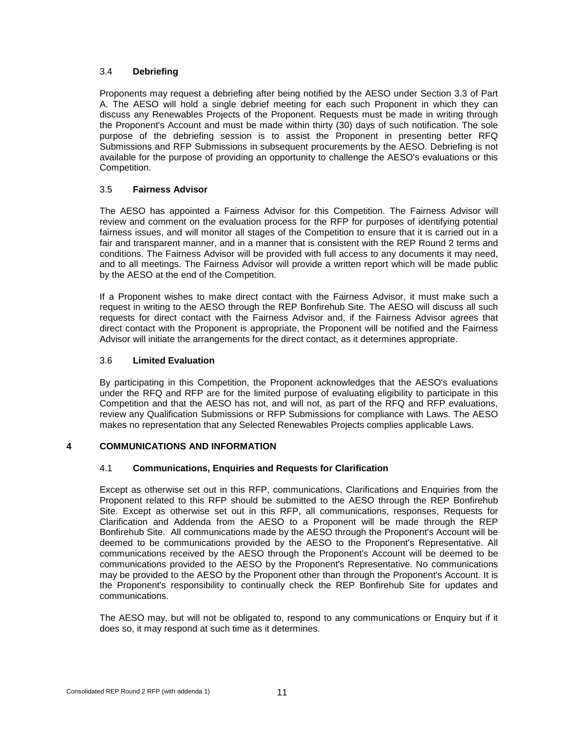### 3.4 **Debriefing**

Proponents may request a debriefing after being notified by the AESO under Section 3.3 of Part A. The AESO will hold a single debrief meeting for each such Proponent in which they can discuss any Renewables Projects of the Proponent. Requests must be made in writing through the Proponent's Account and must be made within thirty (30) days of such notification. The sole purpose of the debriefing session is to assist the Proponent in presenting better RFQ Submissions and RFP Submissions in subsequent procurements by the AESO. Debriefing is not available for the purpose of providing an opportunity to challenge the AESO's evaluations or this Competition.

### 3.5 **Fairness Advisor**

The AESO has appointed a Fairness Advisor for this Competition. The Fairness Advisor will review and comment on the evaluation process for the RFP for purposes of identifying potential fairness issues, and will monitor all stages of the Competition to ensure that it is carried out in a fair and transparent manner, and in a manner that is consistent with the REP Round 2 terms and conditions. The Fairness Advisor will be provided with full access to any documents it may need, and to all meetings. The Fairness Advisor will provide a written report which will be made public by the AESO at the end of the Competition.

If a Proponent wishes to make direct contact with the Fairness Advisor, it must make such a request in writing to the AESO through the REP Bonfirehub Site. The AESO will discuss all such requests for direct contact with the Fairness Advisor and, if the Fairness Advisor agrees that direct contact with the Proponent is appropriate, the Proponent will be notified and the Fairness Advisor will initiate the arrangements for the direct contact, as it determines appropriate.

### 3.6 **Limited Evaluation**

By participating in this Competition, the Proponent acknowledges that the AESO's evaluations under the RFQ and RFP are for the limited purpose of evaluating eligibility to participate in this Competition and that the AESO has not, and will not, as part of the RFQ and RFP evaluations, review any Qualification Submissions or RFP Submissions for compliance with Laws. The AESO makes no representation that any Selected Renewables Projects complies applicable Laws.

## 4 COMMUNICATIONS AND INFORMATION

### 4.1 **Communications, Enquiries and Requests for Clarification**

Except as otherwise set out in this RFP, communications, Clarifications and Enquiries from the Proponent related to this RFP should be submitted to the AESO through the REP Bonfirehub Site. Except as otherwise set out in this RFP, all communications, responses, Requests for Clarification and Addenda from the AESO to a Proponent will be made through the REP Bonfirehub Site. All communications made by the AESO through the Proponent's Account will be deemed to be communications provided by the AESO to the Proponent's Representative. All communications received by the AESO through the Proponent's Account will be deemed to be communications provided to the AESO by the Proponent's Representative. No communications may be provided to the AESO by the Proponent other than through the Proponent's Account. It is the Proponent's responsibility to continually check the REP Bonfirehub Site for updates and communications.

The AESO may, but will not be obligated to, respond to any communications or Enquiry but if it does so, it may respond at such time as it determines.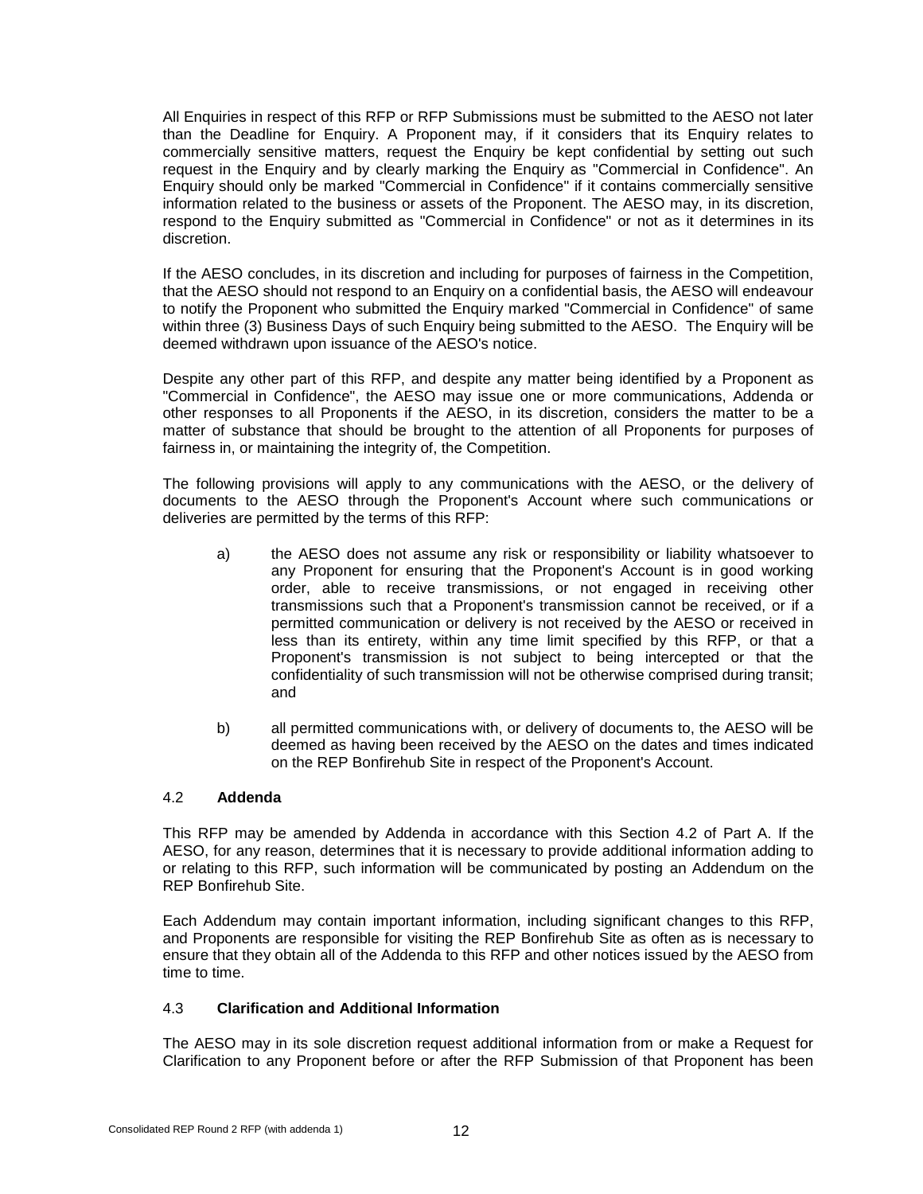All Enquiries in respect of this RFP or RFP Submissions must be submitted to the AESO not later than the Deadline for Enquiry. A Proponent may, if it considers that its Enquiry relates to commercially sensitive matters, request the Enquiry be kept confidential by setting out such request in the Enquiry and by clearly marking the Enquiry as "Commercial in Confidence". An Enquiry should only be marked "Commercial in Confidence" if it contains commercially sensitive information related to the business or assets of the Proponent. The AESO may, in its discretion, respond to the Enquiry submitted as "Commercial in Confidence" or not as it determines in its discretion.

If the AESO concludes, in its discretion and including for purposes of fairness in the Competition, that the AESO should not respond to an Enquiry on a confidential basis, the AESO will endeavour to notify the Proponent who submitted the Enquiry marked "Commercial in Confidence" of same within three (3) Business Days of such Enquiry being submitted to the AESO. The Enquiry will be deemed withdrawn upon issuance of the AESO's notice.

Despite any other part of this RFP, and despite any matter being identified by a Proponent as "Commercial in Confidence", the AESO may issue one or more communications, Addenda or other responses to all Proponents if the AESO, in its discretion, considers the matter to be a matter of substance that should be brought to the attention of all Proponents for purposes of fairness in, or maintaining the integrity of, the Competition.

The following provisions will apply to any communications with the AESO, or the delivery of documents to the AESO through the Proponent's Account where such communications or deliveries are permitted by the terms of this RFP:

a) the AESO does not assume any risk or responsibility or liability whatsoever to any Proponent for ensuring that the Proponent's Account is in good working order, able to receive transmissions, or not engaged in receiving other transmissions such that a Proponent's transmission cannot be received, or if a permitted communication or delivery is not received by the AESO or received in less than its entirety, within any time limit specified by this RFP, or that a Proponent's transmission is not subject to being intercepted or that the confidentiality of such transmission will not be otherwise comprised during transit; and

b) all permitted communications with, or delivery of documents to, the AESO will be deemed as having been received by the AESO on the dates and times indicated on the REP Bonfirehub Site in respect of the Proponent's Account.

### 4.2 **Addenda**

This RFP may be amended by Addenda in accordance with this Section 4.2 of Part A. If the AESO, for any reason, determines that it is necessary to provide additional information adding to or relating to this RFP, such information will be communicated by posting an Addendum on the REP Bonfirehub Site.

Each Addendum may contain important information, including significant changes to this RFP, and Proponents are responsible for visiting the REP Bonfirehub Site as often as is necessary to ensure that they obtain all of the Addenda to this RFP and other notices issued by the AESO from time to time.

### 4.3 **Clarification and Additional Information**

The AESO may in its sole discretion request additional information from or make a Request for Clarification to any Proponent before or after the RFP Submission of that Proponent has been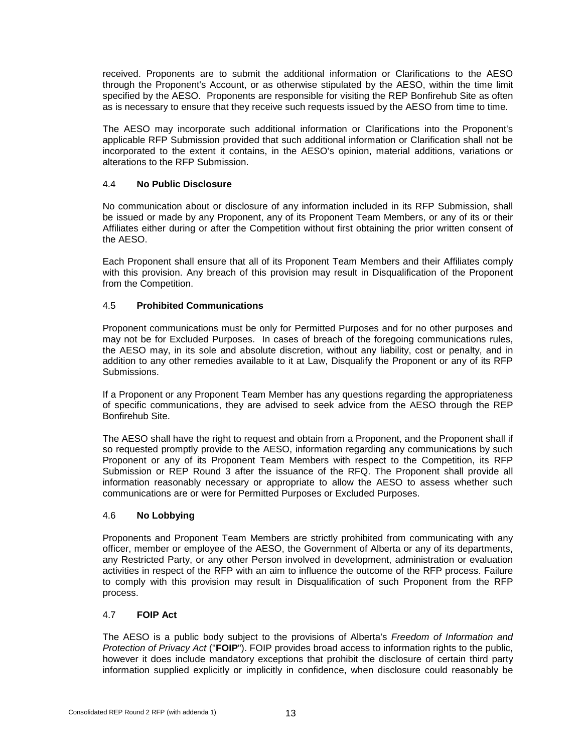received. Proponents are to submit the additional information or Clarifications to the AESO through the Proponent's Account, or as otherwise stipulated by the AESO, within the time limit specified by the AESO. Proponents are responsible for visiting the REP Bonfirehub Site as often as is necessary to ensure that they receive such requests issued by the AESO from time to time.

The AESO may incorporate such additional information or Clarifications into the Proponent's applicable RFP Submission provided that such additional information or Clarification shall not be incorporated to the extent it contains, in the AESO's opinion, material additions, variations or alterations to the RFP Submission.

### 4.4 **No Public Disclosure**

No communication about or disclosure of any information included in its RFP Submission, shall be issued or made by any Proponent, any of its Proponent Team Members, or any of its or their Affiliates either during or after the Competition without first obtaining the prior written consent of the AESO.

Each Proponent shall ensure that all of its Proponent Team Members and their Affiliates comply with this provision. Any breach of this provision may result in Disqualification of the Proponent from the Competition.

### 4.5 **Prohibited Communications**

Proponent communications must be only for Permitted Purposes and for no other purposes and may not be for Excluded Purposes. In cases of breach of the foregoing communications rules, the AESO may, in its sole and absolute discretion, without any liability, cost or penalty, and in addition to any other remedies available to it at Law, Disqualify the Proponent or any of its RFP Submissions.

If a Proponent or any Proponent Team Member has any questions regarding the appropriateness of specific communications, they are advised to seek advice from the AESO through the REP Bonfirehub Site.

The AESO shall have the right to request and obtain from a Proponent, and the Proponent shall if so requested promptly provide to the AESO, information regarding any communications by such Proponent or any of its Proponent Team Members with respect to the Competition, its RFP Submission or REP Round 3 after the issuance of the RFQ. The Proponent shall provide all information reasonably necessary or appropriate to allow the AESO to assess whether such communications are or were for Permitted Purposes or Excluded Purposes.

### 4.6 **No Lobbying**

Proponents and Proponent Team Members are strictly prohibited from communicating with any officer, member or employee of the AESO, the Government of Alberta or any of its departments, any Restricted Party, or any other Person involved in development, administration or evaluation activities in respect of the RFP with an aim to influence the outcome of the RFP process. Failure to comply with this provision may result in Disqualification of such Proponent from the RFP process.

### 4.7 **FOIP Act**

The AESO is a public body subject to the provisions of Alberta's *Freedom of Information and Protection of Privacy Act* ("**FOIP**"). FOIP provides broad access to information rights to the public, however it does include mandatory exceptions that prohibit the disclosure of certain third party information supplied explicitly or implicitly in confidence, when disclosure could reasonably be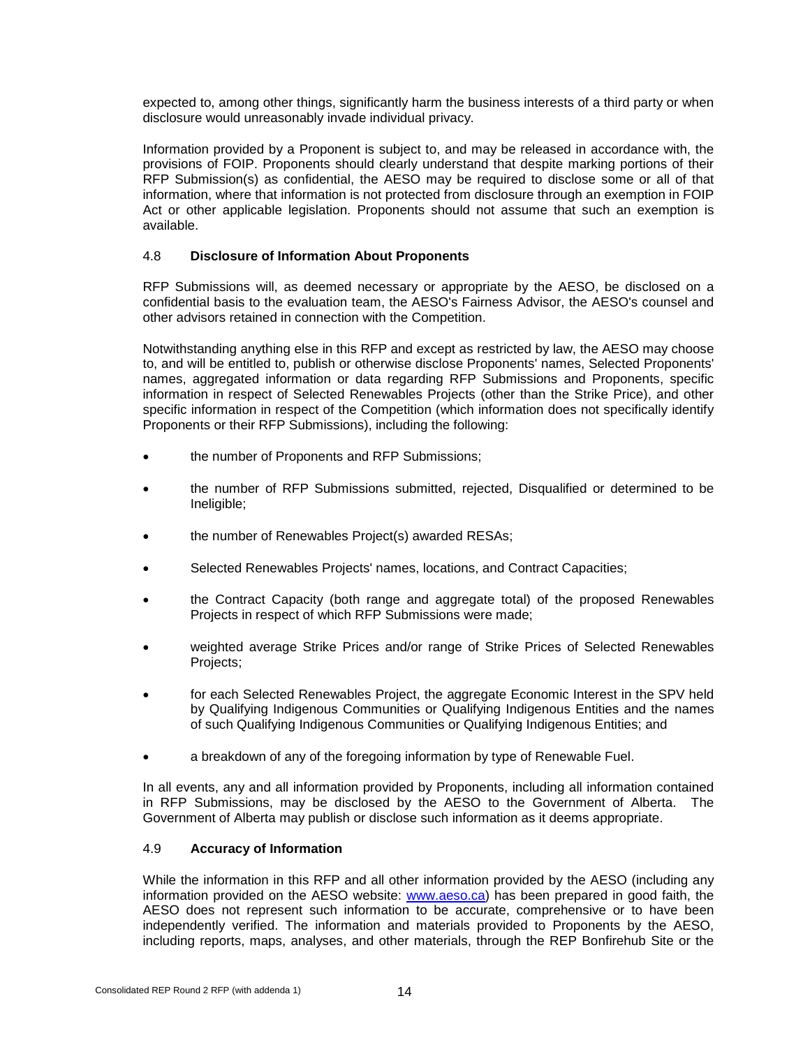expected to, among other things, significantly harm the business interests of a third party or when disclosure would unreasonably invade individual privacy.

Information provided by a Proponent is subject to, and may be released in accordance with, the provisions of FOIP. Proponents should clearly understand that despite marking portions of their RFP Submission(s) as confidential, the AESO may be required to disclose some or all of that information, where that information is not protected from disclosure through an exemption in FOIP Act or other applicable legislation. Proponents should not assume that such an exemption is available.

### 4.8 **Disclosure of Information About Proponents**

RFP Submissions will, as deemed necessary or appropriate by the AESO, be disclosed on a confidential basis to the evaluation team, the AESO's Fairness Advisor, the AESO's counsel and other advisors retained in connection with the Competition.

Notwithstanding anything else in this RFP and except as restricted by law, the AESO may choose to, and will be entitled to, publish or otherwise disclose Proponents' names, Selected Proponents' names, aggregated information or data regarding RFP Submissions and Proponents, specific information in respect of Selected Renewables Projects (other than the Strike Price), and other specific information in respect of the Competition (which information does not specifically identify Proponents or their RFP Submissions), including the following:

- the number of Proponents and RFP Submissions;
- the number of RFP Submissions submitted, rejected, Disqualified or determined to be Ineligible;
- the number of Renewables Project(s) awarded RESAs;
- Selected Renewables Projects' names, locations, and Contract Capacities;
- the Contract Capacity (both range and aggregate total) of the proposed Renewables Projects in respect of which RFP Submissions were made;
- weighted average Strike Prices and/or range of Strike Prices of Selected Renewables Projects;
- for each Selected Renewables Project, the aggregate Economic Interest in the SPV held by Qualifying Indigenous Communities or Qualifying Indigenous Entities and the names of such Qualifying Indigenous Communities or Qualifying Indigenous Entities; and
- a breakdown of any of the foregoing information by type of Renewable Fuel.

In all events, any and all information provided by Proponents, including all information contained in RFP Submissions, may be disclosed by the AESO to the Government of Alberta. The Government of Alberta may publish or disclose such information as it deems appropriate.

### 4.9 **Accuracy of Information**

While the information in this RFP and all other information provided by the AESO (including any information provided on the AESO website: www.aeso.ca) has been prepared in good faith, the AESO does not represent such information to be accurate, comprehensive or to have been independently verified. The information and materials provided to Proponents by the AESO, including reports, maps, analyses, and other materials, through the REP Bonfirehub Site or the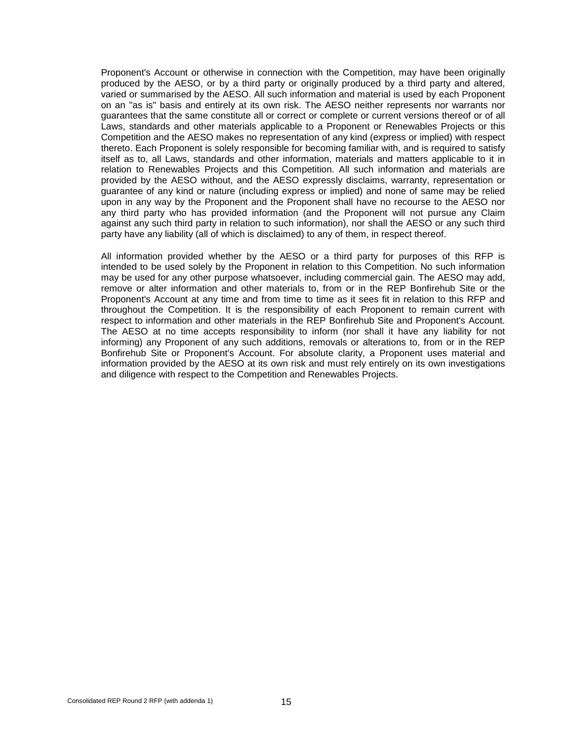Proponent's Account or otherwise in connection with the Competition, may have been originally produced by the AESO, or by a third party or originally produced by a third party and altered, varied or summarised by the AESO. All such information and material is used by each Proponent on an "as is" basis and entirely at its own risk. The AESO neither represents nor warrants nor guarantees that the same constitute all or correct or complete or current versions thereof or of all Laws, standards and other materials applicable to a Proponent or Renewables Projects or this Competition and the AESO makes no representation of any kind (express or implied) with respect thereto. Each Proponent is solely responsible for becoming familiar with, and is required to satisfy itself as to, all Laws, standards and other information, materials and matters applicable to it in relation to Renewables Projects and this Competition. All such information and materials are provided by the AESO without, and the AESO expressly disclaims, warranty, representation or guarantee of any kind or nature (including express or implied) and none of same may be relied upon in any way by the Proponent and the Proponent shall have no recourse to the AESO nor any third party who has provided information (and the Proponent will not pursue any Claim against any such third party in relation to such information), nor shall the AESO or any such third party have any liability (all of which is disclaimed) to any of them, in respect thereof.

All information provided whether by the AESO or a third party for purposes of this RFP is intended to be used solely by the Proponent in relation to this Competition. No such information may be used for any other purpose whatsoever, including commercial gain. The AESO may add, remove or alter information and other materials to, from or in the REP Bonfirehub Site or the Proponent's Account at any time and from time to time as it sees fit in relation to this RFP and throughout the Competition. It is the responsibility of each Proponent to remain current with respect to information and other materials in the REP Bonfirehub Site and Proponent's Account. The AESO at no time accepts responsibility to inform (nor shall it have any liability for not informing) any Proponent of any such additions, removals or alterations to, from or in the REP Bonfirehub Site or Proponent's Account. For absolute clarity, a Proponent uses material and information provided by the AESO at its own risk and must rely entirely on its own investigations and diligence with respect to the Competition and Renewables Projects.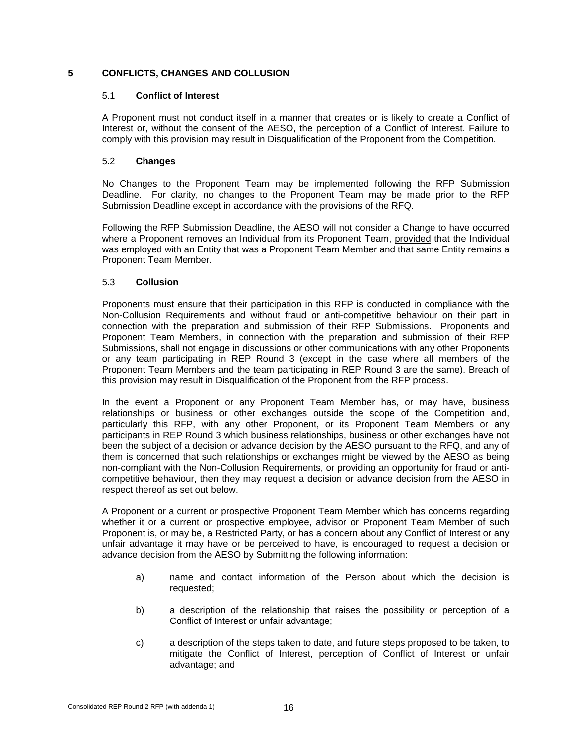# 5 CONFLICTS, CHANGES AND COLLUSION

## 5.1 Conflict of Interest

A Proponent must not conduct itself in a manner that creates or is likely to create a Conflict of Interest or, without the consent of the AESO, the perception of a Conflict of Interest. Failure to comply with this provision may result in Disqualification of the Proponent from the Competition.

## 5.2 Changes

No Changes to the Proponent Team may be implemented following the RFP Submission Deadline. For clarity, no changes to the Proponent Team may be made prior to the RFP Submission Deadline except in accordance with the provisions of the RFQ.

Following the RFP Submission Deadline, the AESO will not consider a Change to have occurred where a Proponent removes an Individual from its Proponent Team, provided that the Individual was employed with an Entity that was a Proponent Team Member and that same Entity remains a Proponent Team Member.

## 5.3 Collusion

Proponents must ensure that their participation in this RFP is conducted in compliance with the Non-Collusion Requirements and without fraud or anti-competitive behaviour on their part in connection with the preparation and submission of their RFP Submissions. Proponents and Proponent Team Members, in connection with the preparation and submission of their RFP Submissions, shall not engage in discussions or other communications with any other Proponents or any team participating in REP Round 3 (except in the case where all members of the Proponent Team Members and the team participating in REP Round 3 are the same). Breach of this provision may result in Disqualification of the Proponent from the RFP process.

In the event a Proponent or any Proponent Team Member has, or may have, business relationships or business or other exchanges outside the scope of the Competition and, particularly this RFP, with any other Proponent, or its Proponent Team Members or any participants in REP Round 3 which business relationships, business or other exchanges have not been the subject of a decision or advance decision by the AESO pursuant to the RFQ, and any of them is concerned that such relationships or exchanges might be viewed by the AESO as being non-compliant with the Non-Collusion Requirements, or providing an opportunity for fraud or anti-competitive behaviour, then they may request a decision or advance decision from the AESO in respect thereof as set out below.

A Proponent or a current or prospective Proponent Team Member which has concerns regarding whether it or a current or prospective employee, advisor or Proponent Team Member of such Proponent is, or may be, a Restricted Party, or has a concern about any Conflict of Interest or any unfair advantage it may have or be perceived to have, is encouraged to request a decision or advance decision from the AESO by Submitting the following information:

a) name and contact information of the Person about which the decision is requested;

b) a description of the relationship that raises the possibility or perception of a Conflict of Interest or unfair advantage;

c) a description of the steps taken to date, and future steps proposed to be taken, to mitigate the Conflict of Interest, perception of Conflict of Interest or unfair advantage; and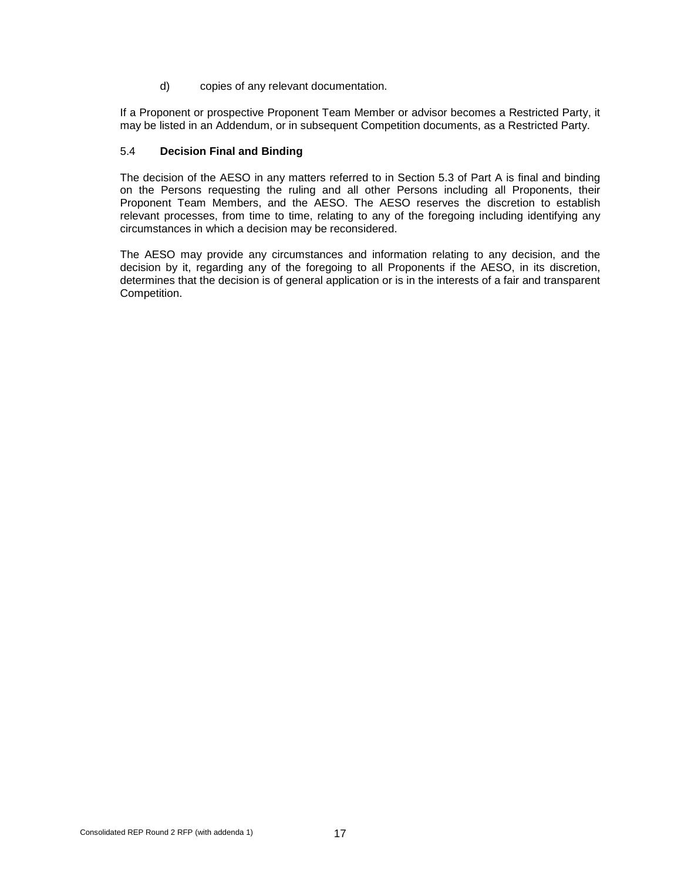d) copies of any relevant documentation.

If a Proponent or prospective Proponent Team Member or advisor becomes a Restricted Party, it may be listed in an Addendum, or in subsequent Competition documents, as a Restricted Party.

### 5.4 **Decision Final and Binding**

The decision of the AESO in any matters referred to in Section 5.3 of Part A is final and binding on the Persons requesting the ruling and all other Persons including all Proponents, their Proponent Team Members, and the AESO. The AESO reserves the discretion to establish relevant processes, from time to time, relating to any of the foregoing including identifying any circumstances in which a decision may be reconsidered.

The AESO may provide any circumstances and information relating to any decision, and the decision by it, regarding any of the foregoing to all Proponents if the AESO, in its discretion, determines that the decision is of general application or is in the interests of a fair and transparent Competition.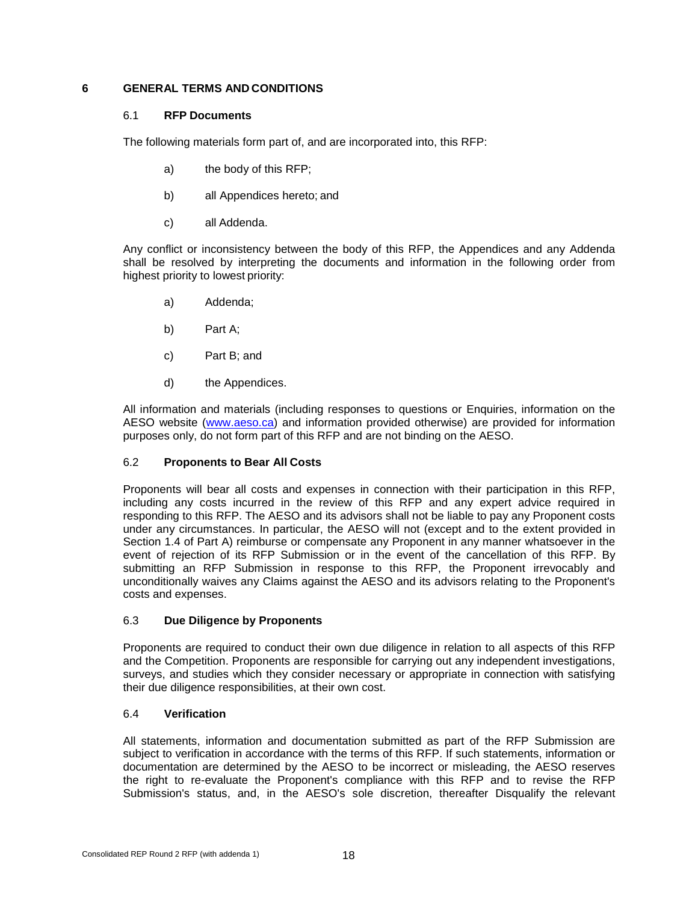# 6 GENERAL TERMS AND CONDITIONS

## 6.1 RFP Documents

The following materials form part of, and are incorporated into, this RFP:

a) the body of this RFP;

b) all Appendices hereto; and

c) all Addenda.

Any conflict or inconsistency between the body of this RFP, the Appendices and any Addenda shall be resolved by interpreting the documents and information in the following order from highest priority to lowest priority:

a) Addenda;

b) Part A;

c) Part B; and

d) the Appendices.

All information and materials (including responses to questions or Enquiries, information on the AESO website (www.aeso.ca) and information provided otherwise) are provided for information purposes only, do not form part of this RFP and are not binding on the AESO.

## 6.2 Proponents to Bear All Costs

Proponents will bear all costs and expenses in connection with their participation in this RFP, including any costs incurred in the review of this RFP and any expert advice required in responding to this RFP. The AESO and its advisors shall not be liable to pay any Proponent costs under any circumstances. In particular, the AESO will not (except and to the extent provided in Section 1.4 of Part A) reimburse or compensate any Proponent in any manner whatsoever in the event of rejection of its RFP Submission or in the event of the cancellation of this RFP. By submitting an RFP Submission in response to this RFP, the Proponent irrevocably and unconditionally waives any Claims against the AESO and its advisors relating to the Proponent's costs and expenses.

## 6.3 Due Diligence by Proponents

Proponents are required to conduct their own due diligence in relation to all aspects of this RFP and the Competition. Proponents are responsible for carrying out any independent investigations, surveys, and studies which they consider necessary or appropriate in connection with satisfying their due diligence responsibilities, at their own cost.

## 6.4 Verification

All statements, information and documentation submitted as part of the RFP Submission are subject to verification in accordance with the terms of this RFP. If such statements, information or documentation are determined by the AESO to be incorrect or misleading, the AESO reserves the right to re-evaluate the Proponent's compliance with this RFP and to revise the RFP Submission's status, and, in the AESO's sole discretion, thereafter Disqualify the relevant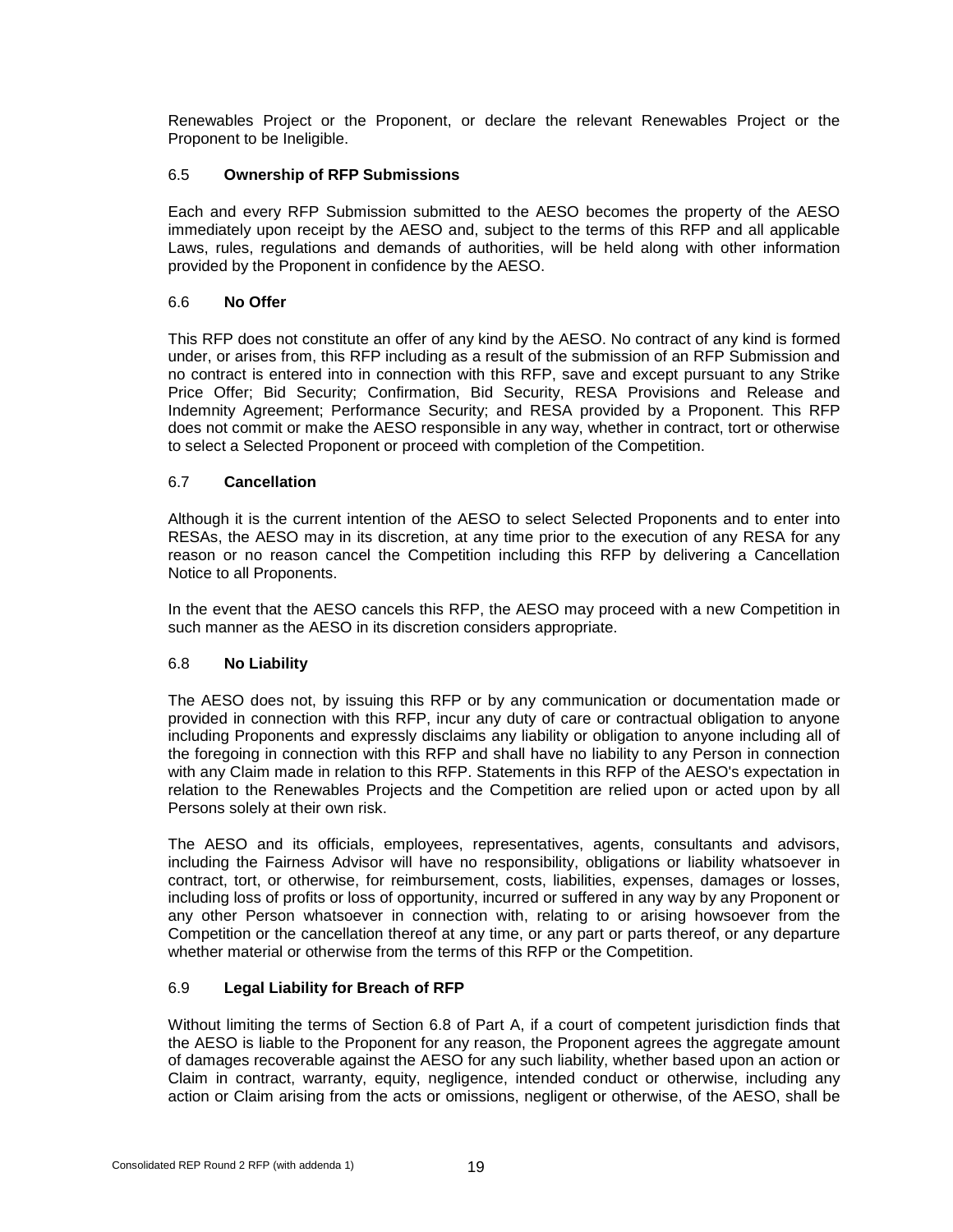Renewables Project or the Proponent, or declare the relevant Renewables Project or the Proponent to be Ineligible.

### 6.5 **Ownership of RFP Submissions**

Each and every RFP Submission submitted to the AESO becomes the property of the AESO immediately upon receipt by the AESO and, subject to the terms of this RFP and all applicable Laws, rules, regulations and demands of authorities, will be held along with other information provided by the Proponent in confidence by the AESO.

### 6.6 **No Offer**

This RFP does not constitute an offer of any kind by the AESO. No contract of any kind is formed under, or arises from, this RFP including as a result of the submission of an RFP Submission and no contract is entered into in connection with this RFP, save and except pursuant to any Strike Price Offer; Bid Security; Confirmation, Bid Security, RESA Provisions and Release and Indemnity Agreement; Performance Security; and RESA provided by a Proponent. This RFP does not commit or make the AESO responsible in any way, whether in contract, tort or otherwise to select a Selected Proponent or proceed with completion of the Competition.

### 6.7 **Cancellation**

Although it is the current intention of the AESO to select Selected Proponents and to enter into RESAs, the AESO may in its discretion, at any time prior to the execution of any RESA for any reason or no reason cancel the Competition including this RFP by delivering a Cancellation Notice to all Proponents.

In the event that the AESO cancels this RFP, the AESO may proceed with a new Competition in such manner as the AESO in its discretion considers appropriate.

### 6.8 **No Liability**

The AESO does not, by issuing this RFP or by any communication or documentation made or provided in connection with this RFP, incur any duty of care or contractual obligation to anyone including Proponents and expressly disclaims any liability or obligation to anyone including all of the foregoing in connection with this RFP and shall have no liability to any Person in connection with any Claim made in relation to this RFP. Statements in this RFP of the AESO's expectation in relation to the Renewables Projects and the Competition are relied upon or acted upon by all Persons solely at their own risk.

The AESO and its officials, employees, representatives, agents, consultants and advisors, including the Fairness Advisor will have no responsibility, obligations or liability whatsoever in contract, tort, or otherwise, for reimbursement, costs, liabilities, expenses, damages or losses, including loss of profits or loss of opportunity, incurred or suffered in any way by any Proponent or any other Person whatsoever in connection with, relating to or arising howsoever from the Competition or the cancellation thereof at any time, or any part or parts thereof, or any departure whether material or otherwise from the terms of this RFP or the Competition.

### 6.9 **Legal Liability for Breach of RFP**

Without limiting the terms of Section 6.8 of Part A, if a court of competent jurisdiction finds that the AESO is liable to the Proponent for any reason, the Proponent agrees the aggregate amount of damages recoverable against the AESO for any such liability, whether based upon an action or Claim in contract, warranty, equity, negligence, intended conduct or otherwise, including any action or Claim arising from the acts or omissions, negligent or otherwise, of the AESO, shall be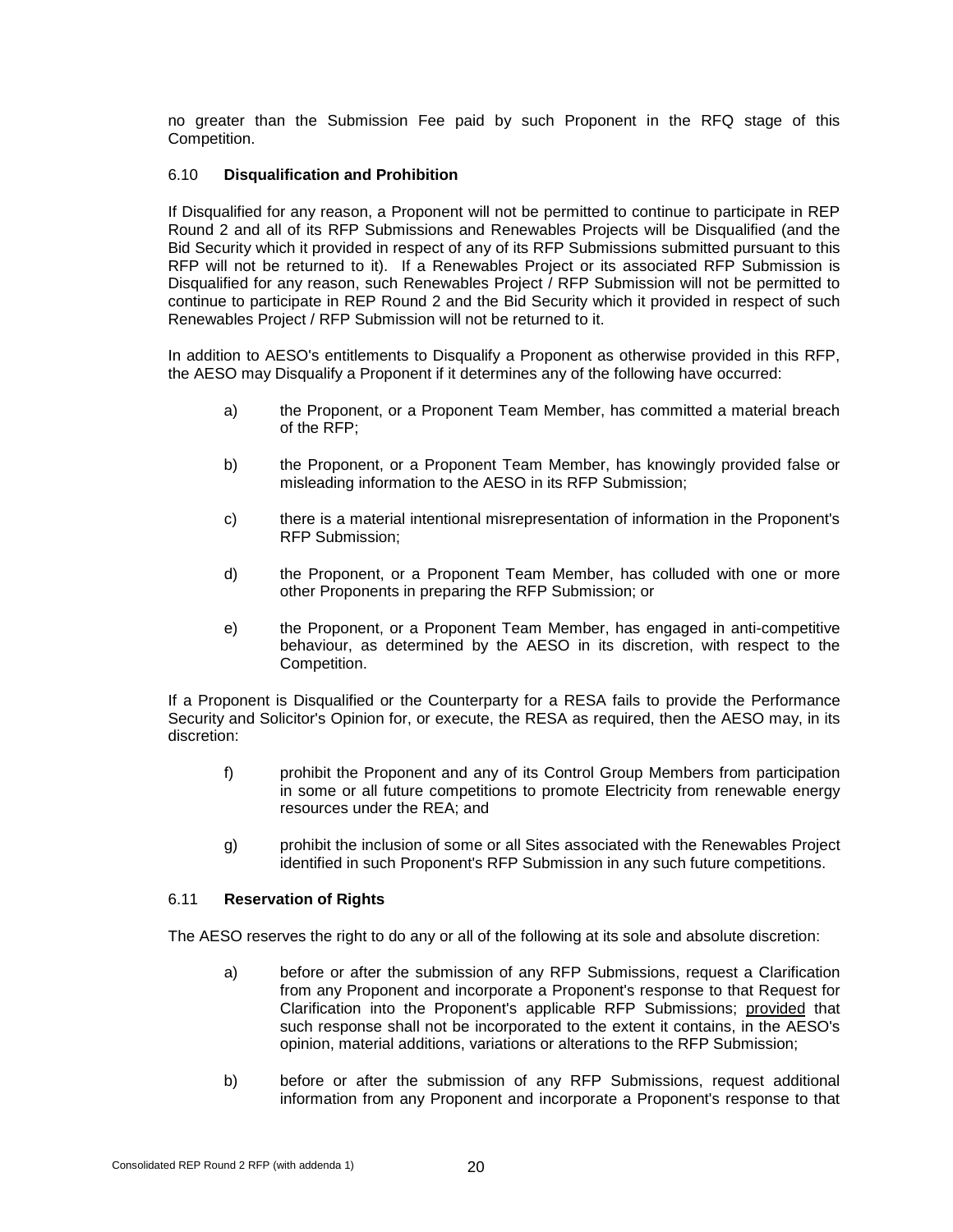no greater than the Submission Fee paid by such Proponent in the RFQ stage of this Competition.

### 6.10 **Disqualification and Prohibition**

If Disqualified for any reason, a Proponent will not be permitted to continue to participate in REP Round 2 and all of its RFP Submissions and Renewables Projects will be Disqualified (and the Bid Security which it provided in respect of any of its RFP Submissions submitted pursuant to this RFP will not be returned to it). If a Renewables Project or its associated RFP Submission is Disqualified for any reason, such Renewables Project / RFP Submission will not be permitted to continue to participate in REP Round 2 and the Bid Security which it provided in respect of such Renewables Project / RFP Submission will not be returned to it.

In addition to AESO's entitlements to Disqualify a Proponent as otherwise provided in this RFP, the AESO may Disqualify a Proponent if it determines any of the following have occurred:

a) the Proponent, or a Proponent Team Member, has committed a material breach of the RFP;

b) the Proponent, or a Proponent Team Member, has knowingly provided false or misleading information to the AESO in its RFP Submission;

c) there is a material intentional misrepresentation of information in the Proponent's RFP Submission;

d) the Proponent, or a Proponent Team Member, has colluded with one or more other Proponents in preparing the RFP Submission; or

e) the Proponent, or a Proponent Team Member, has engaged in anti-competitive behaviour, as determined by the AESO in its discretion, with respect to the Competition.

If a Proponent is Disqualified or the Counterparty for a RESA fails to provide the Performance Security and Solicitor's Opinion for, or execute, the RESA as required, then the AESO may, in its discretion:

f) prohibit the Proponent and any of its Control Group Members from participation in some or all future competitions to promote Electricity from renewable energy resources under the REA; and

g) prohibit the inclusion of some or all Sites associated with the Renewables Project identified in such Proponent's RFP Submission in any such future competitions.

### 6.11 **Reservation of Rights**

The AESO reserves the right to do any or all of the following at its sole and absolute discretion:

a) before or after the submission of any RFP Submissions, request a Clarification from any Proponent and incorporate a Proponent's response to that Request for Clarification into the Proponent's applicable RFP Submissions; provided that such response shall not be incorporated to the extent it contains, in the AESO's opinion, material additions, variations or alterations to the RFP Submission;

b) before or after the submission of any RFP Submissions, request additional information from any Proponent and incorporate a Proponent's response to that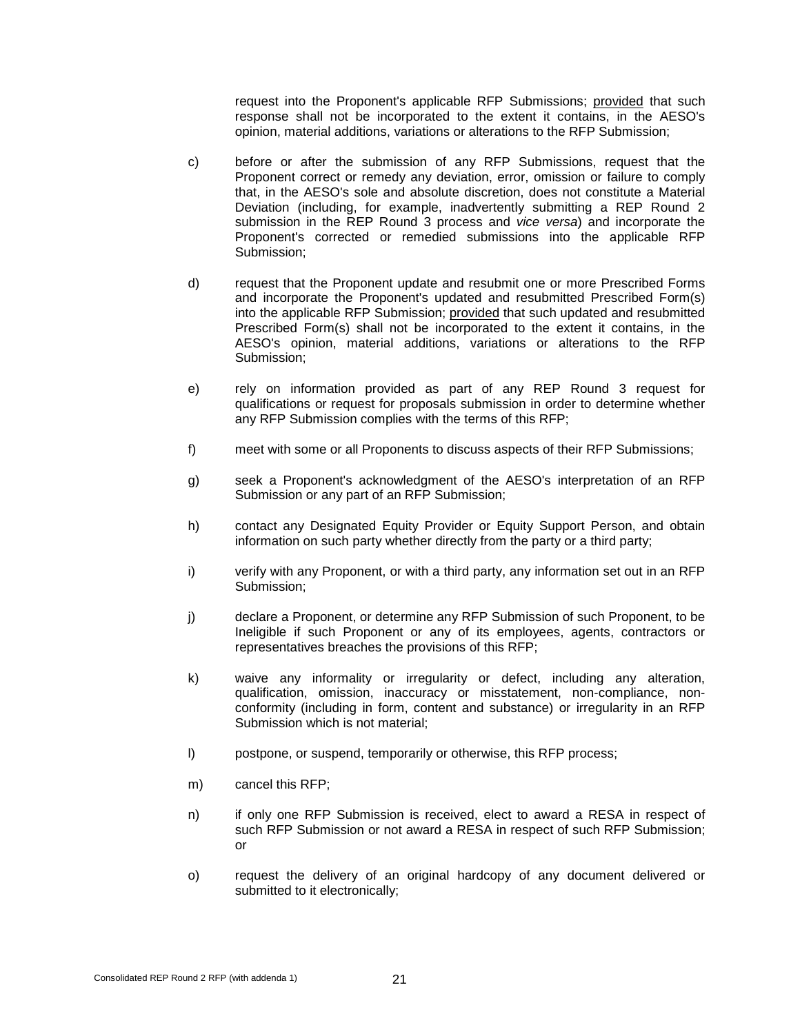request into the Proponent's applicable RFP Submissions; provided that such response shall not be incorporated to the extent it contains, in the AESO's opinion, material additions, variations or alterations to the RFP Submission;

c) before or after the submission of any RFP Submissions, request that the Proponent correct or remedy any deviation, error, omission or failure to comply that, in the AESO's sole and absolute discretion, does not constitute a Material Deviation (including, for example, inadvertently submitting a REP Round 2 submission in the REP Round 3 process and *vice versa*) and incorporate the Proponent's corrected or remedied submissions into the applicable RFP Submission;

d) request that the Proponent update and resubmit one or more Prescribed Forms and incorporate the Proponent's updated and resubmitted Prescribed Form(s) into the applicable RFP Submission; provided that such updated and resubmitted Prescribed Form(s) shall not be incorporated to the extent it contains, in the AESO's opinion, material additions, variations or alterations to the RFP Submission;

e) rely on information provided as part of any REP Round 3 request for qualifications or request for proposals submission in order to determine whether any RFP Submission complies with the terms of this RFP;

f) meet with some or all Proponents to discuss aspects of their RFP Submissions;

g) seek a Proponent's acknowledgment of the AESO's interpretation of an RFP Submission or any part of an RFP Submission;

h) contact any Designated Equity Provider or Equity Support Person, and obtain information on such party whether directly from the party or a third party;

i) verify with any Proponent, or with a third party, any information set out in an RFP Submission;

j) declare a Proponent, or determine any RFP Submission of such Proponent, to be Ineligible if such Proponent or any of its employees, agents, contractors or representatives breaches the provisions of this RFP;

k) waive any informality or irregularity or defect, including any alteration, qualification, omission, inaccuracy or misstatement, non-compliance, non-conformity (including in form, content and substance) or irregularity in an RFP Submission which is not material;

l) postpone, or suspend, temporarily or otherwise, this RFP process;

m) cancel this RFP;

n) if only one RFP Submission is received, elect to award a RESA in respect of such RFP Submission or not award a RESA in respect of such RFP Submission; or

o) request the delivery of an original hardcopy of any document delivered or submitted to it electronically;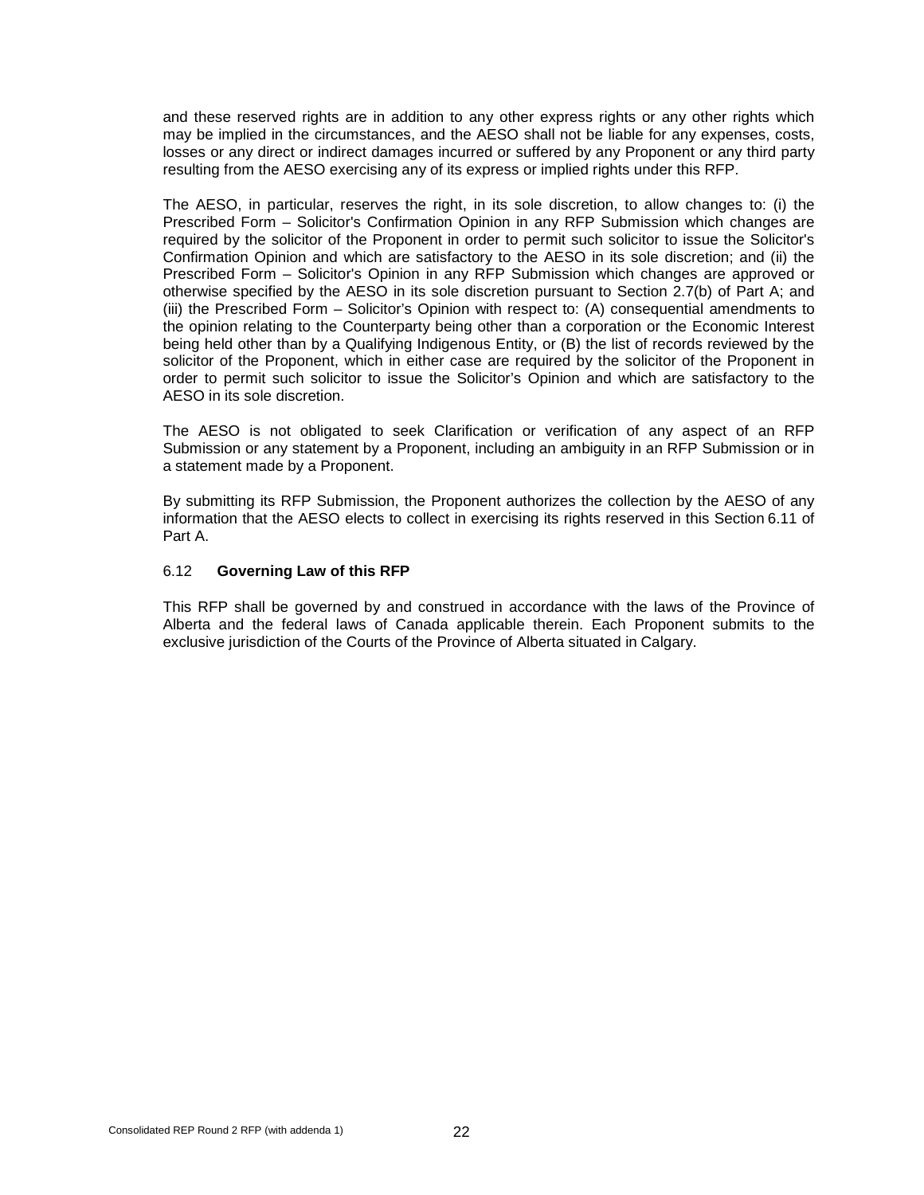and these reserved rights are in addition to any other express rights or any other rights which may be implied in the circumstances, and the AESO shall not be liable for any expenses, costs, losses or any direct or indirect damages incurred or suffered by any Proponent or any third party resulting from the AESO exercising any of its express or implied rights under this RFP.

The AESO, in particular, reserves the right, in its sole discretion, to allow changes to: (i) the Prescribed Form – Solicitor's Confirmation Opinion in any RFP Submission which changes are required by the solicitor of the Proponent in order to permit such solicitor to issue the Solicitor's Confirmation Opinion and which are satisfactory to the AESO in its sole discretion; and (ii) the Prescribed Form – Solicitor's Opinion in any RFP Submission which changes are approved or otherwise specified by the AESO in its sole discretion pursuant to Section 2.7(b) of Part A; and (iii) the Prescribed Form – Solicitor's Opinion with respect to: (A) consequential amendments to the opinion relating to the Counterparty being other than a corporation or the Economic Interest being held other than by a Qualifying Indigenous Entity, or (B) the list of records reviewed by the solicitor of the Proponent, which in either case are required by the solicitor of the Proponent in order to permit such solicitor to issue the Solicitor's Opinion and which are satisfactory to the AESO in its sole discretion.

The AESO is not obligated to seek Clarification or verification of any aspect of an RFP Submission or any statement by a Proponent, including an ambiguity in an RFP Submission or in a statement made by a Proponent.

By submitting its RFP Submission, the Proponent authorizes the collection by the AESO of any information that the AESO elects to collect in exercising its rights reserved in this Section 6.11 of Part A.

### 6.12 **Governing Law of this RFP**

This RFP shall be governed by and construed in accordance with the laws of the Province of Alberta and the federal laws of Canada applicable therein. Each Proponent submits to the exclusive jurisdiction of the Courts of the Province of Alberta situated in Calgary.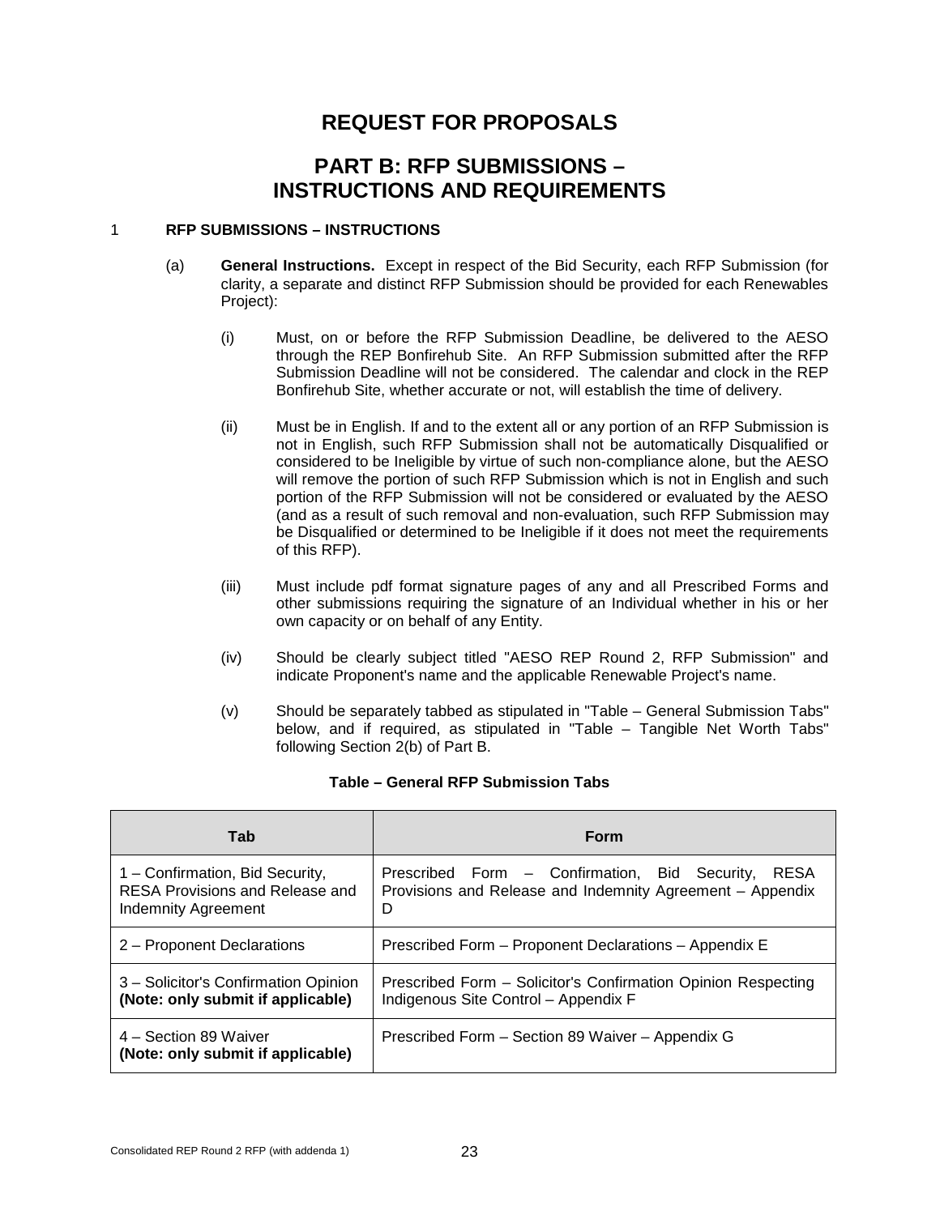# REQUEST FOR PROPOSALS

# PART B: RFP SUBMISSIONS – INSTRUCTIONS AND REQUIREMENTS

## 1 RFP SUBMISSIONS – INSTRUCTIONS

(a) **General Instructions.** Except in respect of the Bid Security, each RFP Submission (for clarity, a separate and distinct RFP Submission should be provided for each Renewables Project):

(i) Must, on or before the RFP Submission Deadline, be delivered to the AESO through the REP Bonfirehub Site. An RFP Submission submitted after the RFP Submission Deadline will not be considered. The calendar and clock in the REP Bonfirehub Site, whether accurate or not, will establish the time of delivery.

(ii) Must be in English. If and to the extent all or any portion of an RFP Submission is not in English, such RFP Submission shall not be automatically Disqualified or considered to be Ineligible by virtue of such non-compliance alone, but the AESO will remove the portion of such RFP Submission which is not in English and such portion of the RFP Submission will not be considered or evaluated by the AESO (and as a result of such removal and non-evaluation, such RFP Submission may be Disqualified or determined to be Ineligible if it does not meet the requirements of this RFP).

(iii) Must include pdf format signature pages of any and all Prescribed Forms and other submissions requiring the signature of an Individual whether in his or her own capacity or on behalf of any Entity.

(iv) Should be clearly subject titled "AESO REP Round 2, RFP Submission" and indicate Proponent's name and the applicable Renewable Project's name.

(v) Should be separately tabbed as stipulated in "Table – General Submission Tabs" below, and if required, as stipulated in "Table – Tangible Net Worth Tabs" following Section 2(b) of Part B.

**Table – General RFP Submission Tabs**

| Tab | Form |
|---|---|
| 1 – Confirmation, Bid Security, RESA Provisions and Release and Indemnity Agreement | Prescribed Form – Confirmation, Bid Security, RESA Provisions and Release and Indemnity Agreement – Appendix D |
| 2 – Proponent Declarations | Prescribed Form – Proponent Declarations – Appendix E |
| 3 – Solicitor's Confirmation Opinion **(Note: only submit if applicable)** | Prescribed Form – Solicitor's Confirmation Opinion Respecting Indigenous Site Control – Appendix F |
| 4 – Section 89 Waiver **(Note: only submit if applicable)** | Prescribed Form – Section 89 Waiver – Appendix G |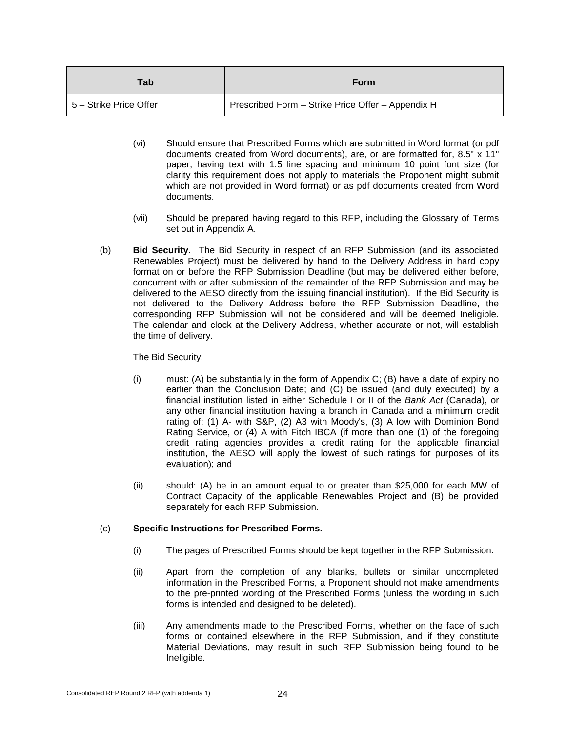| Tab | Form |
|---|---|
| 5 – Strike Price Offer | Prescribed Form – Strike Price Offer – Appendix H |

(vi) Should ensure that Prescribed Forms which are submitted in Word format (or pdf documents created from Word documents), are, or are formatted for, 8.5" x 11" paper, having text with 1.5 line spacing and minimum 10 point font size (for clarity this requirement does not apply to materials the Proponent might submit which are not provided in Word format) or as pdf documents created from Word documents.

(vii) Should be prepared having regard to this RFP, including the Glossary of Terms set out in Appendix A.

(b) **Bid Security.** The Bid Security in respect of an RFP Submission (and its associated Renewables Project) must be delivered by hand to the Delivery Address in hard copy format on or before the RFP Submission Deadline (but may be delivered either before, concurrent with or after submission of the remainder of the RFP Submission and may be delivered to the AESO directly from the issuing financial institution). If the Bid Security is not delivered to the Delivery Address before the RFP Submission Deadline, the corresponding RFP Submission will not be considered and will be deemed Ineligible. The calendar and clock at the Delivery Address, whether accurate or not, will establish the time of delivery.

The Bid Security:

(i) must: (A) be substantially in the form of Appendix C; (B) have a date of expiry no earlier than the Conclusion Date; and (C) be issued (and duly executed) by a financial institution listed in either Schedule I or II of the *Bank Act* (Canada), or any other financial institution having a branch in Canada and a minimum credit rating of: (1) A- with S&P, (2) A3 with Moody's, (3) A low with Dominion Bond Rating Service, or (4) A with Fitch IBCA (if more than one (1) of the foregoing credit rating agencies provides a credit rating for the applicable financial institution, the AESO will apply the lowest of such ratings for purposes of its evaluation); and

(ii) should: (A) be in an amount equal to or greater than $25,000 for each MW of Contract Capacity of the applicable Renewables Project and (B) be provided separately for each RFP Submission.

(c) **Specific Instructions for Prescribed Forms.**

(i) The pages of Prescribed Forms should be kept together in the RFP Submission.

(ii) Apart from the completion of any blanks, bullets or similar uncompleted information in the Prescribed Forms, a Proponent should not make amendments to the pre-printed wording of the Prescribed Forms (unless the wording in such forms is intended and designed to be deleted).

(iii) Any amendments made to the Prescribed Forms, whether on the face of such forms or contained elsewhere in the RFP Submission, and if they constitute Material Deviations, may result in such RFP Submission being found to be Ineligible.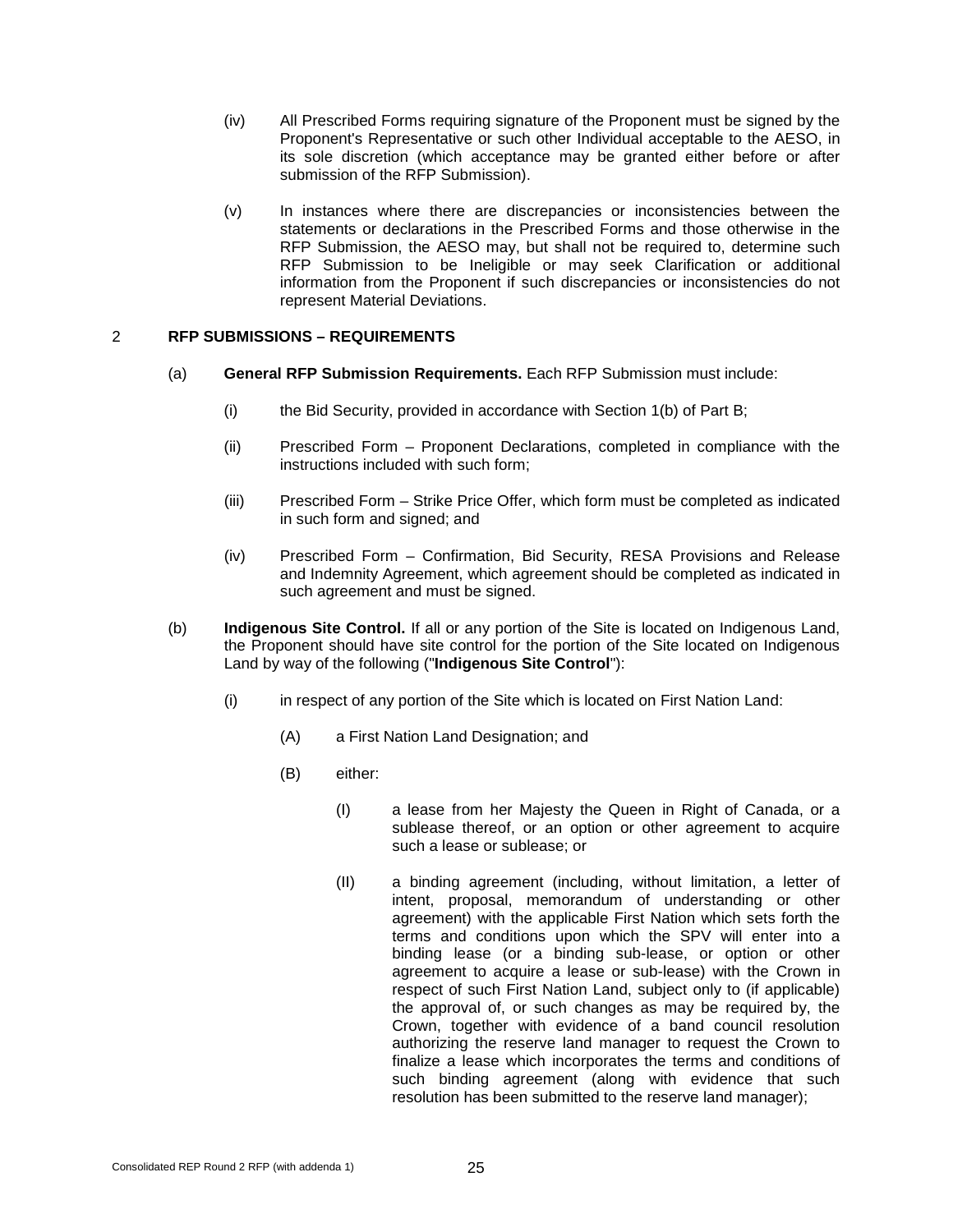(iv) All Prescribed Forms requiring signature of the Proponent must be signed by the Proponent's Representative or such other Individual acceptable to the AESO, in its sole discretion (which acceptance may be granted either before or after submission of the RFP Submission).

(v) In instances where there are discrepancies or inconsistencies between the statements or declarations in the Prescribed Forms and those otherwise in the RFP Submission, the AESO may, but shall not be required to, determine such RFP Submission to be Ineligible or may seek Clarification or additional information from the Proponent if such discrepancies or inconsistencies do not represent Material Deviations.

## 2 RFP SUBMISSIONS – REQUIREMENTS

(a) **General RFP Submission Requirements.** Each RFP Submission must include:

(i) the Bid Security, provided in accordance with Section 1(b) of Part B;

(ii) Prescribed Form – Proponent Declarations, completed in compliance with the instructions included with such form;

(iii) Prescribed Form – Strike Price Offer, which form must be completed as indicated in such form and signed; and

(iv) Prescribed Form – Confirmation, Bid Security, RESA Provisions and Release and Indemnity Agreement, which agreement should be completed as indicated in such agreement and must be signed.

(b) **Indigenous Site Control.** If all or any portion of the Site is located on Indigenous Land, the Proponent should have site control for the portion of the Site located on Indigenous Land by way of the following ("**Indigenous Site Control**"):

(i) in respect of any portion of the Site which is located on First Nation Land:

(A) a First Nation Land Designation; and

(B) either:

(I) a lease from her Majesty the Queen in Right of Canada, or a sublease thereof, or an option or other agreement to acquire such a lease or sublease; or

(II) a binding agreement (including, without limitation, a letter of intent, proposal, memorandum of understanding or other agreement) with the applicable First Nation which sets forth the terms and conditions upon which the SPV will enter into a binding lease (or a binding sub-lease, or option or other agreement to acquire a lease or sub-lease) with the Crown in respect of such First Nation Land, subject only to (if applicable) the approval of, or such changes as may be required by, the Crown, together with evidence of a band council resolution authorizing the reserve land manager to request the Crown to finalize a lease which incorporates the terms and conditions of such binding agreement (along with evidence that such resolution has been submitted to the reserve land manager);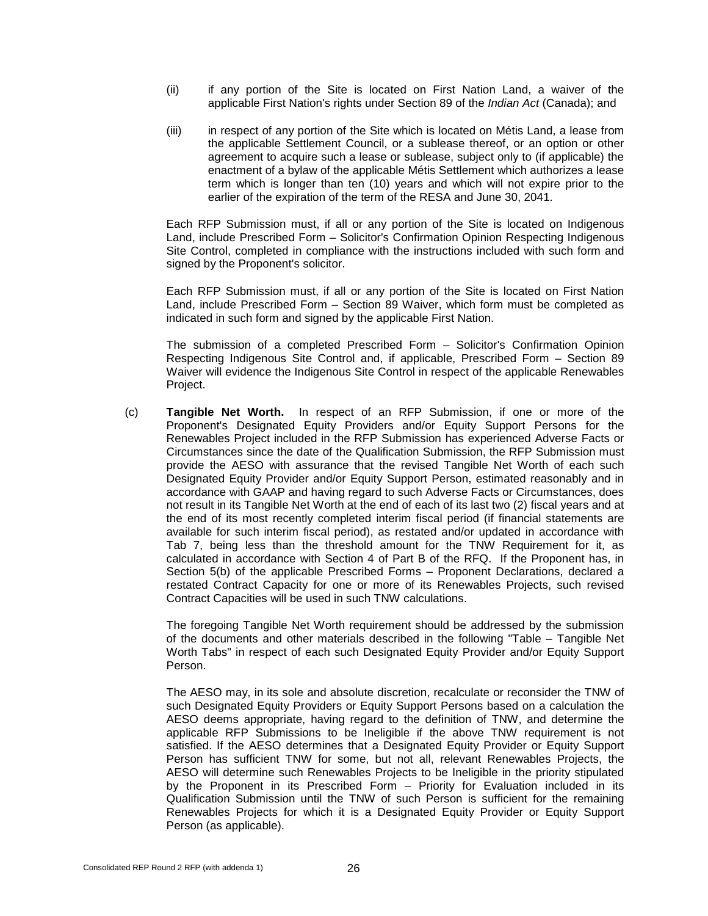(ii) if any portion of the Site is located on First Nation Land, a waiver of the applicable First Nation's rights under Section 89 of the *Indian Act* (Canada); and

(iii) in respect of any portion of the Site which is located on Métis Land, a lease from the applicable Settlement Council, or a sublease thereof, or an option or other agreement to acquire such a lease or sublease, subject only to (if applicable) the enactment of a bylaw of the applicable Métis Settlement which authorizes a lease term which is longer than ten (10) years and which will not expire prior to the earlier of the expiration of the term of the RESA and June 30, 2041.

Each RFP Submission must, if all or any portion of the Site is located on Indigenous Land, include Prescribed Form – Solicitor's Confirmation Opinion Respecting Indigenous Site Control, completed in compliance with the instructions included with such form and signed by the Proponent's solicitor.

Each RFP Submission must, if all or any portion of the Site is located on First Nation Land, include Prescribed Form – Section 89 Waiver, which form must be completed as indicated in such form and signed by the applicable First Nation.

The submission of a completed Prescribed Form – Solicitor's Confirmation Opinion Respecting Indigenous Site Control and, if applicable, Prescribed Form – Section 89 Waiver will evidence the Indigenous Site Control in respect of the applicable Renewables Project.

(c) **Tangible Net Worth.** In respect of an RFP Submission, if one or more of the Proponent's Designated Equity Providers and/or Equity Support Persons for the Renewables Project included in the RFP Submission has experienced Adverse Facts or Circumstances since the date of the Qualification Submission, the RFP Submission must provide the AESO with assurance that the revised Tangible Net Worth of each such Designated Equity Provider and/or Equity Support Person, estimated reasonably and in accordance with GAAP and having regard to such Adverse Facts or Circumstances, does not result in its Tangible Net Worth at the end of each of its last two (2) fiscal years and at the end of its most recently completed interim fiscal period (if financial statements are available for such interim fiscal period), as restated and/or updated in accordance with Tab 7, being less than the threshold amount for the TNW Requirement for it, as calculated in accordance with Section 4 of Part B of the RFQ. If the Proponent has, in Section 5(b) of the applicable Prescribed Forms – Proponent Declarations, declared a restated Contract Capacity for one or more of its Renewables Projects, such revised Contract Capacities will be used in such TNW calculations.

The foregoing Tangible Net Worth requirement should be addressed by the submission of the documents and other materials described in the following "Table – Tangible Net Worth Tabs" in respect of each such Designated Equity Provider and/or Equity Support Person.

The AESO may, in its sole and absolute discretion, recalculate or reconsider the TNW of such Designated Equity Providers or Equity Support Persons based on a calculation the AESO deems appropriate, having regard to the definition of TNW, and determine the applicable RFP Submissions to be Ineligible if the above TNW requirement is not satisfied. If the AESO determines that a Designated Equity Provider or Equity Support Person has sufficient TNW for some, but not all, relevant Renewables Projects, the AESO will determine such Renewables Projects to be Ineligible in the priority stipulated by the Proponent in its Prescribed Form – Priority for Evaluation included in its Qualification Submission until the TNW of such Person is sufficient for the remaining Renewables Projects for which it is a Designated Equity Provider or Equity Support Person (as applicable).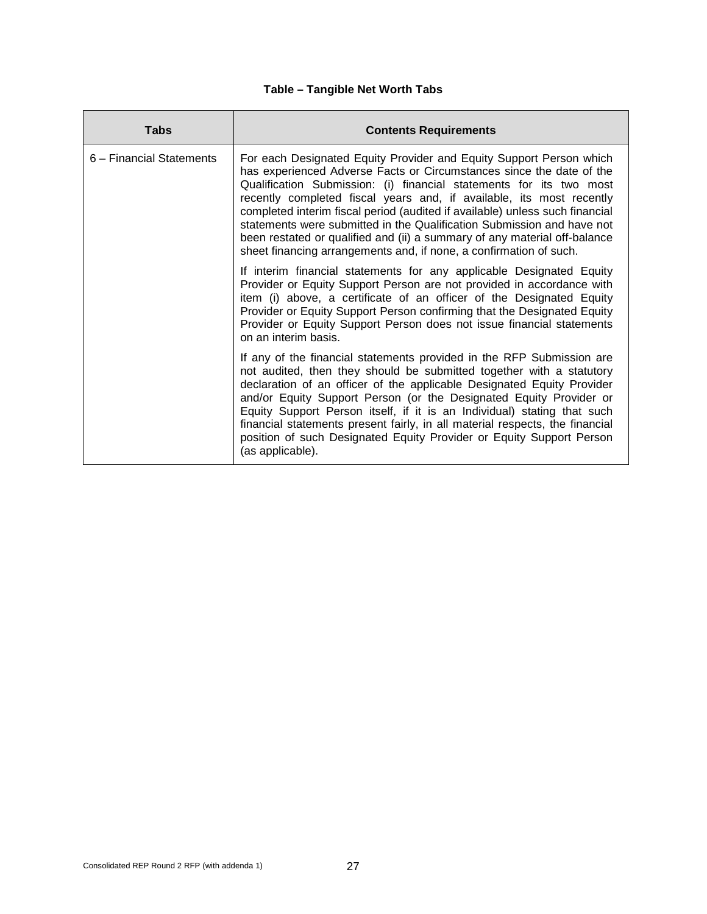**Table – Tangible Net Worth Tabs**

| Tabs | Contents Requirements |
|---|---|
| 6 – Financial Statements | For each Designated Equity Provider and Equity Support Person which has experienced Adverse Facts or Circumstances since the date of the Qualification Submission: (i) financial statements for its two most recently completed fiscal years and, if available, its most recently completed interim fiscal period (audited if available) unless such financial statements were submitted in the Qualification Submission and have not been restated or qualified and (ii) a summary of any material off-balance sheet financing arrangements and, if none, a confirmation of such.<br><br>If interim financial statements for any applicable Designated Equity Provider or Equity Support Person are not provided in accordance with item (i) above, a certificate of an officer of the Designated Equity Provider or Equity Support Person confirming that the Designated Equity Provider or Equity Support Person does not issue financial statements on an interim basis.<br><br>If any of the financial statements provided in the RFP Submission are not audited, then they should be submitted together with a statutory declaration of an officer of the applicable Designated Equity Provider and/or Equity Support Person (or the Designated Equity Provider or Equity Support Person itself, if it is an Individual) stating that such financial statements present fairly, in all material respects, the financial position of such Designated Equity Provider or Equity Support Person (as applicable). |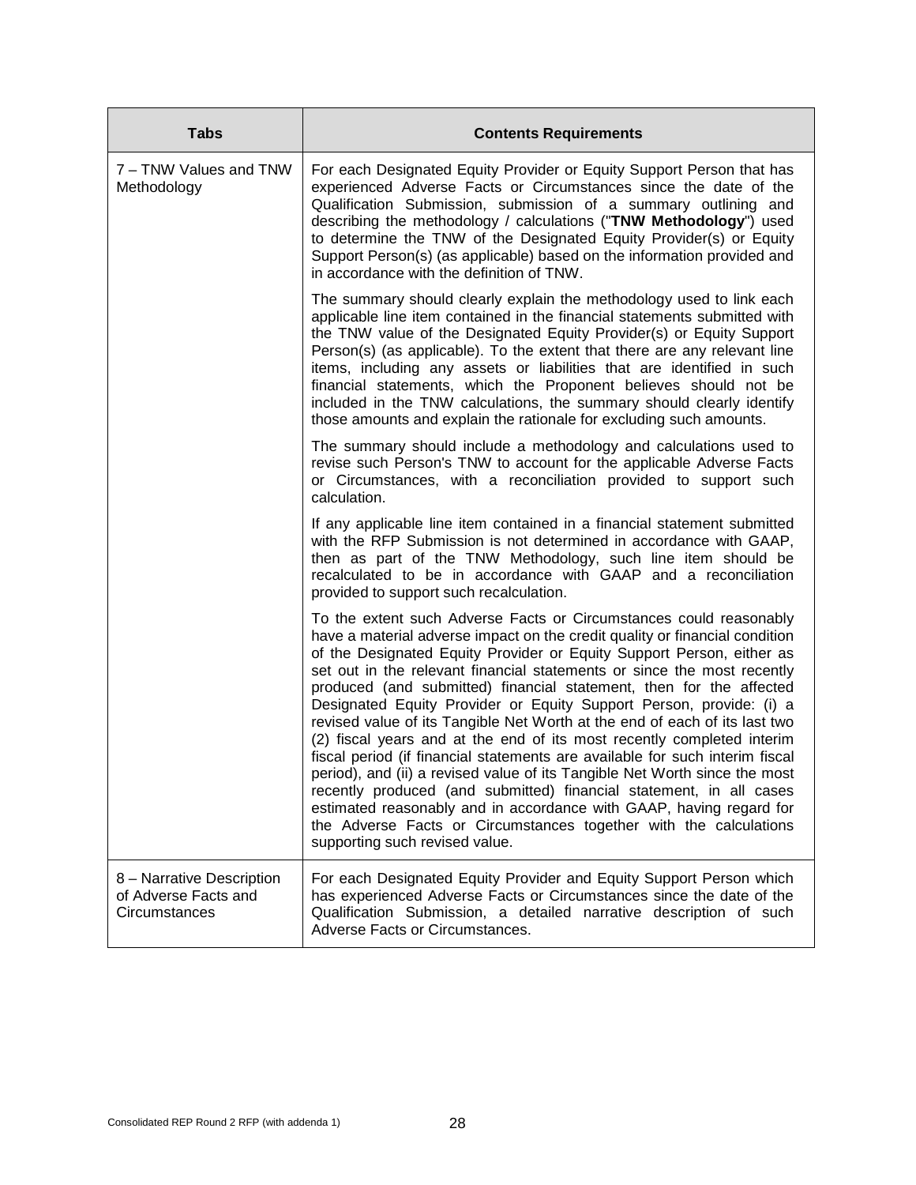| Tabs | Contents Requirements |
|---|---|
| 7 – TNW Values and TNW Methodology | For each Designated Equity Provider or Equity Support Person that has experienced Adverse Facts or Circumstances since the date of the Qualification Submission, submission of a summary outlining and describing the methodology / calculations ("**TNW Methodology**") used to determine the TNW of the Designated Equity Provider(s) or Equity Support Person(s) (as applicable) based on the information provided and in accordance with the definition of TNW.<br><br>The summary should clearly explain the methodology used to link each applicable line item contained in the financial statements submitted with the TNW value of the Designated Equity Provider(s) or Equity Support Person(s) (as applicable). To the extent that there are any relevant line items, including any assets or liabilities that are identified in such financial statements, which the Proponent believes should not be included in the TNW calculations, the summary should clearly identify those amounts and explain the rationale for excluding such amounts.<br><br>The summary should include a methodology and calculations used to revise such Person's TNW to account for the applicable Adverse Facts or Circumstances, with a reconciliation provided to support such calculation.<br><br>If any applicable line item contained in a financial statement submitted with the RFP Submission is not determined in accordance with GAAP, then as part of the TNW Methodology, such line item should be recalculated to be in accordance with GAAP and a reconciliation provided to support such recalculation.<br><br>To the extent such Adverse Facts or Circumstances could reasonably have a material adverse impact on the credit quality or financial condition of the Designated Equity Provider or Equity Support Person, either as set out in the relevant financial statements or since the most recently produced (and submitted) financial statement, then for the affected Designated Equity Provider or Equity Support Person, provide: (i) a revised value of its Tangible Net Worth at the end of each of its last two (2) fiscal years and at the end of its most recently completed interim fiscal period (if financial statements are available for such interim fiscal period), and (ii) a revised value of its Tangible Net Worth since the most recently produced (and submitted) financial statement, in all cases estimated reasonably and in accordance with GAAP, having regard for the Adverse Facts or Circumstances together with the calculations supporting such revised value. |
| 8 – Narrative Description of Adverse Facts and Circumstances | For each Designated Equity Provider and Equity Support Person which has experienced Adverse Facts or Circumstances since the date of the Qualification Submission, a detailed narrative description of such Adverse Facts or Circumstances. |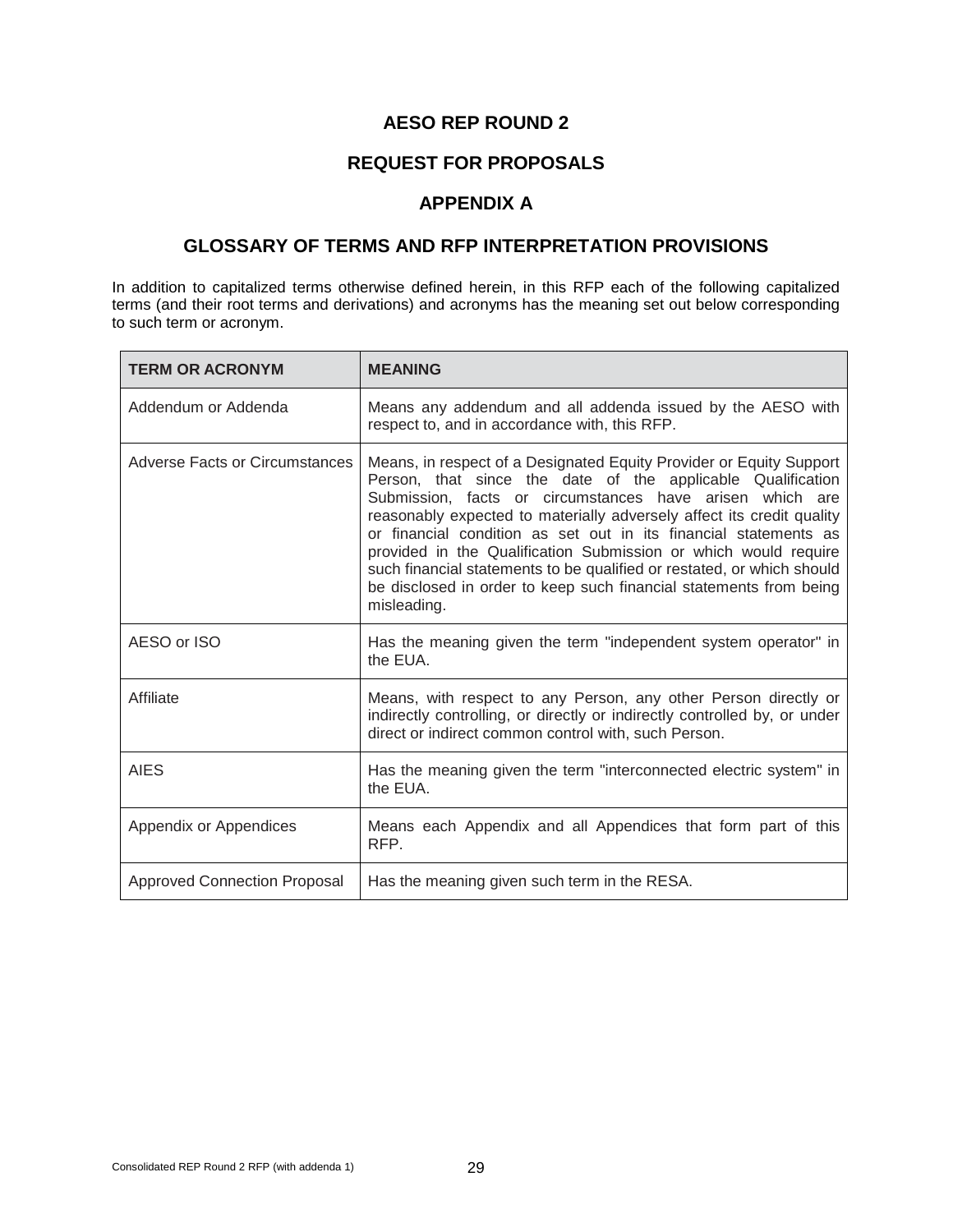# AESO REP ROUND 2

# REQUEST FOR PROPOSALS

# APPENDIX A

## GLOSSARY OF TERMS AND RFP INTERPRETATION PROVISIONS

In addition to capitalized terms otherwise defined herein, in this RFP each of the following capitalized terms (and their root terms and derivations) and acronyms has the meaning set out below corresponding to such term or acronym.

| TERM OR ACRONYM | MEANING |
|---|---|
| Addendum or Addenda | Means any addendum and all addenda issued by the AESO with respect to, and in accordance with, this RFP. |
| Adverse Facts or Circumstances | Means, in respect of a Designated Equity Provider or Equity Support Person, that since the date of the applicable Qualification Submission, facts or circumstances have arisen which are reasonably expected to materially adversely affect its credit quality or financial condition as set out in its financial statements as provided in the Qualification Submission or which would require such financial statements to be qualified or restated, or which should be disclosed in order to keep such financial statements from being misleading. |
| AESO or ISO | Has the meaning given the term "independent system operator" in the EUA. |
| Affiliate | Means, with respect to any Person, any other Person directly or indirectly controlling, or directly or indirectly controlled by, or under direct or indirect common control with, such Person. |
| AIES | Has the meaning given the term "interconnected electric system" in the EUA. |
| Appendix or Appendices | Means each Appendix and all Appendices that form part of this RFP. |
| Approved Connection Proposal | Has the meaning given such term in the RESA. |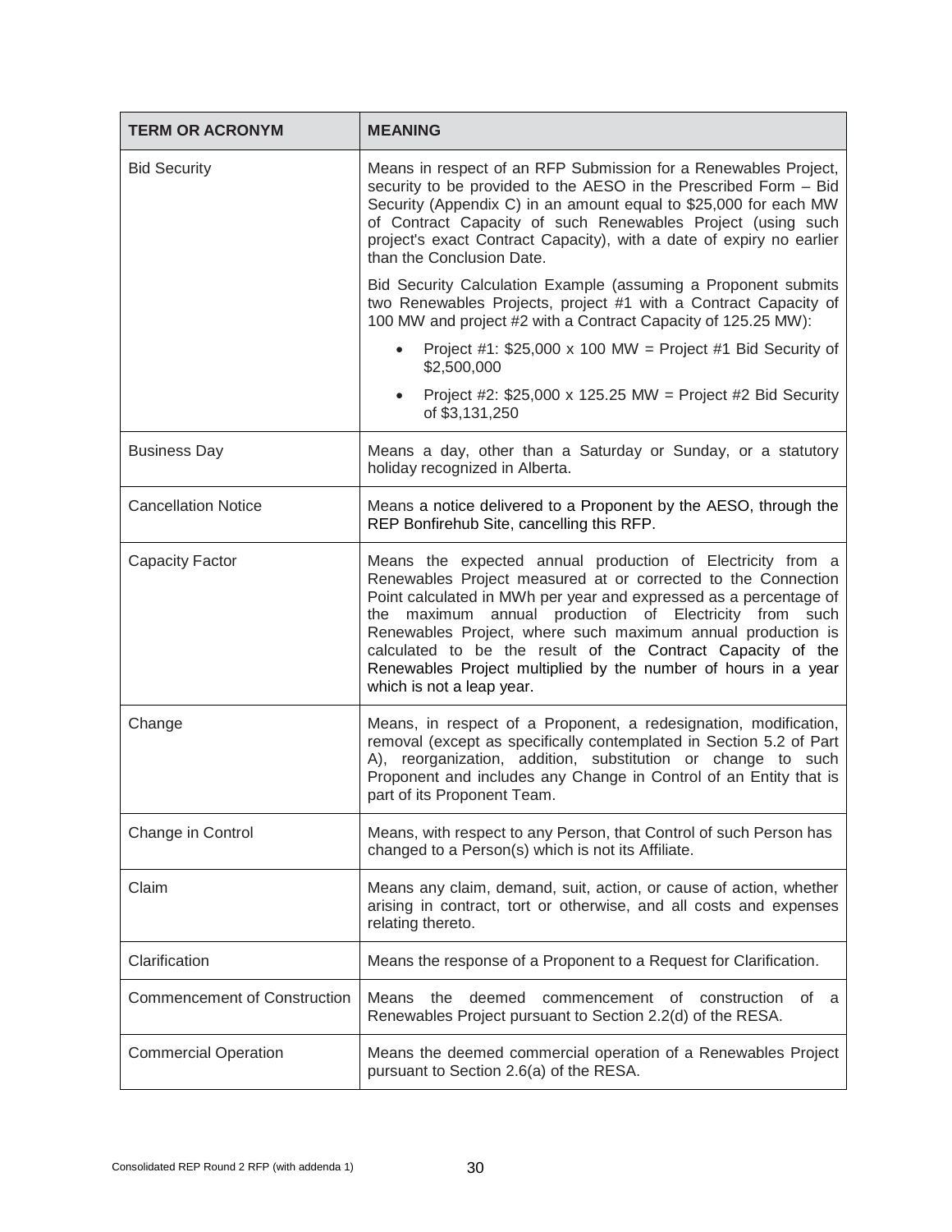| TERM OR ACRONYM | MEANING |
|---|---|
| Bid Security | Means in respect of an RFP Submission for a Renewables Project, security to be provided to the AESO in the Prescribed Form – Bid Security (Appendix C) in an amount equal to $25,000 for each MW of Contract Capacity of such Renewables Project (using such project's exact Contract Capacity), with a date of expiry no earlier than the Conclusion Date.<br><br>Bid Security Calculation Example (assuming a Proponent submits two Renewables Projects, project #1 with a Contract Capacity of 100 MW and project #2 with a Contract Capacity of 125.25 MW):<br><br>• Project #1: $25,000 x 100 MW = Project #1 Bid Security of $2,500,000<br>• Project #2: $25,000 x 125.25 MW = Project #2 Bid Security of $3,131,250 |
| Business Day | Means a day, other than a Saturday or Sunday, or a statutory holiday recognized in Alberta. |
| Cancellation Notice | Means a notice delivered to a Proponent by the AESO, through the REP Bonfirehub Site, cancelling this RFP. |
| Capacity Factor | Means the expected annual production of Electricity from a Renewables Project measured at or corrected to the Connection Point calculated in MWh per year and expressed as a percentage of the maximum annual production of Electricity from such Renewables Project, where such maximum annual production is calculated to be the result of the Contract Capacity of the Renewables Project multiplied by the number of hours in a year which is not a leap year. |
| Change | Means, in respect of a Proponent, a redesignation, modification, removal (except as specifically contemplated in Section 5.2 of Part A), reorganization, addition, substitution or change to such Proponent and includes any Change in Control of an Entity that is part of its Proponent Team. |
| Change in Control | Means, with respect to any Person, that Control of such Person has changed to a Person(s) which is not its Affiliate. |
| Claim | Means any claim, demand, suit, action, or cause of action, whether arising in contract, tort or otherwise, and all costs and expenses relating thereto. |
| Clarification | Means the response of a Proponent to a Request for Clarification. |
| Commencement of Construction | Means the deemed commencement of construction of a Renewables Project pursuant to Section 2.2(d) of the RESA. |
| Commercial Operation | Means the deemed commercial operation of a Renewables Project pursuant to Section 2.6(a) of the RESA. |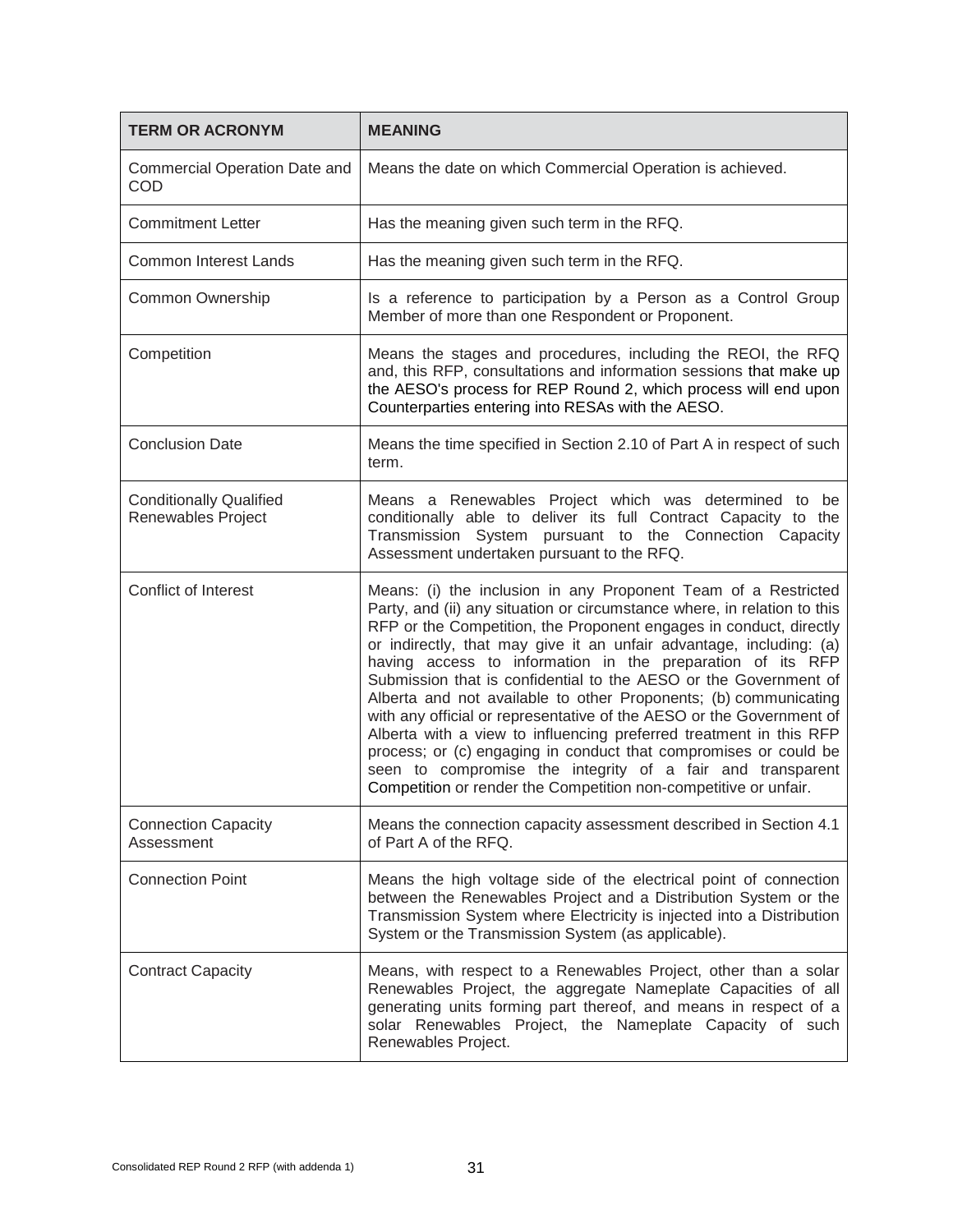| TERM OR ACRONYM | MEANING |
|---|---|
| Commercial Operation Date and COD | Means the date on which Commercial Operation is achieved. |
| Commitment Letter | Has the meaning given such term in the RFQ. |
| Common Interest Lands | Has the meaning given such term in the RFQ. |
| Common Ownership | Is a reference to participation by a Person as a Control Group Member of more than one Respondent or Proponent. |
| Competition | Means the stages and procedures, including the REOI, the RFQ and, this RFP, consultations and information sessions that make up the AESO's process for REP Round 2, which process will end upon Counterparties entering into RESAs with the AESO. |
| Conclusion Date | Means the time specified in Section 2.10 of Part A in respect of such term. |
| Conditionally Qualified Renewables Project | Means a Renewables Project which was determined to be conditionally able to deliver its full Contract Capacity to the Transmission System pursuant to the Connection Capacity Assessment undertaken pursuant to the RFQ. |
| Conflict of Interest | Means: (i) the inclusion in any Proponent Team of a Restricted Party, and (ii) any situation or circumstance where, in relation to this RFP or the Competition, the Proponent engages in conduct, directly or indirectly, that may give it an unfair advantage, including: (a) having access to information in the preparation of its RFP Submission that is confidential to the AESO or the Government of Alberta and not available to other Proponents; (b) communicating with any official or representative of the AESO or the Government of Alberta with a view to influencing preferred treatment in this RFP process; or (c) engaging in conduct that compromises or could be seen to compromise the integrity of a fair and transparent Competition or render the Competition non-competitive or unfair. |
| Connection Capacity Assessment | Means the connection capacity assessment described in Section 4.1 of Part A of the RFQ. |
| Connection Point | Means the high voltage side of the electrical point of connection between the Renewables Project and a Distribution System or the Transmission System where Electricity is injected into a Distribution System or the Transmission System (as applicable). |
| Contract Capacity | Means, with respect to a Renewables Project, other than a solar Renewables Project, the aggregate Nameplate Capacities of all generating units forming part thereof, and means in respect of a solar Renewables Project, the Nameplate Capacity of such Renewables Project. |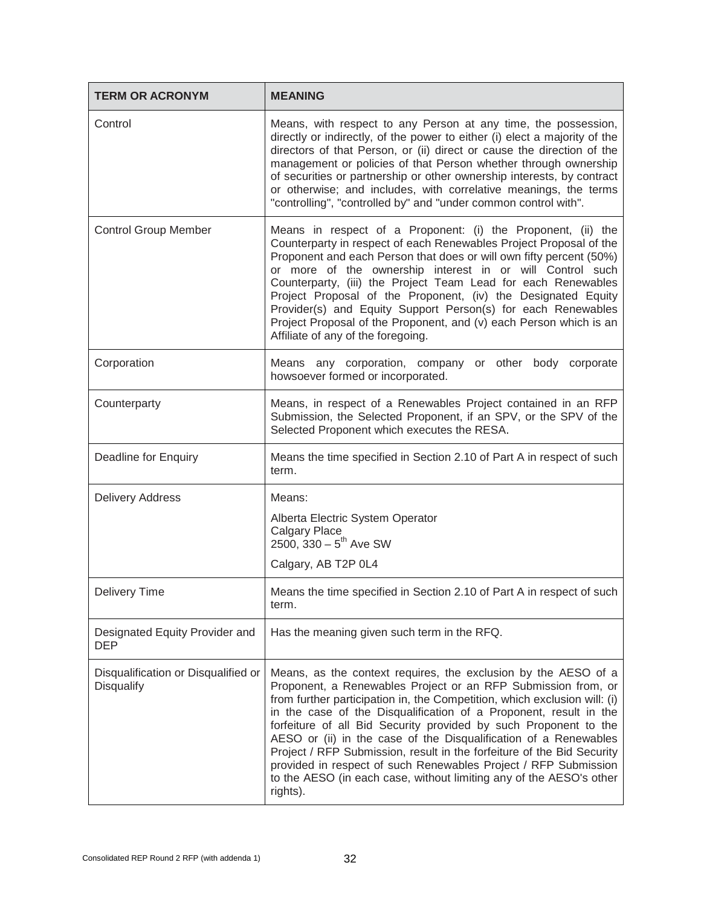| TERM OR ACRONYM | MEANING |
| --- | --- |
| Control | Means, with respect to any Person at any time, the possession, directly or indirectly, of the power to either (i) elect a majority of the directors of that Person, or (ii) direct or cause the direction of the management or policies of that Person whether through ownership of securities or partnership or other ownership interests, by contract or otherwise; and includes, with correlative meanings, the terms "controlling", "controlled by" and "under common control with". |
| Control Group Member | Means in respect of a Proponent: (i) the Proponent, (ii) the Counterparty in respect of each Renewables Project Proposal of the Proponent and each Person that does or will own fifty percent (50%) or more of the ownership interest in or will Control such Counterparty, (iii) the Project Team Lead for each Renewables Project Proposal of the Proponent, (iv) the Designated Equity Provider(s) and Equity Support Person(s) for each Renewables Project Proposal of the Proponent, and (v) each Person which is an Affiliate of any of the foregoing. |
| Corporation | Means any corporation, company or other body corporate howsoever formed or incorporated. |
| Counterparty | Means, in respect of a Renewables Project contained in an RFP Submission, the Selected Proponent, if an SPV, or the SPV of the Selected Proponent which executes the RESA. |
| Deadline for Enquiry | Means the time specified in Section 2.10 of Part A in respect of such term. |
| Delivery Address | Means:<br>Alberta Electric System Operator<br>Calgary Place<br>2500, 330 – 5th Ave SW<br>Calgary, AB T2P 0L4 |
| Delivery Time | Means the time specified in Section 2.10 of Part A in respect of such term. |
| Designated Equity Provider and DEP | Has the meaning given such term in the RFQ. |
| Disqualification or Disqualified or Disqualify | Means, as the context requires, the exclusion by the AESO of a Proponent, a Renewables Project or an RFP Submission from, or from further participation in, the Competition, which exclusion will: (i) in the case of the Disqualification of a Proponent, result in the forfeiture of all Bid Security provided by such Proponent to the AESO or (ii) in the case of the Disqualification of a Renewables Project / RFP Submission, result in the forfeiture of the Bid Security provided in respect of such Renewables Project / RFP Submission to the AESO (in each case, without limiting any of the AESO's other rights). |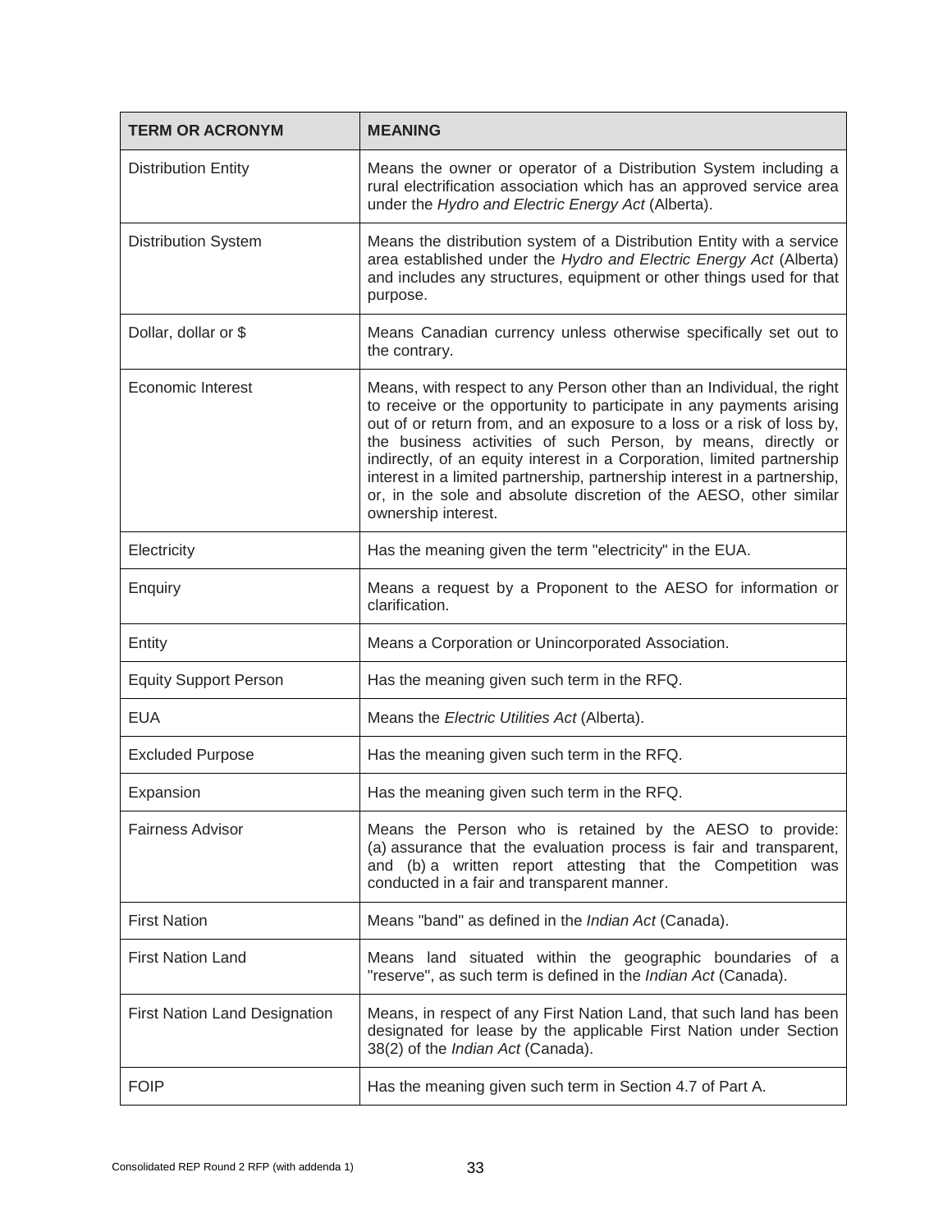| TERM OR ACRONYM | MEANING |
| --- | --- |
| Distribution Entity | Means the owner or operator of a Distribution System including a rural electrification association which has an approved service area under the *Hydro and Electric Energy Act* (Alberta). |
| Distribution System | Means the distribution system of a Distribution Entity with a service area established under the *Hydro and Electric Energy Act* (Alberta) and includes any structures, equipment or other things used for that purpose. |
| Dollar, dollar or $ | Means Canadian currency unless otherwise specifically set out to the contrary. |
| Economic Interest | Means, with respect to any Person other than an Individual, the right to receive or the opportunity to participate in any payments arising out of or return from, and an exposure to a loss or a risk of loss by, the business activities of such Person, by means, directly or indirectly, of an equity interest in a Corporation, limited partnership interest in a limited partnership, partnership interest in a partnership, or, in the sole and absolute discretion of the AESO, other similar ownership interest. |
| Electricity | Has the meaning given the term "electricity" in the EUA. |
| Enquiry | Means a request by a Proponent to the AESO for information or clarification. |
| Entity | Means a Corporation or Unincorporated Association. |
| Equity Support Person | Has the meaning given such term in the RFQ. |
| EUA | Means the *Electric Utilities Act* (Alberta). |
| Excluded Purpose | Has the meaning given such term in the RFQ. |
| Expansion | Has the meaning given such term in the RFQ. |
| Fairness Advisor | Means the Person who is retained by the AESO to provide: (a) assurance that the evaluation process is fair and transparent, and (b) a written report attesting that the Competition was conducted in a fair and transparent manner. |
| First Nation | Means "band" as defined in the *Indian Act* (Canada). |
| First Nation Land | Means land situated within the geographic boundaries of a "reserve", as such term is defined in the *Indian Act* (Canada). |
| First Nation Land Designation | Means, in respect of any First Nation Land, that such land has been designated for lease by the applicable First Nation under Section 38(2) of the *Indian Act* (Canada). |
| FOIP | Has the meaning given such term in Section 4.7 of Part A. |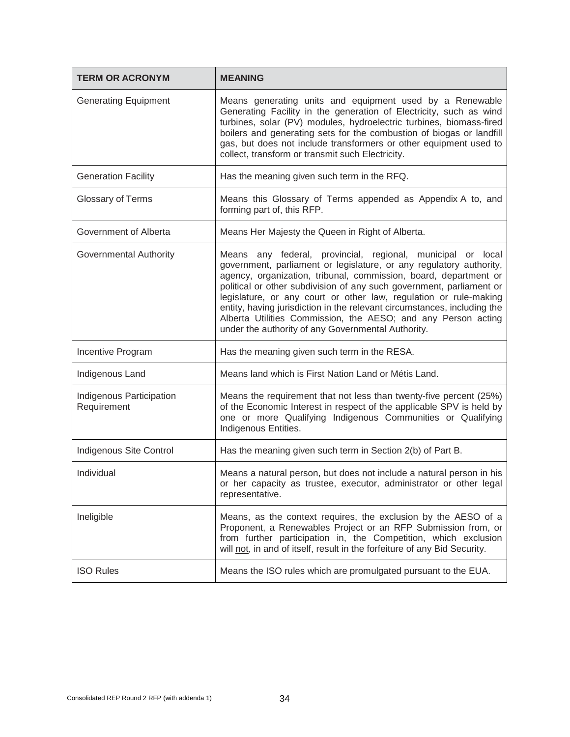| TERM OR ACRONYM | MEANING |
| --- | --- |
| Generating Equipment | Means generating units and equipment used by a Renewable Generating Facility in the generation of Electricity, such as wind turbines, solar (PV) modules, hydroelectric turbines, biomass-fired boilers and generating sets for the combustion of biogas or landfill gas, but does not include transformers or other equipment used to collect, transform or transmit such Electricity. |
| Generation Facility | Has the meaning given such term in the RFQ. |
| Glossary of Terms | Means this Glossary of Terms appended as Appendix A to, and forming part of, this RFP. |
| Government of Alberta | Means Her Majesty the Queen in Right of Alberta. |
| Governmental Authority | Means any federal, provincial, regional, municipal or local government, parliament or legislature, or any regulatory authority, agency, organization, tribunal, commission, board, department or political or other subdivision of any such government, parliament or legislature, or any court or other law, regulation or rule-making entity, having jurisdiction in the relevant circumstances, including the Alberta Utilities Commission, the AESO; and any Person acting under the authority of any Governmental Authority. |
| Incentive Program | Has the meaning given such term in the RESA. |
| Indigenous Land | Means land which is First Nation Land or Métis Land. |
| Indigenous Participation Requirement | Means the requirement that not less than twenty-five percent (25%) of the Economic Interest in respect of the applicable SPV is held by one or more Qualifying Indigenous Communities or Qualifying Indigenous Entities. |
| Indigenous Site Control | Has the meaning given such term in Section 2(b) of Part B. |
| Individual | Means a natural person, but does not include a natural person in his or her capacity as trustee, executor, administrator or other legal representative. |
| Ineligible | Means, as the context requires, the exclusion by the AESO of a Proponent, a Renewables Project or an RFP Submission from, or from further participation in, the Competition, which exclusion will not, in and of itself, result in the forfeiture of any Bid Security. |
| ISO Rules | Means the ISO rules which are promulgated pursuant to the EUA. |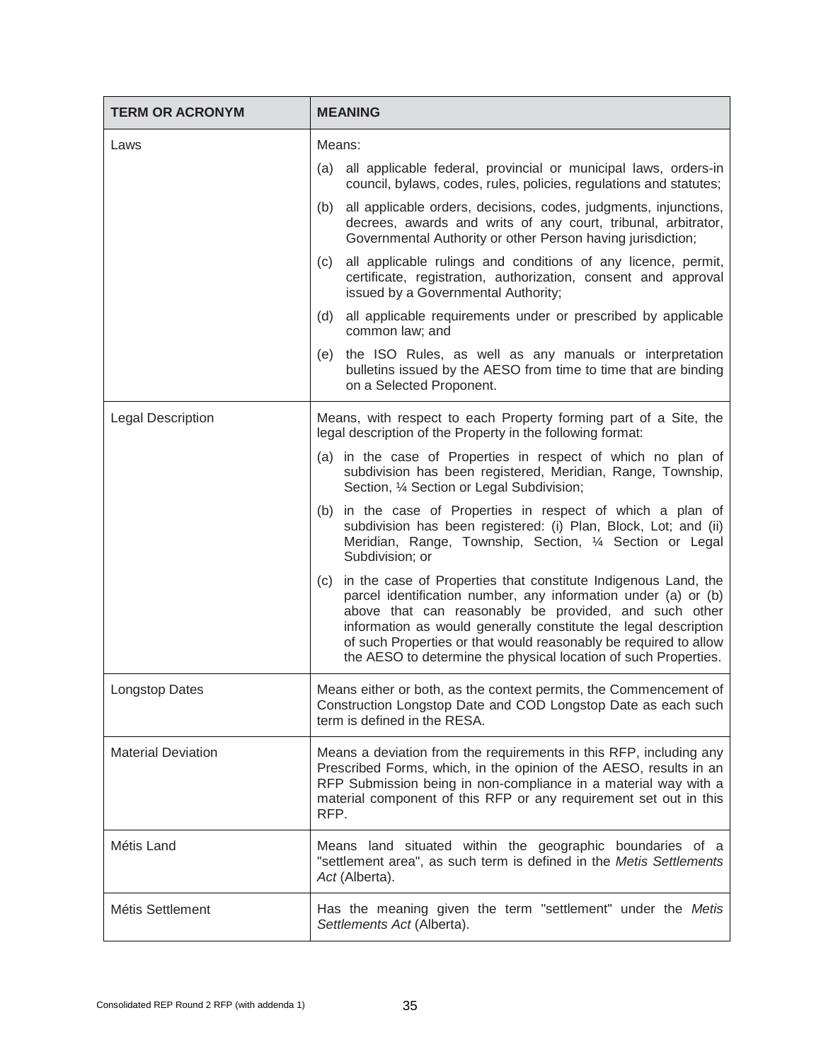| TERM OR ACRONYM | MEANING |
| --- | --- |
| Laws | Means:<br>(a) all applicable federal, provincial or municipal laws, orders-in council, bylaws, codes, rules, policies, regulations and statutes;<br>(b) all applicable orders, decisions, codes, judgments, injunctions, decrees, awards and writs of any court, tribunal, arbitrator, Governmental Authority or other Person having jurisdiction;<br>(c) all applicable rulings and conditions of any licence, permit, certificate, registration, authorization, consent and approval issued by a Governmental Authority;<br>(d) all applicable requirements under or prescribed by applicable common law; and<br>(e) the ISO Rules, as well as any manuals or interpretation bulletins issued by the AESO from time to time that are binding on a Selected Proponent. |
| Legal Description | Means, with respect to each Property forming part of a Site, the legal description of the Property in the following format:<br>(a) in the case of Properties in respect of which no plan of subdivision has been registered, Meridian, Range, Township, Section, ¼ Section or Legal Subdivision;<br>(b) in the case of Properties in respect of which a plan of subdivision has been registered: (i) Plan, Block, Lot; and (ii) Meridian, Range, Township, Section, ¼ Section or Legal Subdivision; or<br>(c) in the case of Properties that constitute Indigenous Land, the parcel identification number, any information under (a) or (b) above that can reasonably be provided, and such other information as would generally constitute the legal description of such Properties or that would reasonably be required to allow the AESO to determine the physical location of such Properties. |
| Longstop Dates | Means either or both, as the context permits, the Commencement of Construction Longstop Date and COD Longstop Date as each such term is defined in the RESA. |
| Material Deviation | Means a deviation from the requirements in this RFP, including any Prescribed Forms, which, in the opinion of the AESO, results in an RFP Submission being in non-compliance in a material way with a material component of this RFP or any requirement set out in this RFP. |
| Métis Land | Means land situated within the geographic boundaries of a "settlement area", as such term is defined in the *Metis Settlements Act* (Alberta). |
| Métis Settlement | Has the meaning given the term "settlement" under the *Metis Settlements Act* (Alberta). |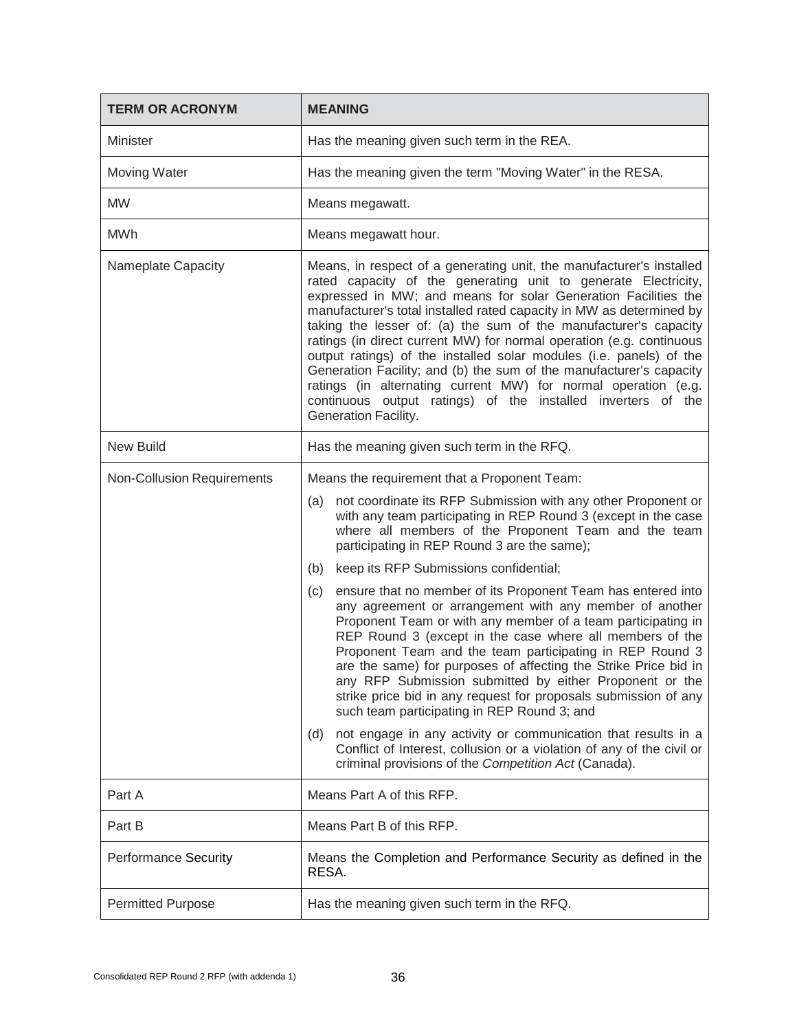| TERM OR ACRONYM | MEANING |
| --- | --- |
| Minister | Has the meaning given such term in the REA. |
| Moving Water | Has the meaning given the term "Moving Water" in the RESA. |
| MW | Means megawatt. |
| MWh | Means megawatt hour. |
| Nameplate Capacity | Means, in respect of a generating unit, the manufacturer's installed rated capacity of the generating unit to generate Electricity, expressed in MW; and means for solar Generation Facilities the manufacturer's total installed rated capacity in MW as determined by taking the lesser of: (a) the sum of the manufacturer's capacity ratings (in direct current MW) for normal operation (e.g. continuous output ratings) of the installed solar modules (i.e. panels) of the Generation Facility; and (b) the sum of the manufacturer's capacity ratings (in alternating current MW) for normal operation (e.g. continuous output ratings) of the installed inverters of the Generation Facility. |
| New Build | Has the meaning given such term in the RFQ. |
| Non-Collusion Requirements | Means the requirement that a Proponent Team:<br>(a) not coordinate its RFP Submission with any other Proponent or with any team participating in REP Round 3 (except in the case where all members of the Proponent Team and the team participating in REP Round 3 are the same);<br>(b) keep its RFP Submissions confidential;<br>(c) ensure that no member of its Proponent Team has entered into any agreement or arrangement with any member of another Proponent Team or with any member of a team participating in REP Round 3 (except in the case where all members of the Proponent Team and the team participating in REP Round 3 are the same) for purposes of affecting the Strike Price bid in any RFP Submission submitted by either Proponent or the strike price bid in any request for proposals submission of any such team participating in REP Round 3; and<br>(d) not engage in any activity or communication that results in a Conflict of Interest, collusion or a violation of any of the civil or criminal provisions of the *Competition Act* (Canada). |
| Part A | Means Part A of this RFP. |
| Part B | Means Part B of this RFP. |
| Performance Security | Means the Completion and Performance Security as defined in the RESA. |
| Permitted Purpose | Has the meaning given such term in the RFQ. |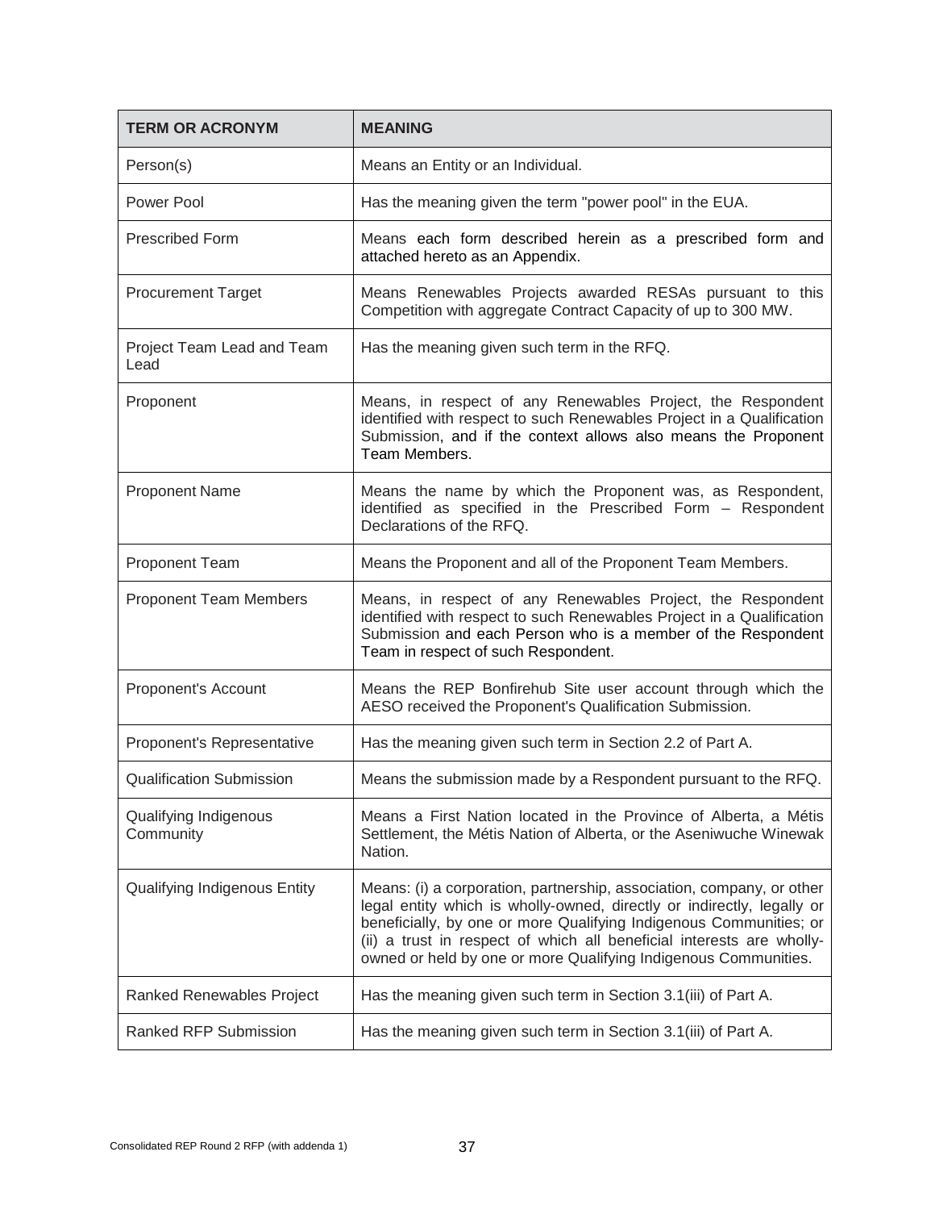| TERM OR ACRONYM | MEANING |
| --- | --- |
| Person(s) | Means an Entity or an Individual. |
| Power Pool | Has the meaning given the term "power pool" in the EUA. |
| Prescribed Form | Means each form described herein as a prescribed form and attached hereto as an Appendix. |
| Procurement Target | Means Renewables Projects awarded RESAs pursuant to this Competition with aggregate Contract Capacity of up to 300 MW. |
| Project Team Lead and Team Lead | Has the meaning given such term in the RFQ. |
| Proponent | Means, in respect of any Renewables Project, the Respondent identified with respect to such Renewables Project in a Qualification Submission, and if the context allows also means the Proponent Team Members. |
| Proponent Name | Means the name by which the Proponent was, as Respondent, identified as specified in the Prescribed Form – Respondent Declarations of the RFQ. |
| Proponent Team | Means the Proponent and all of the Proponent Team Members. |
| Proponent Team Members | Means, in respect of any Renewables Project, the Respondent identified with respect to such Renewables Project in a Qualification Submission and each Person who is a member of the Respondent Team in respect of such Respondent. |
| Proponent's Account | Means the REP Bonfirehub Site user account through which the AESO received the Proponent's Qualification Submission. |
| Proponent's Representative | Has the meaning given such term in Section 2.2 of Part A. |
| Qualification Submission | Means the submission made by a Respondent pursuant to the RFQ. |
| Qualifying Indigenous Community | Means a First Nation located in the Province of Alberta, a Métis Settlement, the Métis Nation of Alberta, or the Aseniwuche Winewak Nation. |
| Qualifying Indigenous Entity | Means: (i) a corporation, partnership, association, company, or other legal entity which is wholly-owned, directly or indirectly, legally or beneficially, by one or more Qualifying Indigenous Communities; or (ii) a trust in respect of which all beneficial interests are wholly-owned or held by one or more Qualifying Indigenous Communities. |
| Ranked Renewables Project | Has the meaning given such term in Section 3.1(iii) of Part A. |
| Ranked RFP Submission | Has the meaning given such term in Section 3.1(iii) of Part A. |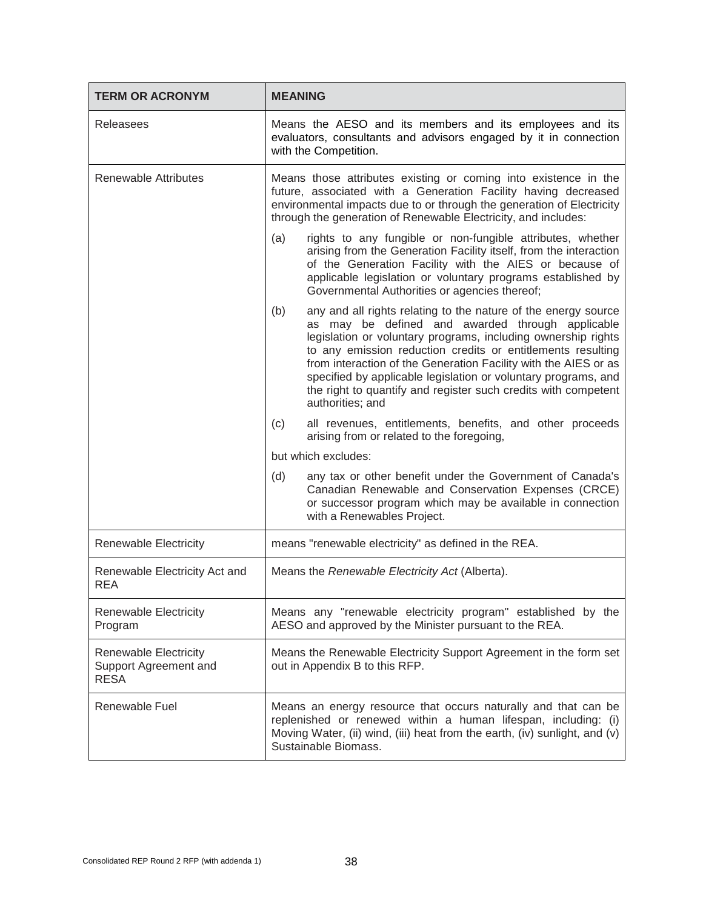| TERM OR ACRONYM | MEANING |
|---|---|
| Releasees | Means the AESO and its members and its employees and its evaluators, consultants and advisors engaged by it in connection with the Competition. |
| Renewable Attributes | Means those attributes existing or coming into existence in the future, associated with a Generation Facility having decreased environmental impacts due to or through the generation of Electricity through the generation of Renewable Electricity, and includes:<br><br>(a) rights to any fungible or non-fungible attributes, whether arising from the Generation Facility itself, from the interaction of the Generation Facility with the AIES or because of applicable legislation or voluntary programs established by Governmental Authorities or agencies thereof;<br><br>(b) any and all rights relating to the nature of the energy source as may be defined and awarded through applicable legislation or voluntary programs, including ownership rights to any emission reduction credits or entitlements resulting from interaction of the Generation Facility with the AIES or as specified by applicable legislation or voluntary programs, and the right to quantify and register such credits with competent authorities; and<br><br>(c) all revenues, entitlements, benefits, and other proceeds arising from or related to the foregoing,<br><br>but which excludes:<br><br>(d) any tax or other benefit under the Government of Canada's Canadian Renewable and Conservation Expenses (CRCE) or successor program which may be available in connection with a Renewables Project. |
| Renewable Electricity | means "renewable electricity" as defined in the REA. |
| Renewable Electricity Act and REA | Means the *Renewable Electricity Act* (Alberta). |
| Renewable Electricity Program | Means any "renewable electricity program" established by the AESO and approved by the Minister pursuant to the REA. |
| Renewable Electricity Support Agreement and RESA | Means the Renewable Electricity Support Agreement in the form set out in Appendix B to this RFP. |
| Renewable Fuel | Means an energy resource that occurs naturally and that can be replenished or renewed within a human lifespan, including: (i) Moving Water, (ii) wind, (iii) heat from the earth, (iv) sunlight, and (v) Sustainable Biomass. |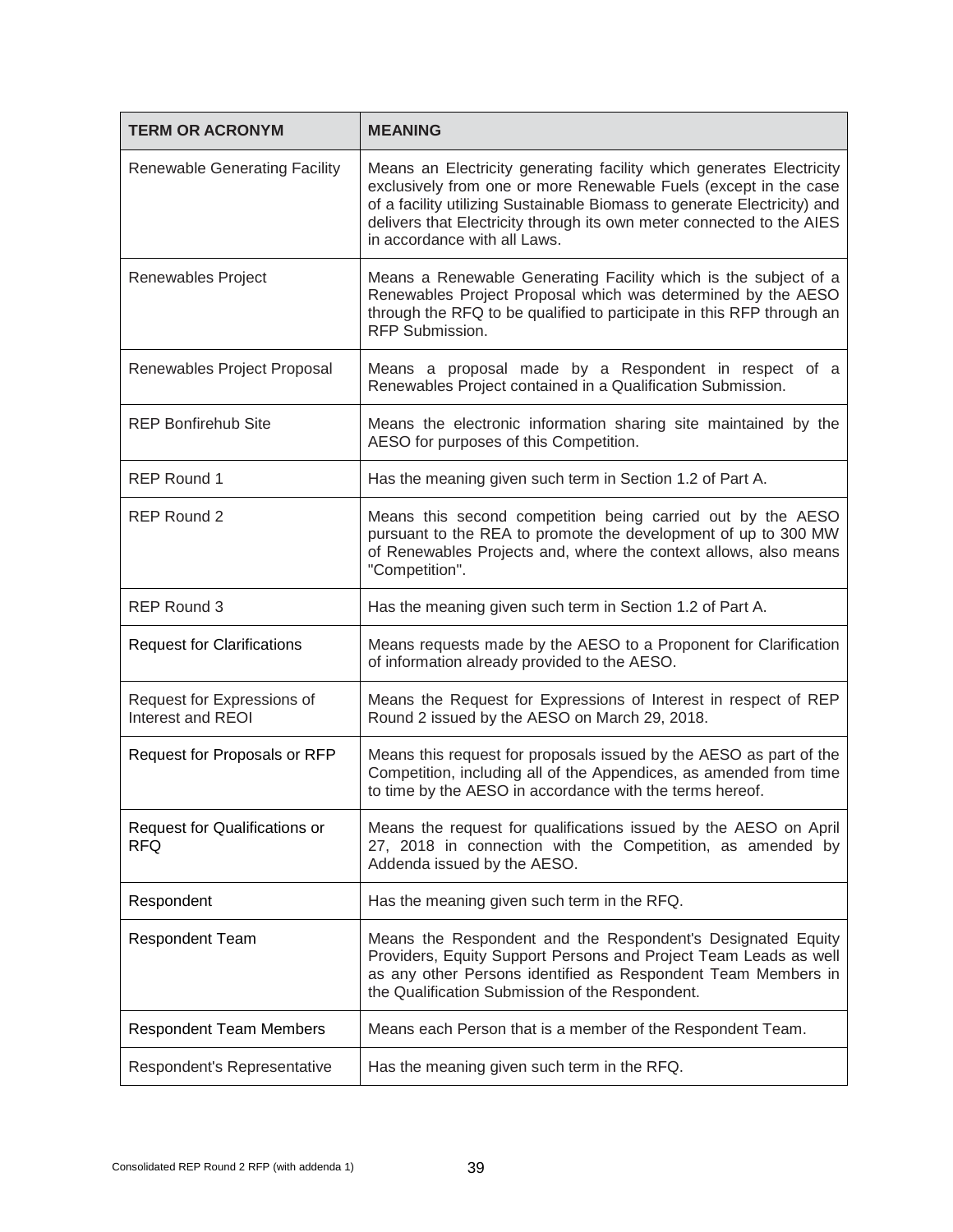| TERM OR ACRONYM | MEANING |
|---|---|
| Renewable Generating Facility | Means an Electricity generating facility which generates Electricity exclusively from one or more Renewable Fuels (except in the case of a facility utilizing Sustainable Biomass to generate Electricity) and delivers that Electricity through its own meter connected to the AIES in accordance with all Laws. |
| Renewables Project | Means a Renewable Generating Facility which is the subject of a Renewables Project Proposal which was determined by the AESO through the RFQ to be qualified to participate in this RFP through an RFP Submission. |
| Renewables Project Proposal | Means a proposal made by a Respondent in respect of a Renewables Project contained in a Qualification Submission. |
| REP Bonfirehub Site | Means the electronic information sharing site maintained by the AESO for purposes of this Competition. |
| REP Round 1 | Has the meaning given such term in Section 1.2 of Part A. |
| REP Round 2 | Means this second competition being carried out by the AESO pursuant to the REA to promote the development of up to 300 MW of Renewables Projects and, where the context allows, also means "Competition". |
| REP Round 3 | Has the meaning given such term in Section 1.2 of Part A. |
| Request for Clarifications | Means requests made by the AESO to a Proponent for Clarification of information already provided to the AESO. |
| Request for Expressions of Interest and REOI | Means the Request for Expressions of Interest in respect of REP Round 2 issued by the AESO on March 29, 2018. |
| Request for Proposals or RFP | Means this request for proposals issued by the AESO as part of the Competition, including all of the Appendices, as amended from time to time by the AESO in accordance with the terms hereof. |
| Request for Qualifications or RFQ | Means the request for qualifications issued by the AESO on April 27, 2018 in connection with the Competition, as amended by Addenda issued by the AESO. |
| Respondent | Has the meaning given such term in the RFQ. |
| Respondent Team | Means the Respondent and the Respondent's Designated Equity Providers, Equity Support Persons and Project Team Leads as well as any other Persons identified as Respondent Team Members in the Qualification Submission of the Respondent. |
| Respondent Team Members | Means each Person that is a member of the Respondent Team. |
| Respondent's Representative | Has the meaning given such term in the RFQ. |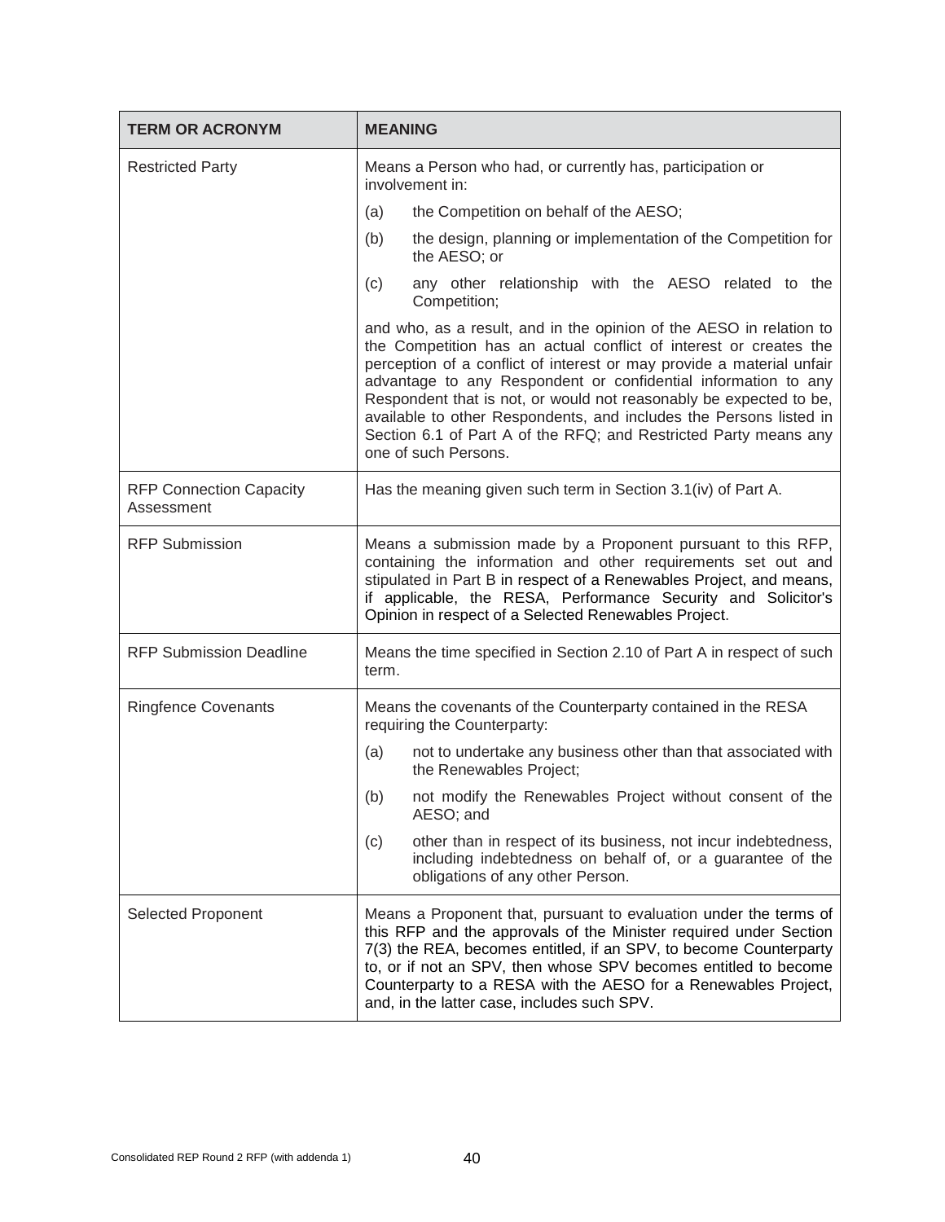| TERM OR ACRONYM | MEANING |
|---|---|
| Restricted Party | Means a Person who had, or currently has, participation or involvement in:<br>(a) the Competition on behalf of the AESO;<br>(b) the design, planning or implementation of the Competition for the AESO; or<br>(c) any other relationship with the AESO related to the Competition;<br>and who, as a result, and in the opinion of the AESO in relation to the Competition has an actual conflict of interest or creates the perception of a conflict of interest or may provide a material unfair advantage to any Respondent or confidential information to any Respondent that is not, or would not reasonably be expected to be, available to other Respondents, and includes the Persons listed in Section 6.1 of Part A of the RFQ; and Restricted Party means any one of such Persons. |
| RFP Connection Capacity Assessment | Has the meaning given such term in Section 3.1(iv) of Part A. |
| RFP Submission | Means a submission made by a Proponent pursuant to this RFP, containing the information and other requirements set out and stipulated in Part B in respect of a Renewables Project, and means, if applicable, the RESA, Performance Security and Solicitor's Opinion in respect of a Selected Renewables Project. |
| RFP Submission Deadline | Means the time specified in Section 2.10 of Part A in respect of such term. |
| Ringfence Covenants | Means the covenants of the Counterparty contained in the RESA requiring the Counterparty:<br>(a) not to undertake any business other than that associated with the Renewables Project;<br>(b) not modify the Renewables Project without consent of the AESO; and<br>(c) other than in respect of its business, not incur indebtedness, including indebtedness on behalf of, or a guarantee of the obligations of any other Person. |
| Selected Proponent | Means a Proponent that, pursuant to evaluation under the terms of this RFP and the approvals of the Minister required under Section 7(3) the REA, becomes entitled, if an SPV, to become Counterparty to, or if not an SPV, then whose SPV becomes entitled to become Counterparty to a RESA with the AESO for a Renewables Project, and, in the latter case, includes such SPV. |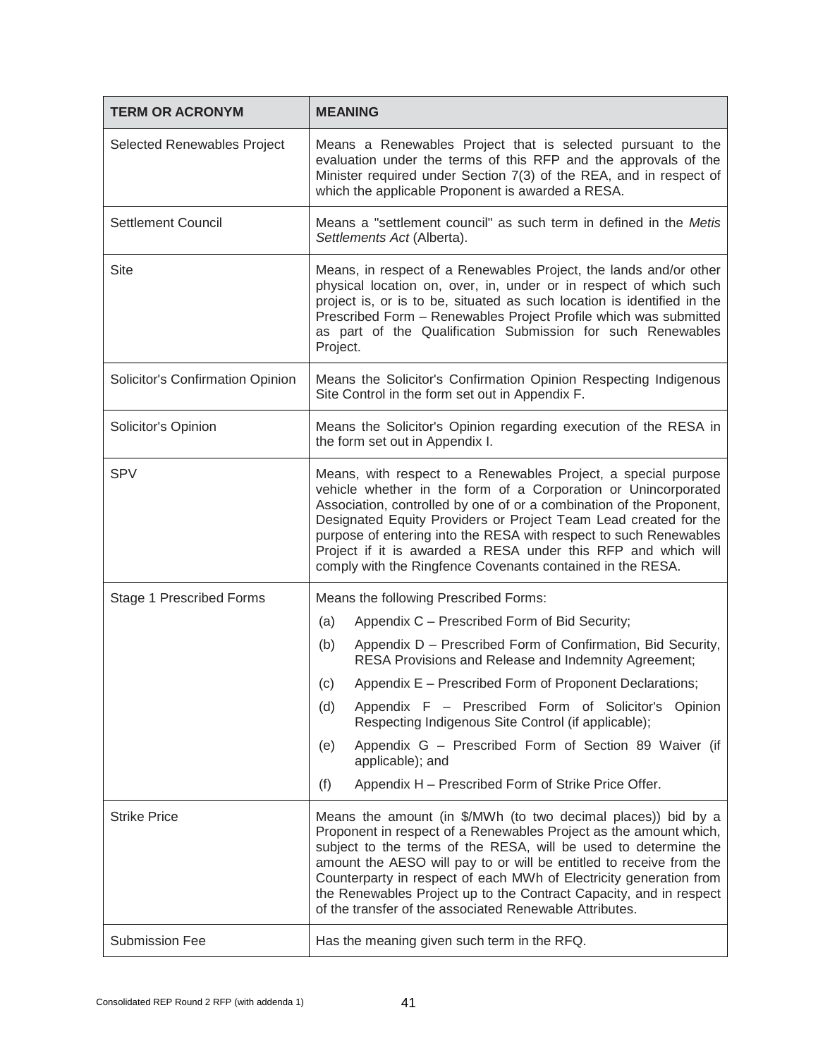| TERM OR ACRONYM | MEANING |
|---|---|
| Selected Renewables Project | Means a Renewables Project that is selected pursuant to the evaluation under the terms of this RFP and the approvals of the Minister required under Section 7(3) of the REA, and in respect of which the applicable Proponent is awarded a RESA. |
| Settlement Council | Means a "settlement council" as such term in defined in the *Metis Settlements Act* (Alberta). |
| Site | Means, in respect of a Renewables Project, the lands and/or other physical location on, over, in, under or in respect of which such project is, or is to be, situated as such location is identified in the Prescribed Form – Renewables Project Profile which was submitted as part of the Qualification Submission for such Renewables Project. |
| Solicitor's Confirmation Opinion | Means the Solicitor's Confirmation Opinion Respecting Indigenous Site Control in the form set out in Appendix F. |
| Solicitor's Opinion | Means the Solicitor's Opinion regarding execution of the RESA in the form set out in Appendix I. |
| SPV | Means, with respect to a Renewables Project, a special purpose vehicle whether in the form of a Corporation or Unincorporated Association, controlled by one of or a combination of the Proponent, Designated Equity Providers or Project Team Lead created for the purpose of entering into the RESA with respect to such Renewables Project if it is awarded a RESA under this RFP and which will comply with the Ringfence Covenants contained in the RESA. |
| Stage 1 Prescribed Forms | Means the following Prescribed Forms:<br>(a) Appendix C – Prescribed Form of Bid Security;<br>(b) Appendix D – Prescribed Form of Confirmation, Bid Security, RESA Provisions and Release and Indemnity Agreement;<br>(c) Appendix E – Prescribed Form of Proponent Declarations;<br>(d) Appendix F – Prescribed Form of Solicitor's Opinion Respecting Indigenous Site Control (if applicable);<br>(e) Appendix G – Prescribed Form of Section 89 Waiver (if applicable); and<br>(f) Appendix H – Prescribed Form of Strike Price Offer. |
| Strike Price | Means the amount (in \$/MWh (to two decimal places)) bid by a Proponent in respect of a Renewables Project as the amount which, subject to the terms of the RESA, will be used to determine the amount the AESO will pay to or will be entitled to receive from the Counterparty in respect of each MWh of Electricity generation from the Renewables Project up to the Contract Capacity, and in respect of the transfer of the associated Renewable Attributes. |
| Submission Fee | Has the meaning given such term in the RFQ. |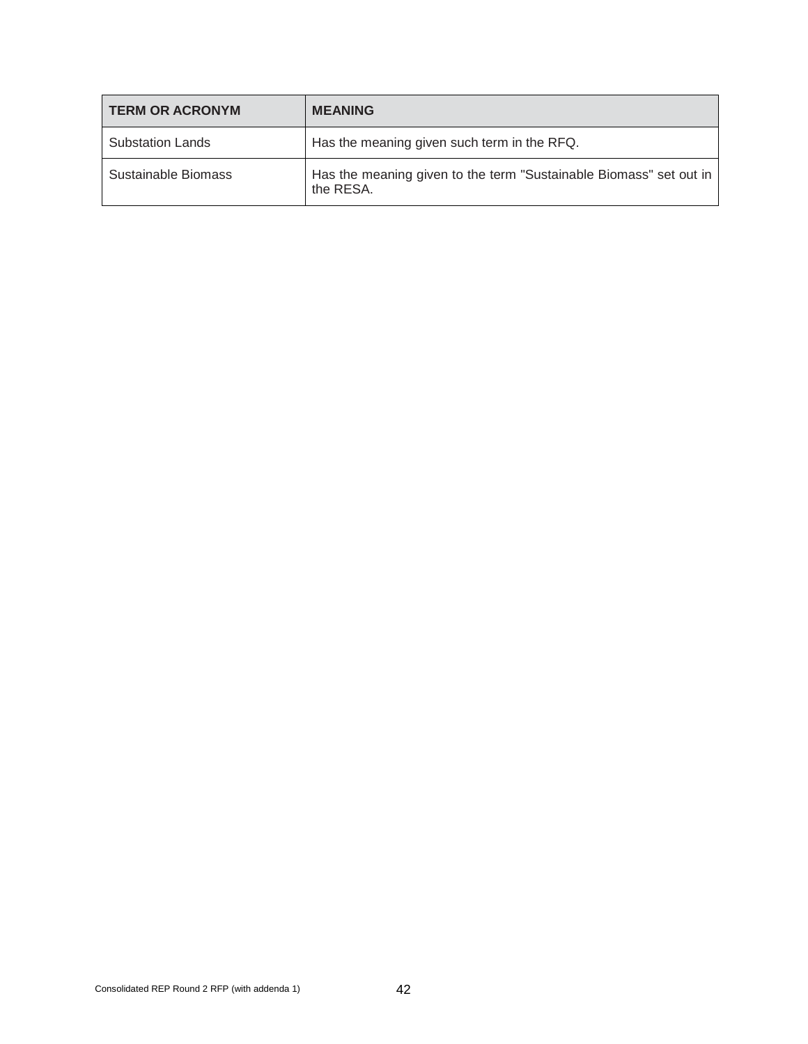| TERM OR ACRONYM | MEANING |
| --- | --- |
| Substation Lands | Has the meaning given such term in the RFQ. |
| Sustainable Biomass | Has the meaning given to the term "Sustainable Biomass" set out in the RESA. |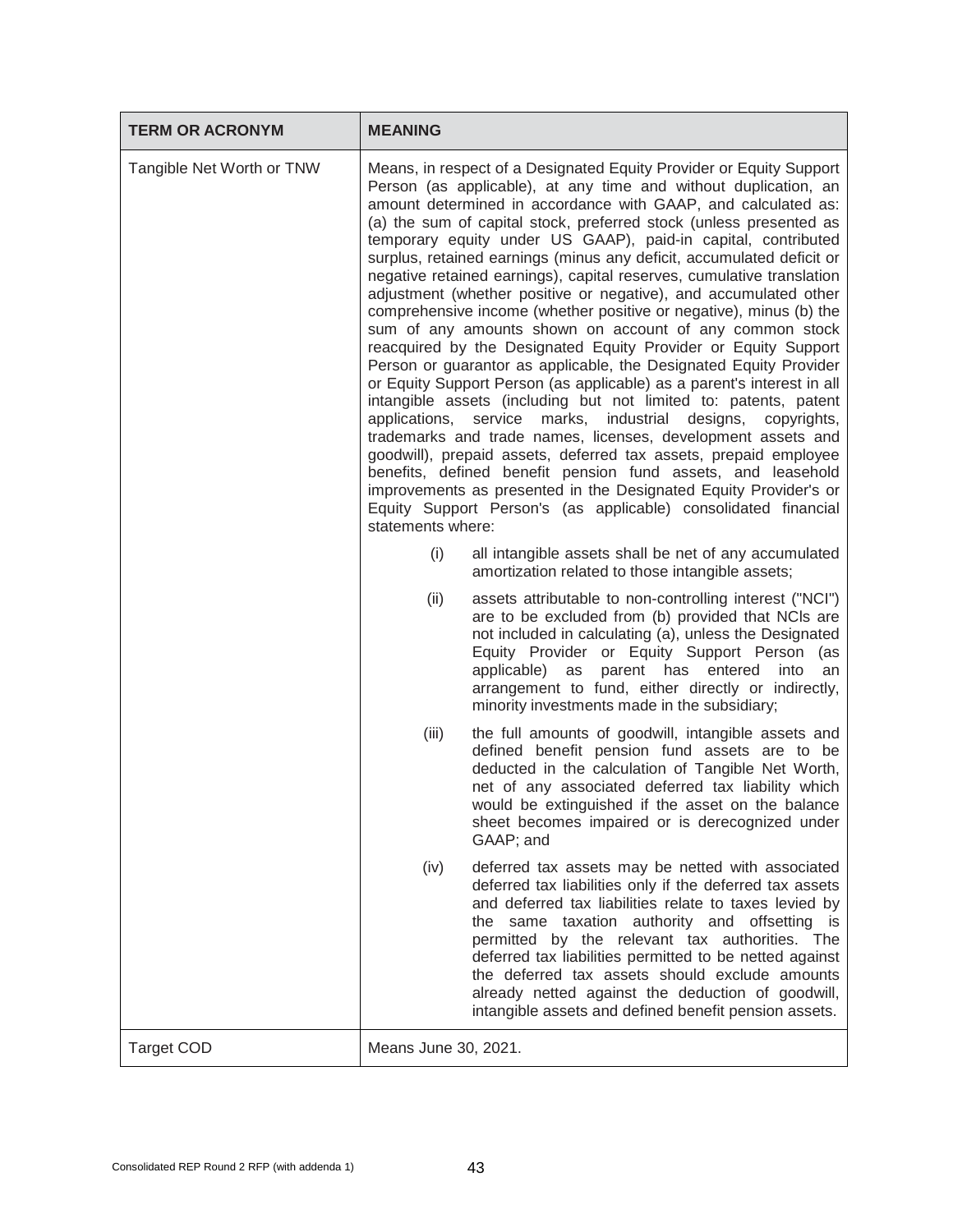| TERM OR ACRONYM | MEANING |
|---|---|
| Tangible Net Worth or TNW | Means, in respect of a Designated Equity Provider or Equity Support Person (as applicable), at any time and without duplication, an amount determined in accordance with GAAP, and calculated as: (a) the sum of capital stock, preferred stock (unless presented as temporary equity under US GAAP), paid-in capital, contributed surplus, retained earnings (minus any deficit, accumulated deficit or negative retained earnings), capital reserves, cumulative translation adjustment (whether positive or negative), and accumulated other comprehensive income (whether positive or negative), minus (b) the sum of any amounts shown on account of any common stock reacquired by the Designated Equity Provider or Equity Support Person or guarantor as applicable, the Designated Equity Provider or Equity Support Person (as applicable) as a parent's interest in all intangible assets (including but not limited to: patents, patent applications, service marks, industrial designs, copyrights, trademarks and trade names, licenses, development assets and goodwill), prepaid assets, deferred tax assets, prepaid employee benefits, defined benefit pension fund assets, and leasehold improvements as presented in the Designated Equity Provider's or Equity Support Person's (as applicable) consolidated financial statements where:<br><br>(i) all intangible assets shall be net of any accumulated amortization related to those intangible assets;<br><br>(ii) assets attributable to non-controlling interest ("NCI") are to be excluded from (b) provided that NCIs are not included in calculating (a), unless the Designated Equity Provider or Equity Support Person (as applicable) as parent has entered into an arrangement to fund, either directly or indirectly, minority investments made in the subsidiary;<br><br>(iii) the full amounts of goodwill, intangible assets and defined benefit pension fund assets are to be deducted in the calculation of Tangible Net Worth, net of any associated deferred tax liability which would be extinguished if the asset on the balance sheet becomes impaired or is derecognized under GAAP; and<br><br>(iv) deferred tax assets may be netted with associated deferred tax liabilities only if the deferred tax assets and deferred tax liabilities relate to taxes levied by the same taxation authority and offsetting is permitted by the relevant tax authorities. The deferred tax liabilities permitted to be netted against the deferred tax assets should exclude amounts already netted against the deduction of goodwill, intangible assets and defined benefit pension assets. |
| Target COD | Means June 30, 2021. |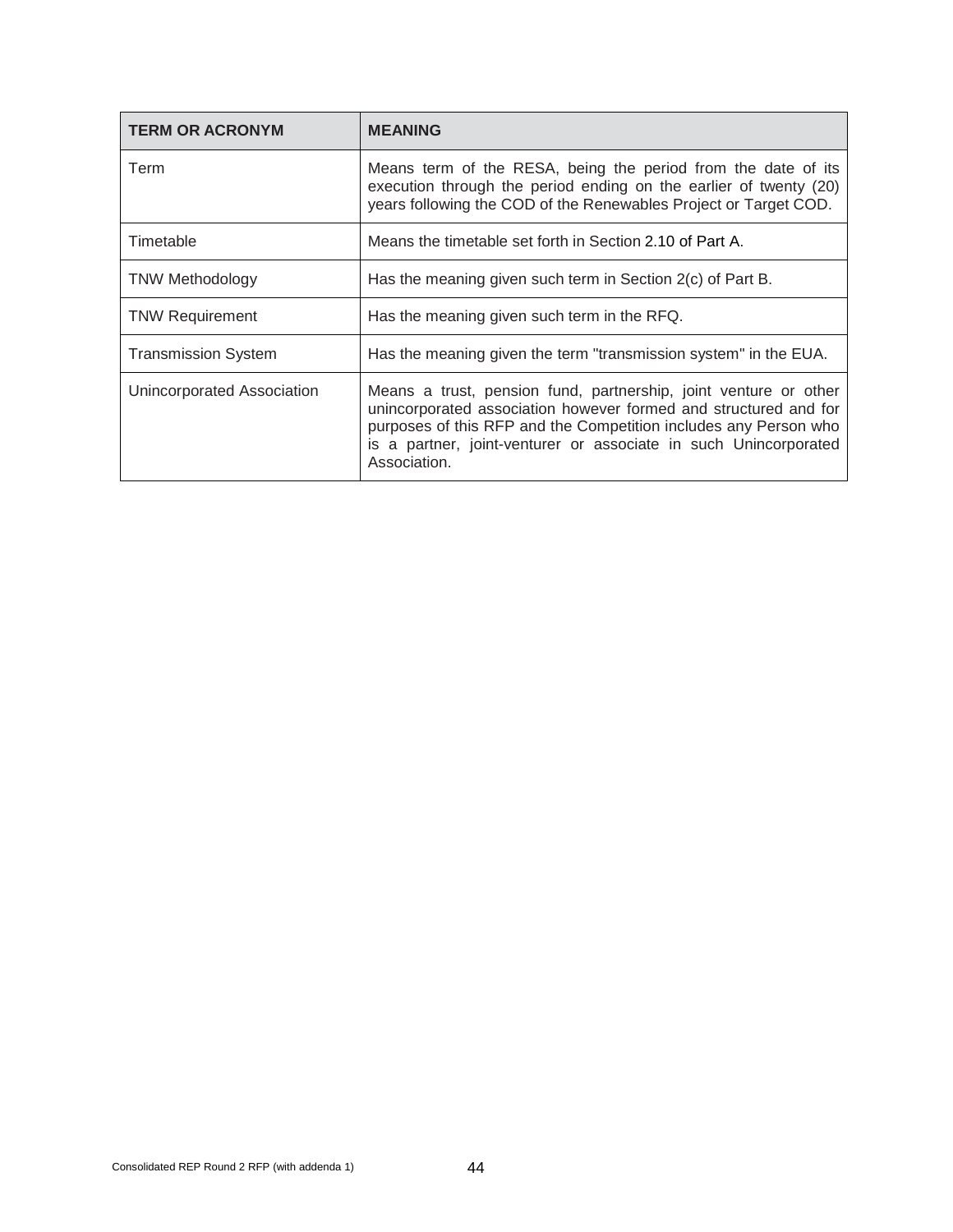| TERM OR ACRONYM | MEANING |
| --- | --- |
| Term | Means term of the RESA, being the period from the date of its execution through the period ending on the earlier of twenty (20) years following the COD of the Renewables Project or Target COD. |
| Timetable | Means the timetable set forth in Section 2.10 of Part A. |
| TNW Methodology | Has the meaning given such term in Section 2(c) of Part B. |
| TNW Requirement | Has the meaning given such term in the RFQ. |
| Transmission System | Has the meaning given the term "transmission system" in the EUA. |
| Unincorporated Association | Means a trust, pension fund, partnership, joint venture or other unincorporated association however formed and structured and for purposes of this RFP and the Competition includes any Person who is a partner, joint-venturer or associate in such Unincorporated Association. |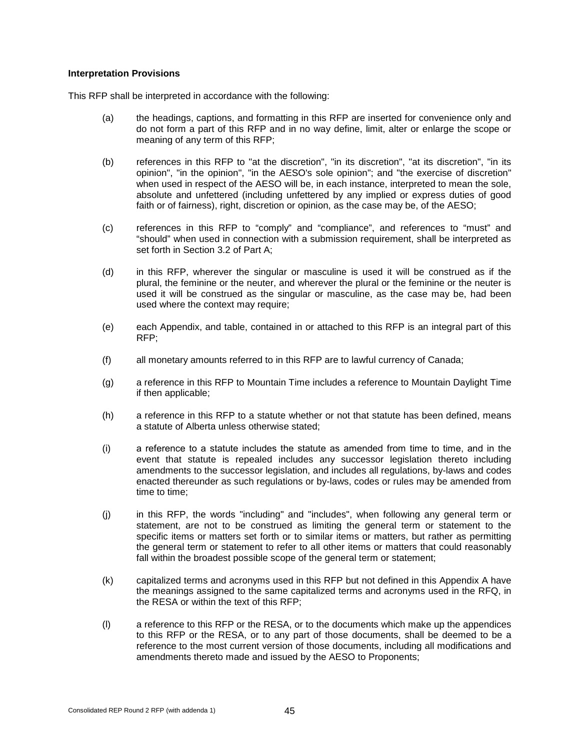**Interpretation Provisions**

This RFP shall be interpreted in accordance with the following:

(a) the headings, captions, and formatting in this RFP are inserted for convenience only and do not form a part of this RFP and in no way define, limit, alter or enlarge the scope or meaning of any term of this RFP;

(b) references in this RFP to "at the discretion", "in its discretion", "at its discretion", "in its opinion", "in the opinion", "in the AESO's sole opinion"; and "the exercise of discretion" when used in respect of the AESO will be, in each instance, interpreted to mean the sole, absolute and unfettered (including unfettered by any implied or express duties of good faith or of fairness), right, discretion or opinion, as the case may be, of the AESO;

(c) references in this RFP to "comply" and "compliance", and references to "must" and "should" when used in connection with a submission requirement, shall be interpreted as set forth in Section 3.2 of Part A;

(d) in this RFP, wherever the singular or masculine is used it will be construed as if the plural, the feminine or the neuter, and wherever the plural or the feminine or the neuter is used it will be construed as the singular or masculine, as the case may be, had been used where the context may require;

(e) each Appendix, and table, contained in or attached to this RFP is an integral part of this RFP;

(f) all monetary amounts referred to in this RFP are to lawful currency of Canada;

(g) a reference in this RFP to Mountain Time includes a reference to Mountain Daylight Time if then applicable;

(h) a reference in this RFP to a statute whether or not that statute has been defined, means a statute of Alberta unless otherwise stated;

(i) a reference to a statute includes the statute as amended from time to time, and in the event that statute is repealed includes any successor legislation thereto including amendments to the successor legislation, and includes all regulations, by-laws and codes enacted thereunder as such regulations or by-laws, codes or rules may be amended from time to time;

(j) in this RFP, the words "including" and "includes", when following any general term or statement, are not to be construed as limiting the general term or statement to the specific items or matters set forth or to similar items or matters, but rather as permitting the general term or statement to refer to all other items or matters that could reasonably fall within the broadest possible scope of the general term or statement;

(k) capitalized terms and acronyms used in this RFP but not defined in this Appendix A have the meanings assigned to the same capitalized terms and acronyms used in the RFQ, in the RESA or within the text of this RFP;

(l) a reference to this RFP or the RESA, or to the documents which make up the appendices to this RFP or the RESA, or to any part of those documents, shall be deemed to be a reference to the most current version of those documents, including all modifications and amendments thereto made and issued by the AESO to Proponents;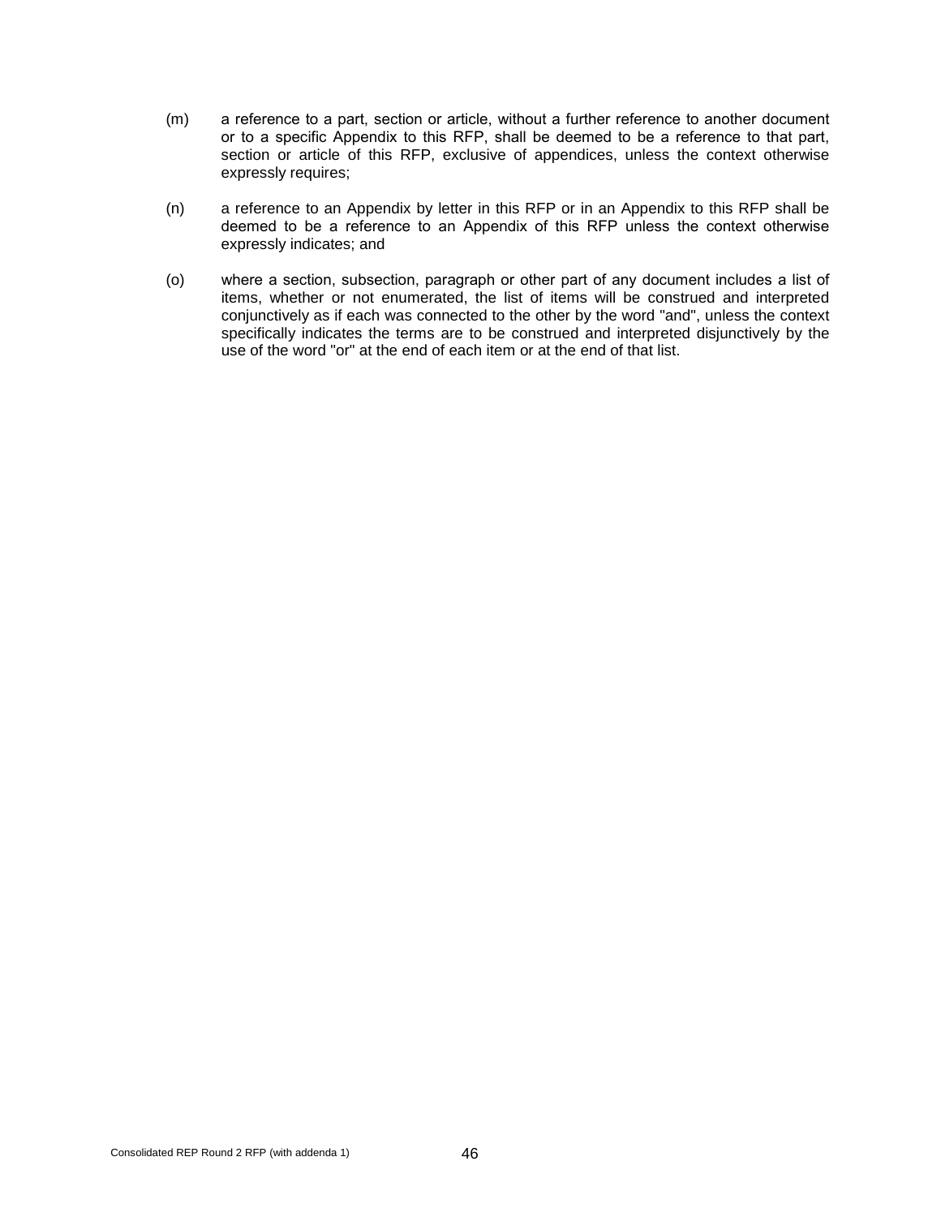(m) a reference to a part, section or article, without a further reference to another document or to a specific Appendix to this RFP, shall be deemed to be a reference to that part, section or article of this RFP, exclusive of appendices, unless the context otherwise expressly requires;

(n) a reference to an Appendix by letter in this RFP or in an Appendix to this RFP shall be deemed to be a reference to an Appendix of this RFP unless the context otherwise expressly indicates; and

(o) where a section, subsection, paragraph or other part of any document includes a list of items, whether or not enumerated, the list of items will be construed and interpreted conjunctively as if each was connected to the other by the word "and", unless the context specifically indicates the terms are to be construed and interpreted disjunctively by the use of the word "or" at the end of each item or at the end of that list.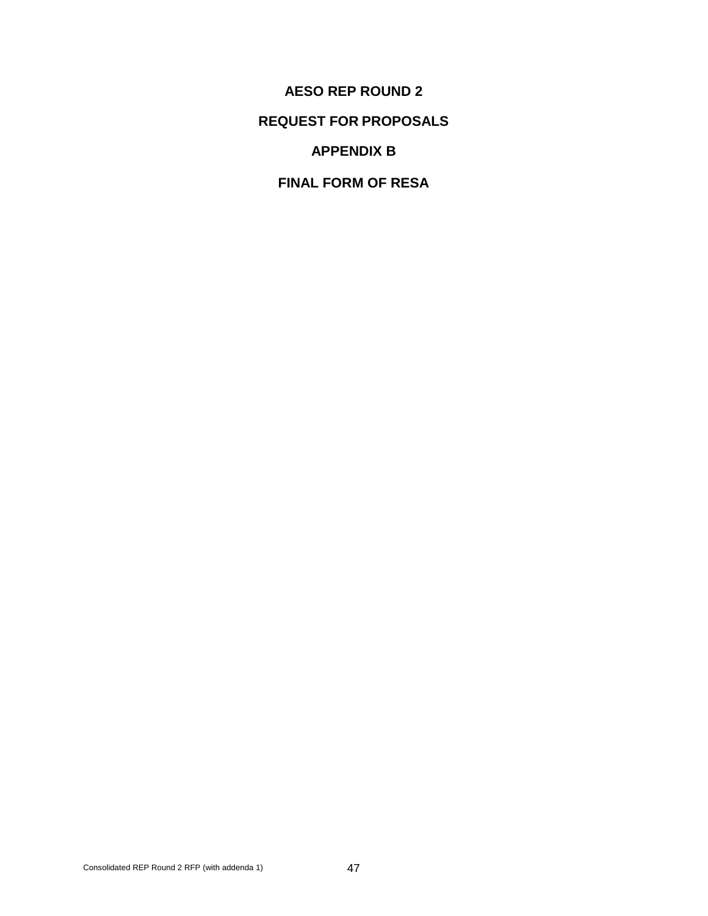# AESO REP ROUND 2

# REQUEST FOR PROPOSALS

# APPENDIX B

# FINAL FORM OF RESA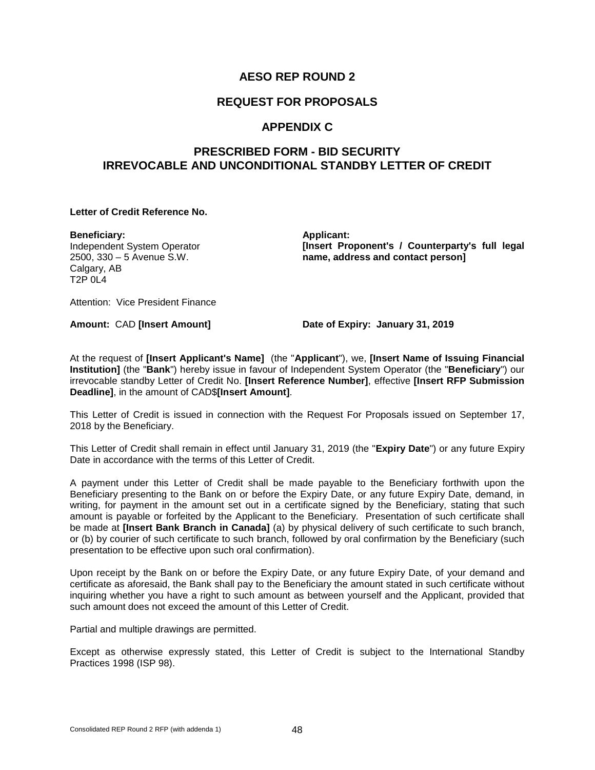# AESO REP ROUND 2

## REQUEST FOR PROPOSALS

## APPENDIX C

## PRESCRIBED FORM - BID SECURITY IRREVOCABLE AND UNCONDITIONAL STANDBY LETTER OF CREDIT

**Letter of Credit Reference No.**

**Beneficiary:**
Independent System Operator
2500, 330 – 5 Avenue S.W.
Calgary, AB
T2P 0L4

**Applicant:**
**[Insert Proponent's / Counterparty's full legal name, address and contact person]**

Attention: Vice President Finance

**Amount:** CAD **[Insert Amount]**

**Date of Expiry: January 31, 2019**

At the request of **[Insert Applicant's Name]** (the "**Applicant**"), we, **[Insert Name of Issuing Financial Institution]** (the "**Bank**") hereby issue in favour of Independent System Operator (the "**Beneficiary**") our irrevocable standby Letter of Credit No. **[Insert Reference Number]**, effective **[Insert RFP Submission Deadline]**, in the amount of CAD$**[Insert Amount]**.

This Letter of Credit is issued in connection with the Request For Proposals issued on September 17, 2018 by the Beneficiary.

This Letter of Credit shall remain in effect until January 31, 2019 (the "**Expiry Date**") or any future Expiry Date in accordance with the terms of this Letter of Credit.

A payment under this Letter of Credit shall be made payable to the Beneficiary forthwith upon the Beneficiary presenting to the Bank on or before the Expiry Date, or any future Expiry Date, demand, in writing, for payment in the amount set out in a certificate signed by the Beneficiary, stating that such amount is payable or forfeited by the Applicant to the Beneficiary. Presentation of such certificate shall be made at **[Insert Bank Branch in Canada]** (a) by physical delivery of such certificate to such branch, or (b) by courier of such certificate to such branch, followed by oral confirmation by the Beneficiary (such presentation to be effective upon such oral confirmation).

Upon receipt by the Bank on or before the Expiry Date, or any future Expiry Date, of your demand and certificate as aforesaid, the Bank shall pay to the Beneficiary the amount stated in such certificate without inquiring whether you have a right to such amount as between yourself and the Applicant, provided that such amount does not exceed the amount of this Letter of Credit.

Partial and multiple drawings are permitted.

Except as otherwise expressly stated, this Letter of Credit is subject to the International Standby Practices 1998 (ISP 98).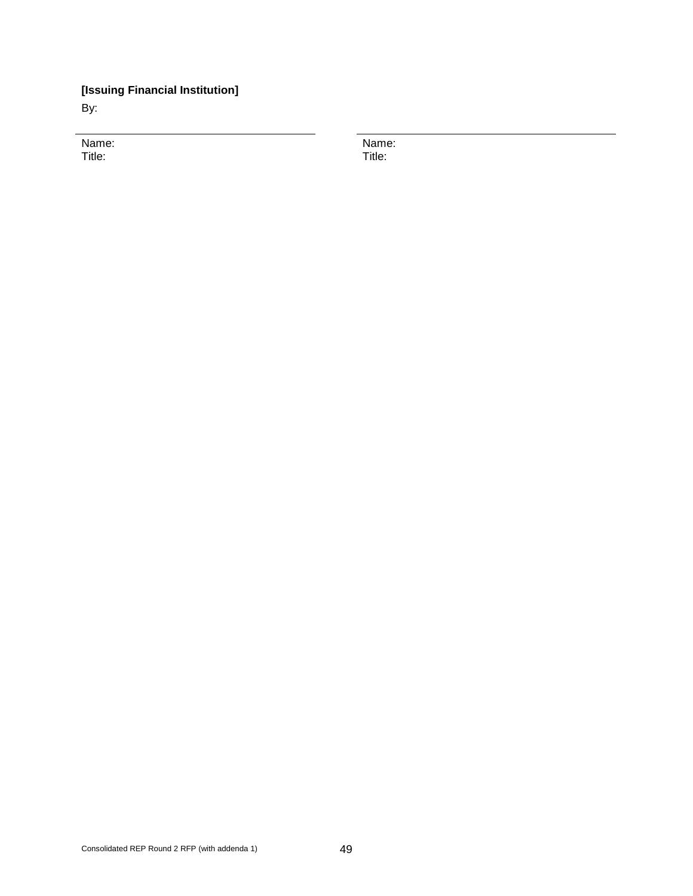**[Issuing Financial Institution]**

By:

| | |
|---|---|
| Name: | Name: |
| Title: | Title: |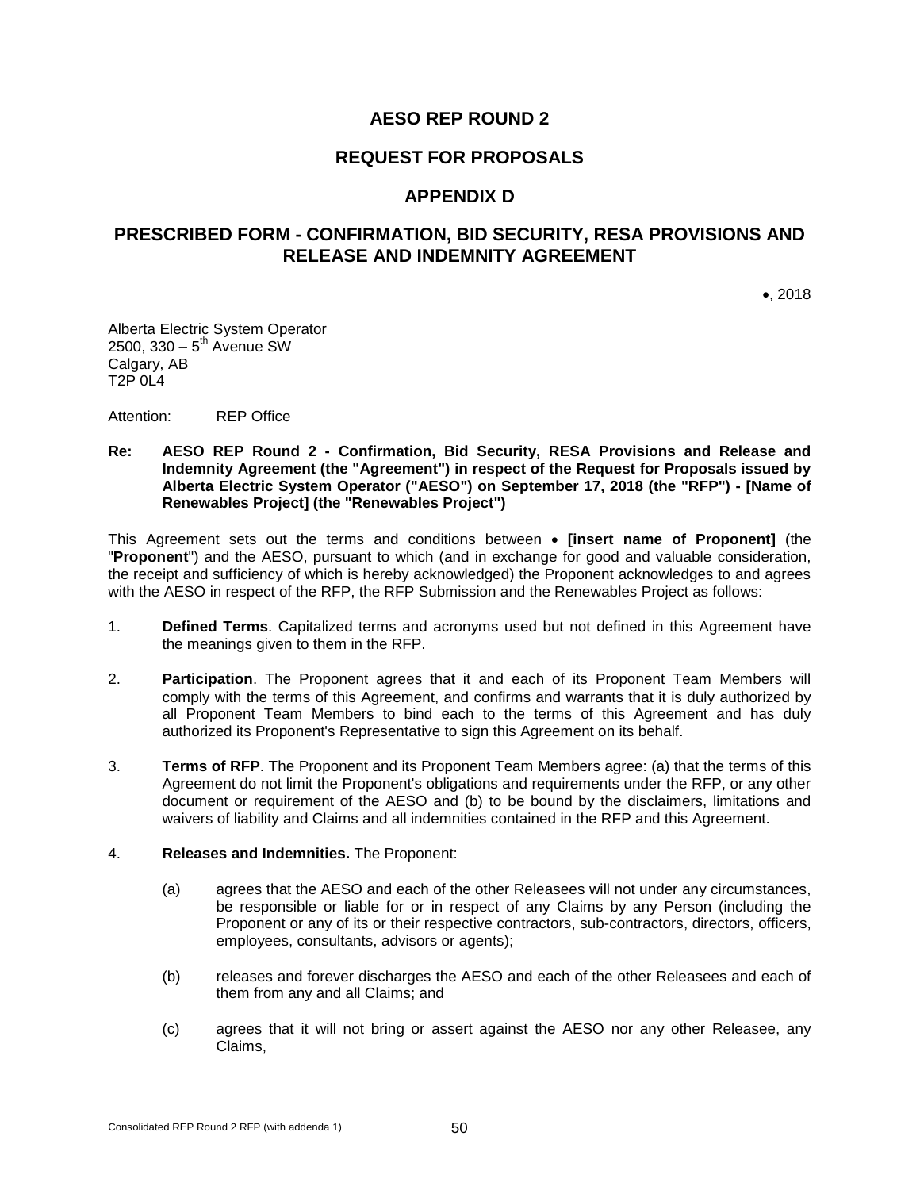# AESO REP ROUND 2

# REQUEST FOR PROPOSALS

# APPENDIX D

# PRESCRIBED FORM - CONFIRMATION, BID SECURITY, RESA PROVISIONS AND RELEASE AND INDEMNITY AGREEMENT

•, 2018

Alberta Electric System Operator
2500, 330 – 5th Avenue SW
Calgary, AB
T2P 0L4

Attention: REP Office

**Re: AESO REP Round 2 - Confirmation, Bid Security, RESA Provisions and Release and Indemnity Agreement (the "Agreement") in respect of the Request for Proposals issued by Alberta Electric System Operator ("AESO") on September 17, 2018 (the "RFP") - [Name of Renewables Project] (the "Renewables Project")**

This Agreement sets out the terms and conditions between • **[insert name of Proponent]** (the "**Proponent**") and the AESO, pursuant to which (and in exchange for good and valuable consideration, the receipt and sufficiency of which is hereby acknowledged) the Proponent acknowledges to and agrees with the AESO in respect of the RFP, the RFP Submission and the Renewables Project as follows:

1. **Defined Terms**. Capitalized terms and acronyms used but not defined in this Agreement have the meanings given to them in the RFP.

2. **Participation**. The Proponent agrees that it and each of its Proponent Team Members will comply with the terms of this Agreement, and confirms and warrants that it is duly authorized by all Proponent Team Members to bind each to the terms of this Agreement and has duly authorized its Proponent's Representative to sign this Agreement on its behalf.

3. **Terms of RFP**. The Proponent and its Proponent Team Members agree: (a) that the terms of this Agreement do not limit the Proponent's obligations and requirements under the RFP, or any other document or requirement of the AESO and (b) to be bound by the disclaimers, limitations and waivers of liability and Claims and all indemnities contained in the RFP and this Agreement.

4. **Releases and Indemnities.** The Proponent:

   (a) agrees that the AESO and each of the other Releasees will not under any circumstances, be responsible or liable for or in respect of any Claims by any Person (including the Proponent or any of its or their respective contractors, sub-contractors, directors, officers, employees, consultants, advisors or agents);

   (b) releases and forever discharges the AESO and each of the other Releasees and each of them from any and all Claims; and

   (c) agrees that it will not bring or assert against the AESO nor any other Releasee, any Claims,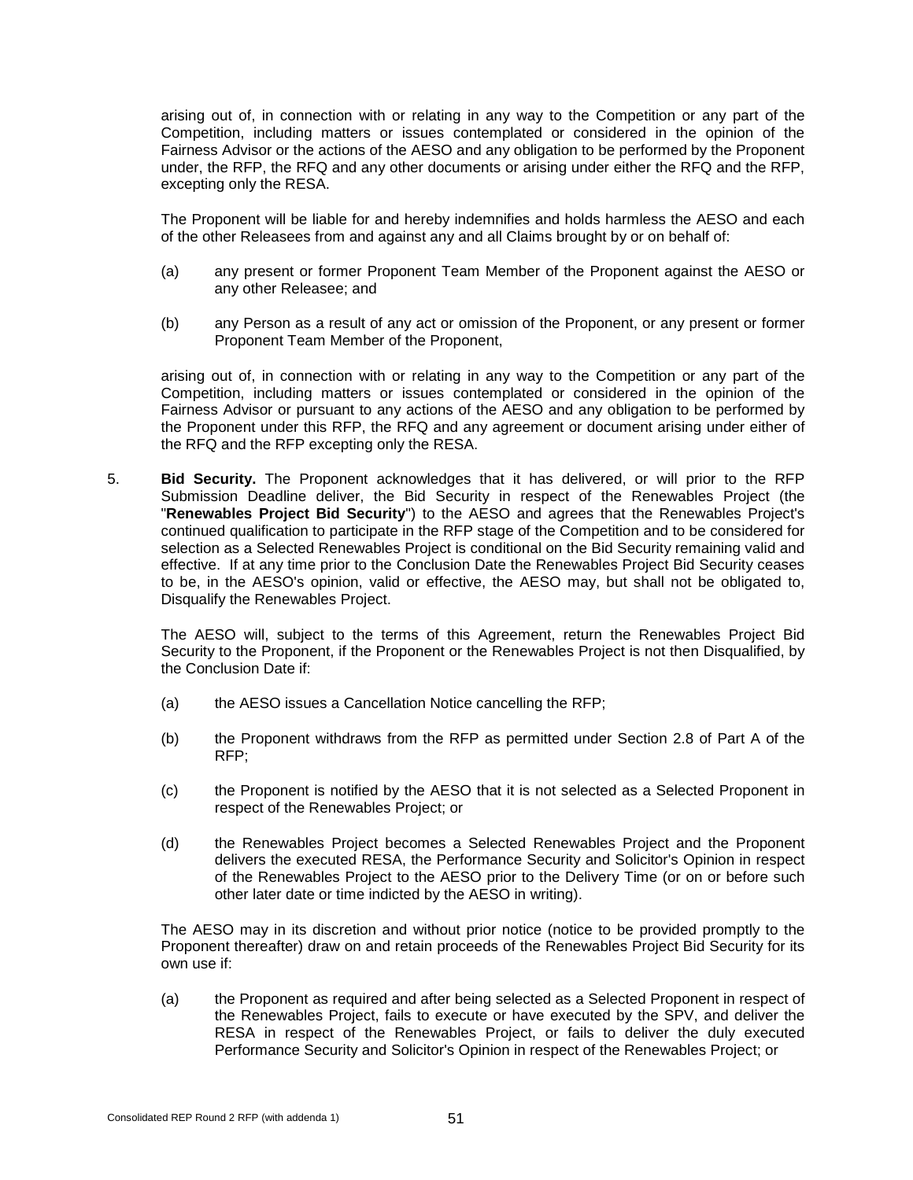arising out of, in connection with or relating in any way to the Competition or any part of the Competition, including matters or issues contemplated or considered in the opinion of the Fairness Advisor or the actions of the AESO and any obligation to be performed by the Proponent under, the RFP, the RFQ and any other documents or arising under either the RFQ and the RFP, excepting only the RESA.

The Proponent will be liable for and hereby indemnifies and holds harmless the AESO and each of the other Releasees from and against any and all Claims brought by or on behalf of:

(a) any present or former Proponent Team Member of the Proponent against the AESO or any other Releasee; and

(b) any Person as a result of any act or omission of the Proponent, or any present or former Proponent Team Member of the Proponent,

arising out of, in connection with or relating in any way to the Competition or any part of the Competition, including matters or issues contemplated or considered in the opinion of the Fairness Advisor or pursuant to any actions of the AESO and any obligation to be performed by the Proponent under this RFP, the RFQ and any agreement or document arising under either of the RFQ and the RFP excepting only the RESA.

5. **Bid Security.** The Proponent acknowledges that it has delivered, or will prior to the RFP Submission Deadline deliver, the Bid Security in respect of the Renewables Project (the "**Renewables Project Bid Security**") to the AESO and agrees that the Renewables Project's continued qualification to participate in the RFP stage of the Competition and to be considered for selection as a Selected Renewables Project is conditional on the Bid Security remaining valid and effective. If at any time prior to the Conclusion Date the Renewables Project Bid Security ceases to be, in the AESO's opinion, valid or effective, the AESO may, but shall not be obligated to, Disqualify the Renewables Project.

The AESO will, subject to the terms of this Agreement, return the Renewables Project Bid Security to the Proponent, if the Proponent or the Renewables Project is not then Disqualified, by the Conclusion Date if:

(a) the AESO issues a Cancellation Notice cancelling the RFP;

(b) the Proponent withdraws from the RFP as permitted under Section 2.8 of Part A of the RFP;

(c) the Proponent is notified by the AESO that it is not selected as a Selected Proponent in respect of the Renewables Project; or

(d) the Renewables Project becomes a Selected Renewables Project and the Proponent delivers the executed RESA, the Performance Security and Solicitor's Opinion in respect of the Renewables Project to the AESO prior to the Delivery Time (or on or before such other later date or time indicted by the AESO in writing).

The AESO may in its discretion and without prior notice (notice to be provided promptly to the Proponent thereafter) draw on and retain proceeds of the Renewables Project Bid Security for its own use if:

(a) the Proponent as required and after being selected as a Selected Proponent in respect of the Renewables Project, fails to execute or have executed by the SPV, and deliver the RESA in respect of the Renewables Project, or fails to deliver the duly executed Performance Security and Solicitor's Opinion in respect of the Renewables Project; or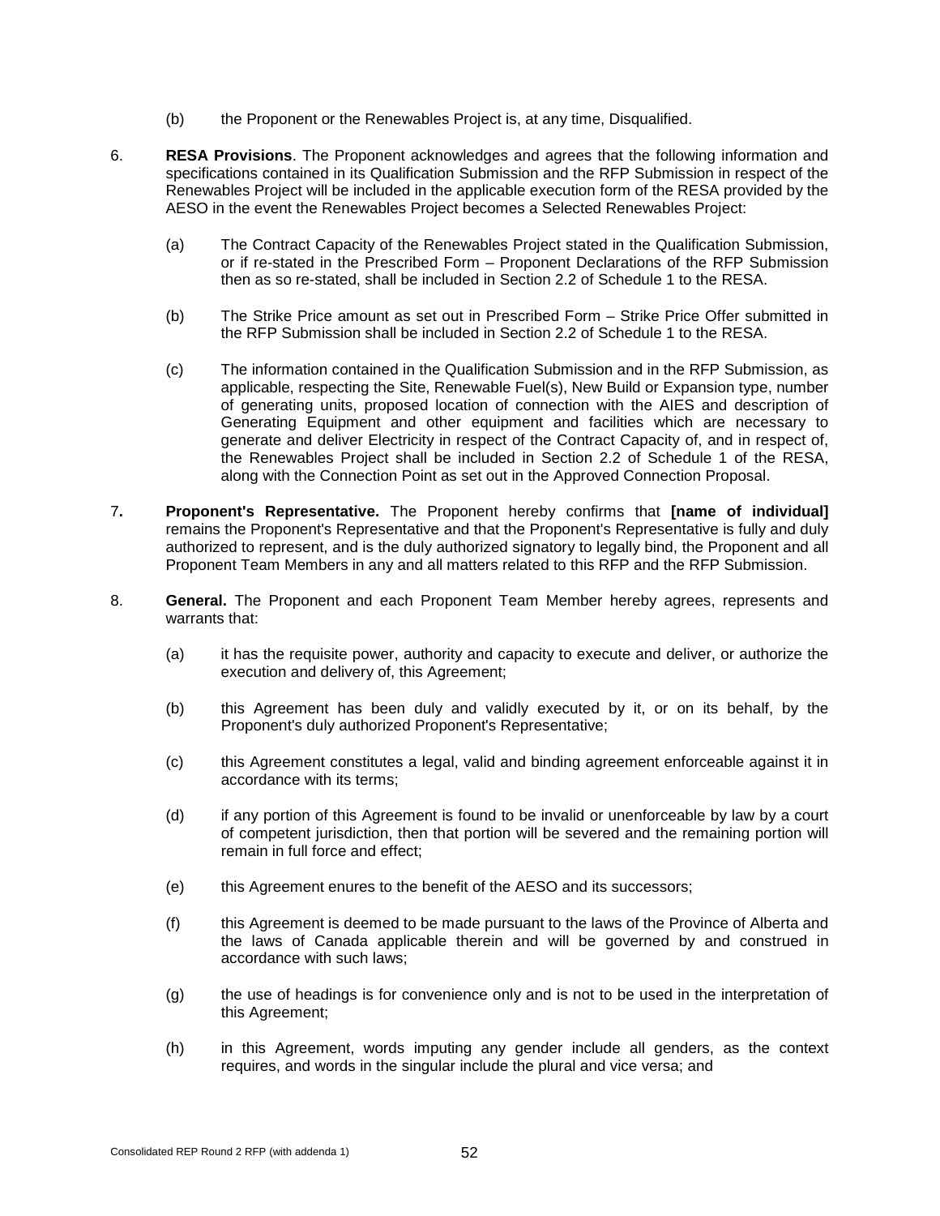(b) the Proponent or the Renewables Project is, at any time, Disqualified.

6. **RESA Provisions**. The Proponent acknowledges and agrees that the following information and specifications contained in its Qualification Submission and the RFP Submission in respect of the Renewables Project will be included in the applicable execution form of the RESA provided by the AESO in the event the Renewables Project becomes a Selected Renewables Project:

   (a) The Contract Capacity of the Renewables Project stated in the Qualification Submission, or if re-stated in the Prescribed Form – Proponent Declarations of the RFP Submission then as so re-stated, shall be included in Section 2.2 of Schedule 1 to the RESA.

   (b) The Strike Price amount as set out in Prescribed Form – Strike Price Offer submitted in the RFP Submission shall be included in Section 2.2 of Schedule 1 to the RESA.

   (c) The information contained in the Qualification Submission and in the RFP Submission, as applicable, respecting the Site, Renewable Fuel(s), New Build or Expansion type, number of generating units, proposed location of connection with the AIES and description of Generating Equipment and other equipment and facilities which are necessary to generate and deliver Electricity in respect of the Contract Capacity of, and in respect of, the Renewables Project shall be included in Section 2.2 of Schedule 1 of the RESA, along with the Connection Point as set out in the Approved Connection Proposal.

7**.** **Proponent's Representative.** The Proponent hereby confirms that **[name of individual]** remains the Proponent's Representative and that the Proponent's Representative is fully and duly authorized to represent, and is the duly authorized signatory to legally bind, the Proponent and all Proponent Team Members in any and all matters related to this RFP and the RFP Submission.

8. **General.** The Proponent and each Proponent Team Member hereby agrees, represents and warrants that:

   (a) it has the requisite power, authority and capacity to execute and deliver, or authorize the execution and delivery of, this Agreement;

   (b) this Agreement has been duly and validly executed by it, or on its behalf, by the Proponent's duly authorized Proponent's Representative;

   (c) this Agreement constitutes a legal, valid and binding agreement enforceable against it in accordance with its terms;

   (d) if any portion of this Agreement is found to be invalid or unenforceable by law by a court of competent jurisdiction, then that portion will be severed and the remaining portion will remain in full force and effect;

   (e) this Agreement enures to the benefit of the AESO and its successors;

   (f) this Agreement is deemed to be made pursuant to the laws of the Province of Alberta and the laws of Canada applicable therein and will be governed by and construed in accordance with such laws;

   (g) the use of headings is for convenience only and is not to be used in the interpretation of this Agreement;

   (h) in this Agreement, words imputing any gender include all genders, as the context requires, and words in the singular include the plural and vice versa; and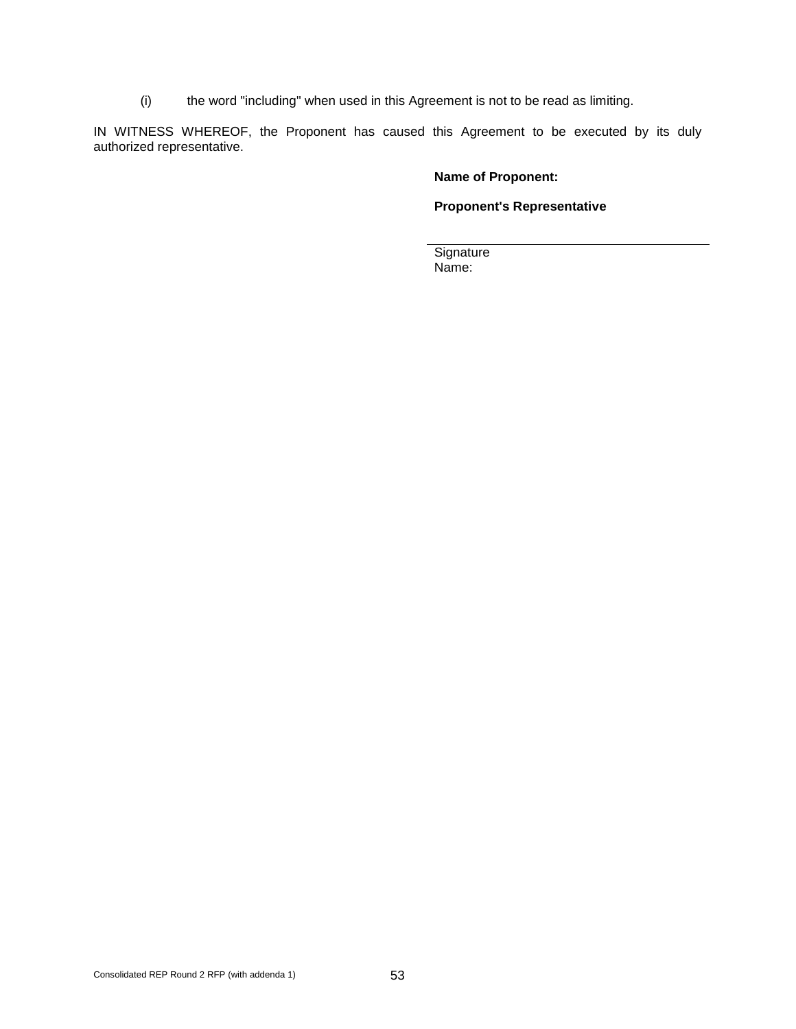(i) the word "including" when used in this Agreement is not to be read as limiting.

IN WITNESS WHEREOF, the Proponent has caused this Agreement to be executed by its duly authorized representative.

**Name of Proponent:**

**Proponent's Representative**

\_\_\_\_\_\_\_\_\_\_\_\_\_\_\_\_\_\_\_\_\_\_\_\_\_\_\_\_\_\_\_\_\_\_\_\_\_\_\_\_

Signature

Name: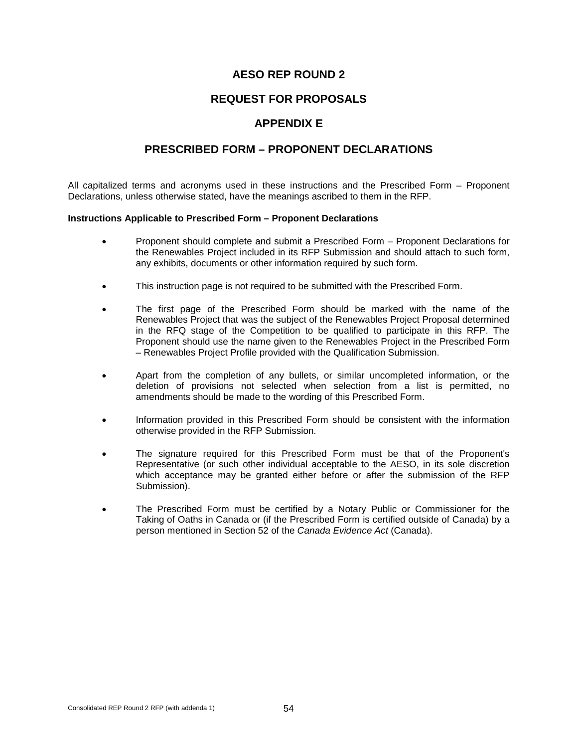# AESO REP ROUND 2

# REQUEST FOR PROPOSALS

# APPENDIX E

# PRESCRIBED FORM – PROPONENT DECLARATIONS

All capitalized terms and acronyms used in these instructions and the Prescribed Form – Proponent Declarations, unless otherwise stated, have the meanings ascribed to them in the RFP.

**Instructions Applicable to Prescribed Form – Proponent Declarations**

- Proponent should complete and submit a Prescribed Form – Proponent Declarations for the Renewables Project included in its RFP Submission and should attach to such form, any exhibits, documents or other information required by such form.
- This instruction page is not required to be submitted with the Prescribed Form.
- The first page of the Prescribed Form should be marked with the name of the Renewables Project that was the subject of the Renewables Project Proposal determined in the RFQ stage of the Competition to be qualified to participate in this RFP. The Proponent should use the name given to the Renewables Project in the Prescribed Form – Renewables Project Profile provided with the Qualification Submission.
- Apart from the completion of any bullets, or similar uncompleted information, or the deletion of provisions not selected when selection from a list is permitted, no amendments should be made to the wording of this Prescribed Form.
- Information provided in this Prescribed Form should be consistent with the information otherwise provided in the RFP Submission.
- The signature required for this Prescribed Form must be that of the Proponent's Representative (or such other individual acceptable to the AESO, in its sole discretion which acceptance may be granted either before or after the submission of the RFP Submission).
- The Prescribed Form must be certified by a Notary Public or Commissioner for the Taking of Oaths in Canada or (if the Prescribed Form is certified outside of Canada) by a person mentioned in Section 52 of the *Canada Evidence Act* (Canada).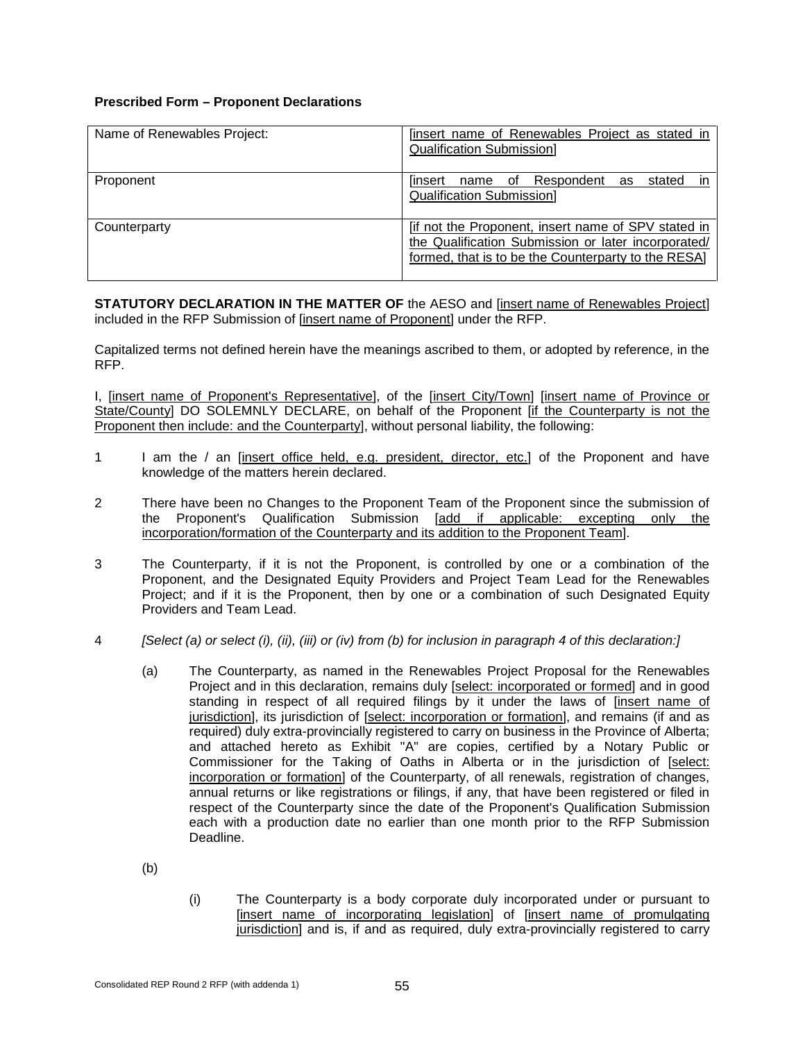**Prescribed Form – Proponent Declarations**

| Name of Renewables Project: | [insert name of Renewables Project as stated in Qualification Submission] |
|---|---|
| Proponent | [insert name of Respondent as stated in Qualification Submission] |
| Counterparty | [if not the Proponent, insert name of SPV stated in the Qualification Submission or later incorporated/ formed, that is to be the Counterparty to the RESA] |

**STATUTORY DECLARATION IN THE MATTER OF** the AESO and [insert name of Renewables Project] included in the RFP Submission of [insert name of Proponent] under the RFP.

Capitalized terms not defined herein have the meanings ascribed to them, or adopted by reference, in the RFP.

I, [insert name of Proponent's Representative], of the [insert City/Town] [insert name of Province or State/County] DO SOLEMNLY DECLARE, on behalf of the Proponent [if the Counterparty is not the Proponent then include: and the Counterparty], without personal liability, the following:

1 I am the / an [insert office held, e.g. president, director, etc.] of the Proponent and have knowledge of the matters herein declared.

2 There have been no Changes to the Proponent Team of the Proponent since the submission of the Proponent's Qualification Submission [add if applicable: excepting only the incorporation/formation of the Counterparty and its addition to the Proponent Team].

3 The Counterparty, if it is not the Proponent, is controlled by one or a combination of the Proponent, and the Designated Equity Providers and Project Team Lead for the Renewables Project; and if it is the Proponent, then by one or a combination of such Designated Equity Providers and Team Lead.

4 *[Select (a) or select (i), (ii), (iii) or (iv) from (b) for inclusion in paragraph 4 of this declaration:]*

(a) The Counterparty, as named in the Renewables Project Proposal for the Renewables Project and in this declaration, remains duly [select: incorporated or formed] and in good standing in respect of all required filings by it under the laws of [insert name of jurisdiction], its jurisdiction of [select: incorporation or formation], and remains (if and as required) duly extra-provincially registered to carry on business in the Province of Alberta; and attached hereto as Exhibit "A" are copies, certified by a Notary Public or Commissioner for the Taking of Oaths in Alberta or in the jurisdiction of [select: incorporation or formation] of the Counterparty, of all renewals, registration of changes, annual returns or like registrations or filings, if any, that have been registered or filed in respect of the Counterparty since the date of the Proponent's Qualification Submission each with a production date no earlier than one month prior to the RFP Submission Deadline.

(b)

(i) The Counterparty is a body corporate duly incorporated under or pursuant to [insert name of incorporating legislation] of [insert name of promulgating jurisdiction] and is, if and as required, duly extra-provincially registered to carry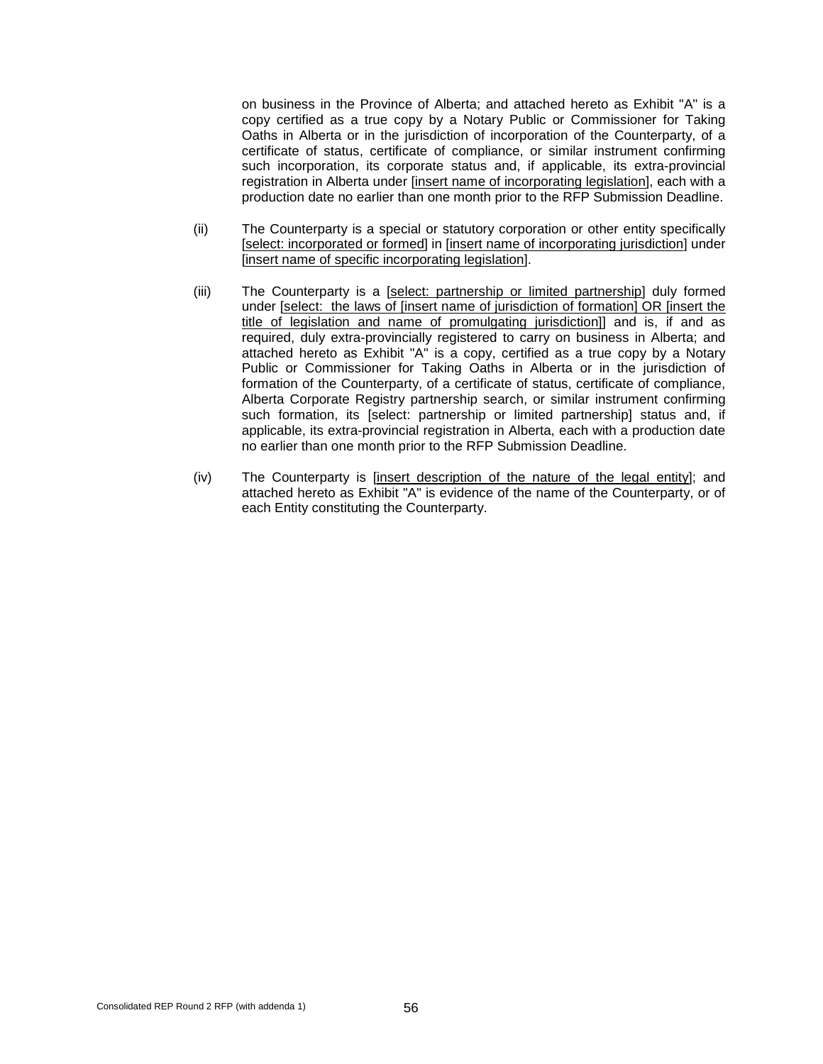on business in the Province of Alberta; and attached hereto as Exhibit "A" is a copy certified as a true copy by a Notary Public or Commissioner for Taking Oaths in Alberta or in the jurisdiction of incorporation of the Counterparty, of a certificate of status, certificate of compliance, or similar instrument confirming such incorporation, its corporate status and, if applicable, its extra-provincial registration in Alberta under [insert name of incorporating legislation], each with a production date no earlier than one month prior to the RFP Submission Deadline.

(ii) The Counterparty is a special or statutory corporation or other entity specifically [select: incorporated or formed] in [insert name of incorporating jurisdiction] under [insert name of specific incorporating legislation].

(iii) The Counterparty is a [select: partnership or limited partnership] duly formed under [select: the laws of [insert name of jurisdiction of formation] OR [insert the title of legislation and name of promulgating jurisdiction]] and is, if and as required, duly extra-provincially registered to carry on business in Alberta; and attached hereto as Exhibit "A" is a copy, certified as a true copy by a Notary Public or Commissioner for Taking Oaths in Alberta or in the jurisdiction of formation of the Counterparty, of a certificate of status, certificate of compliance, Alberta Corporate Registry partnership search, or similar instrument confirming such formation, its [select: partnership or limited partnership] status and, if applicable, its extra-provincial registration in Alberta, each with a production date no earlier than one month prior to the RFP Submission Deadline.

(iv) The Counterparty is [insert description of the nature of the legal entity]; and attached hereto as Exhibit "A" is evidence of the name of the Counterparty, or of each Entity constituting the Counterparty.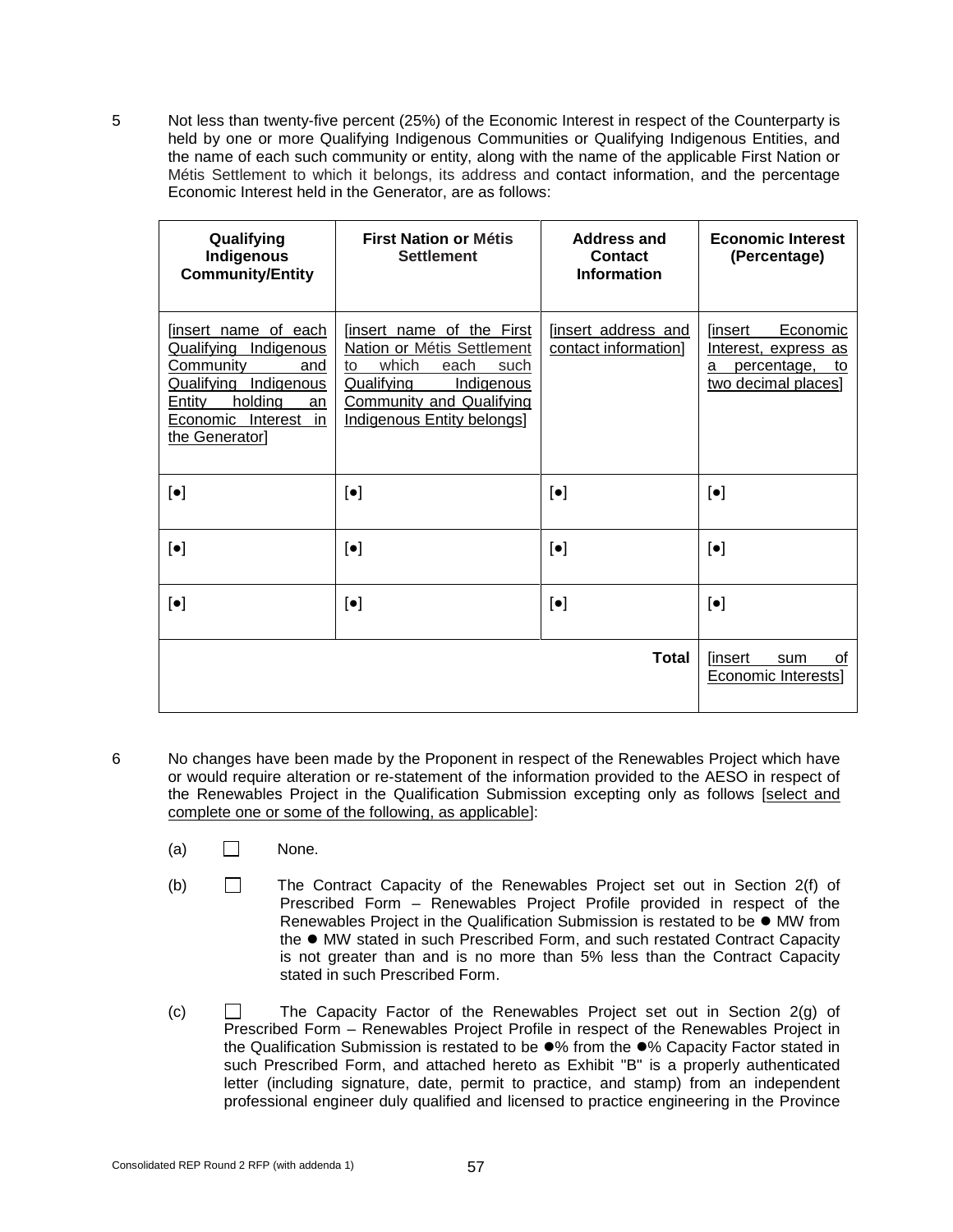5 Not less than twenty-five percent (25%) of the Economic Interest in respect of the Counterparty is held by one or more Qualifying Indigenous Communities or Qualifying Indigenous Entities, and the name of each such community or entity, along with the name of the applicable First Nation or Métis Settlement to which it belongs, its address and contact information, and the percentage Economic Interest held in the Generator, are as follows:

| Qualifying Indigenous Community/Entity | First Nation or Métis Settlement | Address and Contact Information | Economic Interest (Percentage) |
|---|---|---|---|
| [insert name of each Qualifying Indigenous Community and Qualifying Indigenous Entity holding an Economic Interest in the Generator] | [insert name of the First Nation or Métis Settlement to which each such Qualifying Indigenous Community and Qualifying Indigenous Entity belongs] | [insert address and contact information] | [insert Economic Interest, express as a percentage, to two decimal places] |
| [●] | [●] | [●] | [●] |
| [●] | [●] | [●] | [●] |
| [●] | [●] | [●] | [●] |
| | | **Total** | [insert sum of Economic Interests] |

6 No changes have been made by the Proponent in respect of the Renewables Project which have or would require alteration or re-statement of the information provided to the AESO in respect of the Renewables Project in the Qualification Submission excepting only as follows [select and complete one or some of the following, as applicable]:

(a) ☐ None.

(b) ☐ The Contract Capacity of the Renewables Project set out in Section 2(f) of Prescribed Form – Renewables Project Profile provided in respect of the Renewables Project in the Qualification Submission is restated to be ● MW from the ● MW stated in such Prescribed Form, and such restated Contract Capacity is not greater than and is no more than 5% less than the Contract Capacity stated in such Prescribed Form.

(c) ☐ The Capacity Factor of the Renewables Project set out in Section 2(g) of Prescribed Form – Renewables Project Profile in respect of the Renewables Project in the Qualification Submission is restated to be ●% from the ●% Capacity Factor stated in such Prescribed Form, and attached hereto as Exhibit "B" is a properly authenticated letter (including signature, date, permit to practice, and stamp) from an independent professional engineer duly qualified and licensed to practice engineering in the Province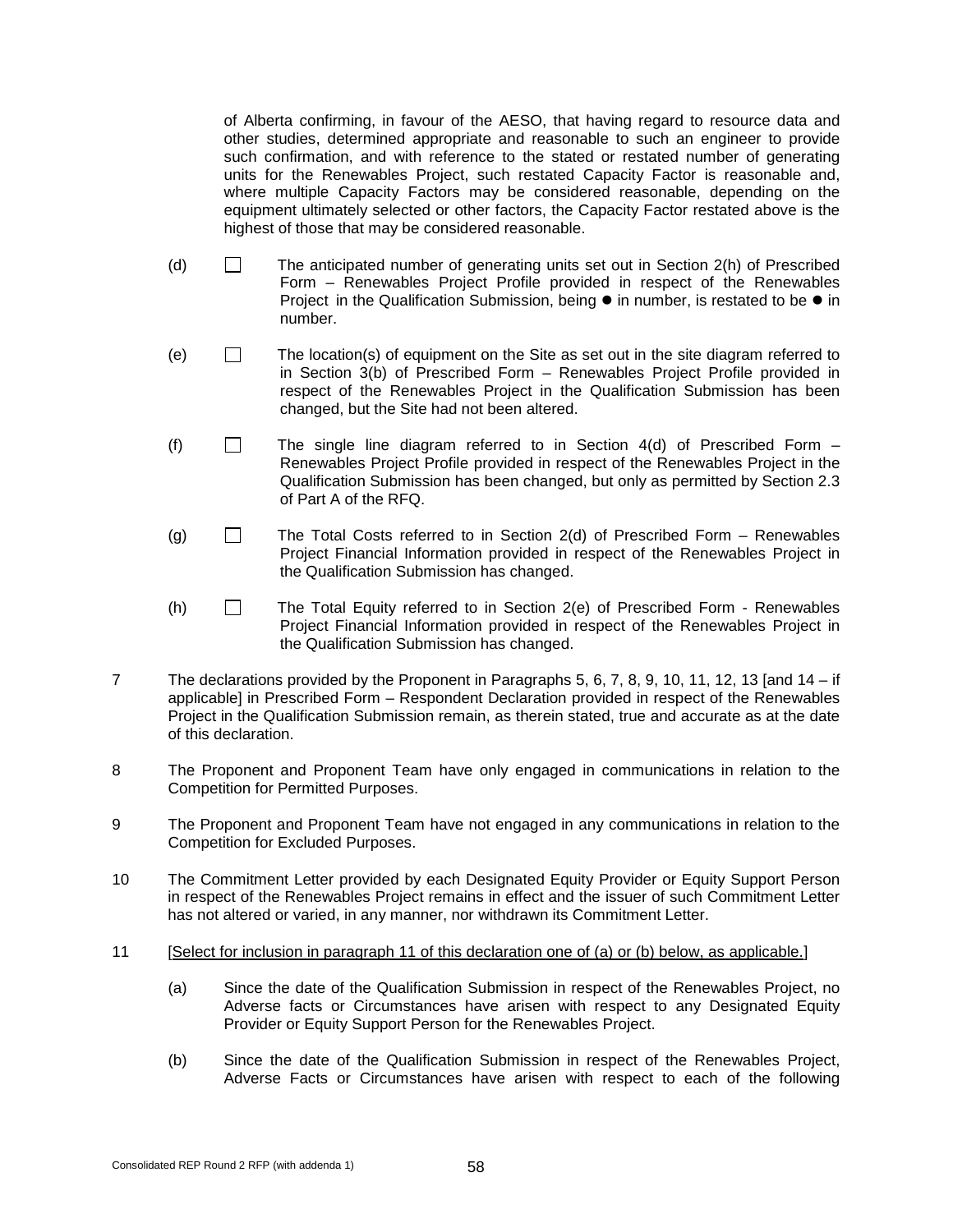of Alberta confirming, in favour of the AESO, that having regard to resource data and other studies, determined appropriate and reasonable to such an engineer to provide such confirmation, and with reference to the stated or restated number of generating units for the Renewables Project, such restated Capacity Factor is reasonable and, where multiple Capacity Factors may be considered reasonable, depending on the equipment ultimately selected or other factors, the Capacity Factor restated above is the highest of those that may be considered reasonable.

(d) ☐ The anticipated number of generating units set out in Section 2(h) of Prescribed Form – Renewables Project Profile provided in respect of the Renewables Project in the Qualification Submission, being ● in number, is restated to be ● in number.

(e) ☐ The location(s) of equipment on the Site as set out in the site diagram referred to in Section 3(b) of Prescribed Form – Renewables Project Profile provided in respect of the Renewables Project in the Qualification Submission has been changed, but the Site had not been altered.

(f) ☐ The single line diagram referred to in Section 4(d) of Prescribed Form – Renewables Project Profile provided in respect of the Renewables Project in the Qualification Submission has been changed, but only as permitted by Section 2.3 of Part A of the RFQ.

(g) ☐ The Total Costs referred to in Section 2(d) of Prescribed Form – Renewables Project Financial Information provided in respect of the Renewables Project in the Qualification Submission has changed.

(h) ☐ The Total Equity referred to in Section 2(e) of Prescribed Form - Renewables Project Financial Information provided in respect of the Renewables Project in the Qualification Submission has changed.

7 The declarations provided by the Proponent in Paragraphs 5, 6, 7, 8, 9, 10, 11, 12, 13 [and 14 – if applicable] in Prescribed Form – Respondent Declaration provided in respect of the Renewables Project in the Qualification Submission remain, as therein stated, true and accurate as at the date of this declaration.

8 The Proponent and Proponent Team have only engaged in communications in relation to the Competition for Permitted Purposes.

9 The Proponent and Proponent Team have not engaged in any communications in relation to the Competition for Excluded Purposes.

10 The Commitment Letter provided by each Designated Equity Provider or Equity Support Person in respect of the Renewables Project remains in effect and the issuer of such Commitment Letter has not altered or varied, in any manner, nor withdrawn its Commitment Letter.

11 [Select for inclusion in paragraph 11 of this declaration one of (a) or (b) below, as applicable.]

(a) Since the date of the Qualification Submission in respect of the Renewables Project, no Adverse facts or Circumstances have arisen with respect to any Designated Equity Provider or Equity Support Person for the Renewables Project.

(b) Since the date of the Qualification Submission in respect of the Renewables Project, Adverse Facts or Circumstances have arisen with respect to each of the following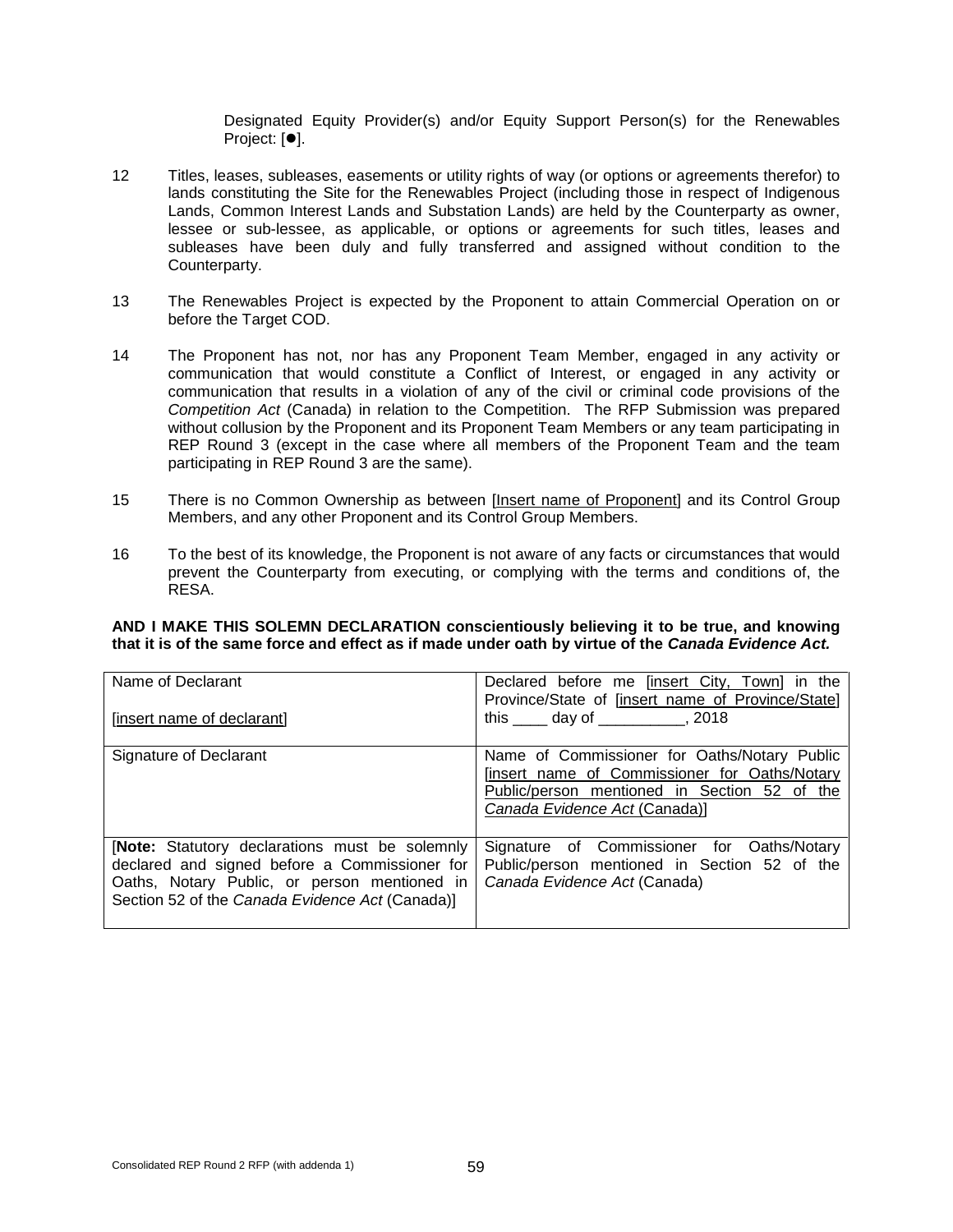Designated Equity Provider(s) and/or Equity Support Person(s) for the Renewables Project: [●].

12 Titles, leases, subleases, easements or utility rights of way (or options or agreements therefor) to lands constituting the Site for the Renewables Project (including those in respect of Indigenous Lands, Common Interest Lands and Substation Lands) are held by the Counterparty as owner, lessee or sub-lessee, as applicable, or options or agreements for such titles, leases and subleases have been duly and fully transferred and assigned without condition to the Counterparty.

13 The Renewables Project is expected by the Proponent to attain Commercial Operation on or before the Target COD.

14 The Proponent has not, nor has any Proponent Team Member, engaged in any activity or communication that would constitute a Conflict of Interest, or engaged in any activity or communication that results in a violation of any of the civil or criminal code provisions of the *Competition Act* (Canada) in relation to the Competition. The RFP Submission was prepared without collusion by the Proponent and its Proponent Team Members or any team participating in REP Round 3 (except in the case where all members of the Proponent Team and the team participating in REP Round 3 are the same).

15 There is no Common Ownership as between [Insert name of Proponent] and its Control Group Members, and any other Proponent and its Control Group Members.

16 To the best of its knowledge, the Proponent is not aware of any facts or circumstances that would prevent the Counterparty from executing, or complying with the terms and conditions of, the RESA.

**AND I MAKE THIS SOLEMN DECLARATION conscientiously believing it to be true, and knowing that it is of the same force and effect as if made under oath by virtue of the *Canada Evidence Act.***

| Name of Declarant<br><br>[insert name of declarant] | Declared before me [insert City, Town] in the Province/State of [insert name of Province/State] this ____ day of __________, 2018 |
|---|---|
| Signature of Declarant | Name of Commissioner for Oaths/Notary Public [insert name of Commissioner for Oaths/Notary Public/person mentioned in Section 52 of the *Canada Evidence Act* (Canada)] |
| [**Note:** Statutory declarations must be solemnly declared and signed before a Commissioner for Oaths, Notary Public, or person mentioned in Section 52 of the *Canada Evidence Act* (Canada)] | Signature of Commissioner for Oaths/Notary Public/person mentioned in Section 52 of the *Canada Evidence Act* (Canada) |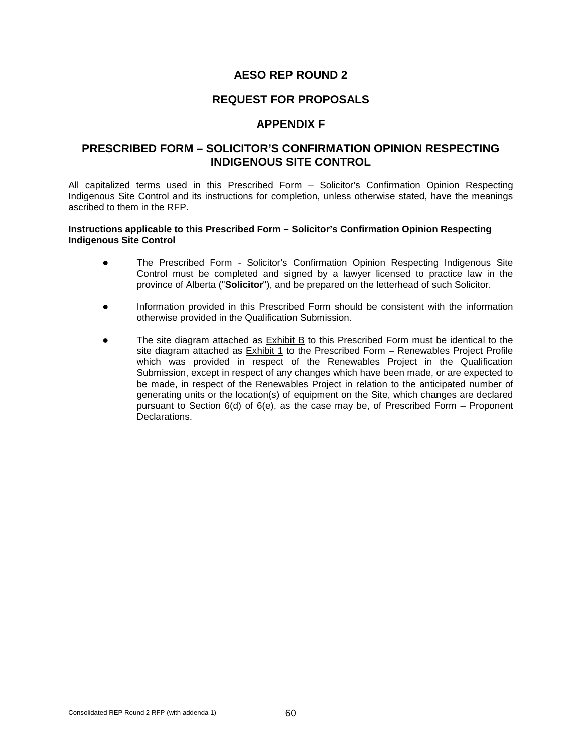# AESO REP ROUND 2

## REQUEST FOR PROPOSALS

## APPENDIX F

## PRESCRIBED FORM – SOLICITOR'S CONFIRMATION OPINION RESPECTING INDIGENOUS SITE CONTROL

All capitalized terms used in this Prescribed Form – Solicitor's Confirmation Opinion Respecting Indigenous Site Control and its instructions for completion, unless otherwise stated, have the meanings ascribed to them in the RFP.

**Instructions applicable to this Prescribed Form – Solicitor's Confirmation Opinion Respecting Indigenous Site Control**

- The Prescribed Form - Solicitor's Confirmation Opinion Respecting Indigenous Site Control must be completed and signed by a lawyer licensed to practice law in the province of Alberta ("**Solicitor**"), and be prepared on the letterhead of such Solicitor.

- Information provided in this Prescribed Form should be consistent with the information otherwise provided in the Qualification Submission.

- The site diagram attached as Exhibit B to this Prescribed Form must be identical to the site diagram attached as Exhibit 1 to the Prescribed Form – Renewables Project Profile which was provided in respect of the Renewables Project in the Qualification Submission, except in respect of any changes which have been made, or are expected to be made, in respect of the Renewables Project in relation to the anticipated number of generating units or the location(s) of equipment on the Site, which changes are declared pursuant to Section 6(d) of 6(e), as the case may be, of Prescribed Form – Proponent Declarations.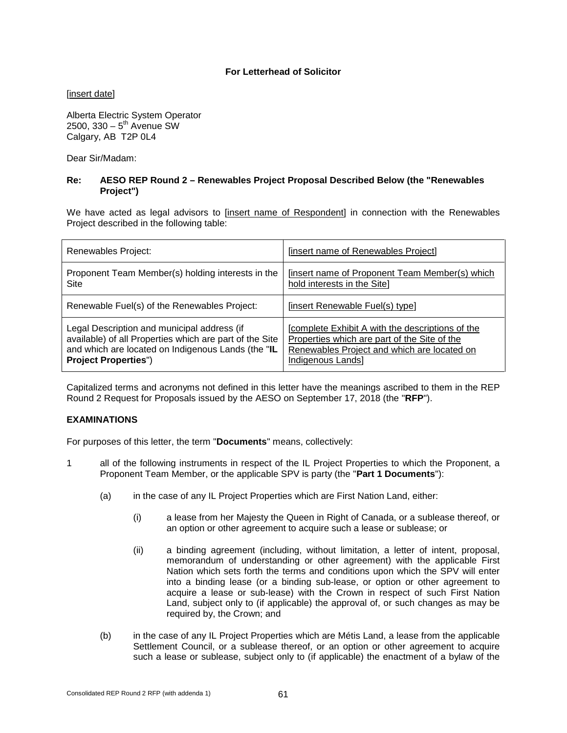**For Letterhead of Solicitor**

[insert date]

Alberta Electric System Operator
2500, 330 – 5th Avenue SW
Calgary, AB T2P 0L4

Dear Sir/Madam:

**Re: AESO REP Round 2 – Renewables Project Proposal Described Below (the "Renewables Project")**

We have acted as legal advisors to [insert name of Respondent] in connection with the Renewables Project described in the following table:

| Renewables Project: | [insert name of Renewables Project] |
|---|---|
| Proponent Team Member(s) holding interests in the Site | [insert name of Proponent Team Member(s) which hold interests in the Site] |
| Renewable Fuel(s) of the Renewables Project: | [insert Renewable Fuel(s) type] |
| Legal Description and municipal address (if available) of all Properties which are part of the Site and which are located on Indigenous Lands (the "**IL Project Properties**") | [complete Exhibit A with the descriptions of the Properties which are part of the Site of the Renewables Project and which are located on Indigenous Lands] |

Capitalized terms and acronyms not defined in this letter have the meanings ascribed to them in the REP Round 2 Request for Proposals issued by the AESO on September 17, 2018 (the "**RFP**").

**EXAMINATIONS**

For purposes of this letter, the term "**Documents**" means, collectively:

1 all of the following instruments in respect of the IL Project Properties to which the Proponent, a Proponent Team Member, or the applicable SPV is party (the "**Part 1 Documents**"):

(a) in the case of any IL Project Properties which are First Nation Land, either:

(i) a lease from her Majesty the Queen in Right of Canada, or a sublease thereof, or an option or other agreement to acquire such a lease or sublease; or

(ii) a binding agreement (including, without limitation, a letter of intent, proposal, memorandum of understanding or other agreement) with the applicable First Nation which sets forth the terms and conditions upon which the SPV will enter into a binding lease (or a binding sub-lease, or option or other agreement to acquire a lease or sub-lease) with the Crown in respect of such First Nation Land, subject only to (if applicable) the approval of, or such changes as may be required by, the Crown; and

(b) in the case of any IL Project Properties which are Métis Land, a lease from the applicable Settlement Council, or a sublease thereof, or an option or other agreement to acquire such a lease or sublease, subject only to (if applicable) the enactment of a bylaw of the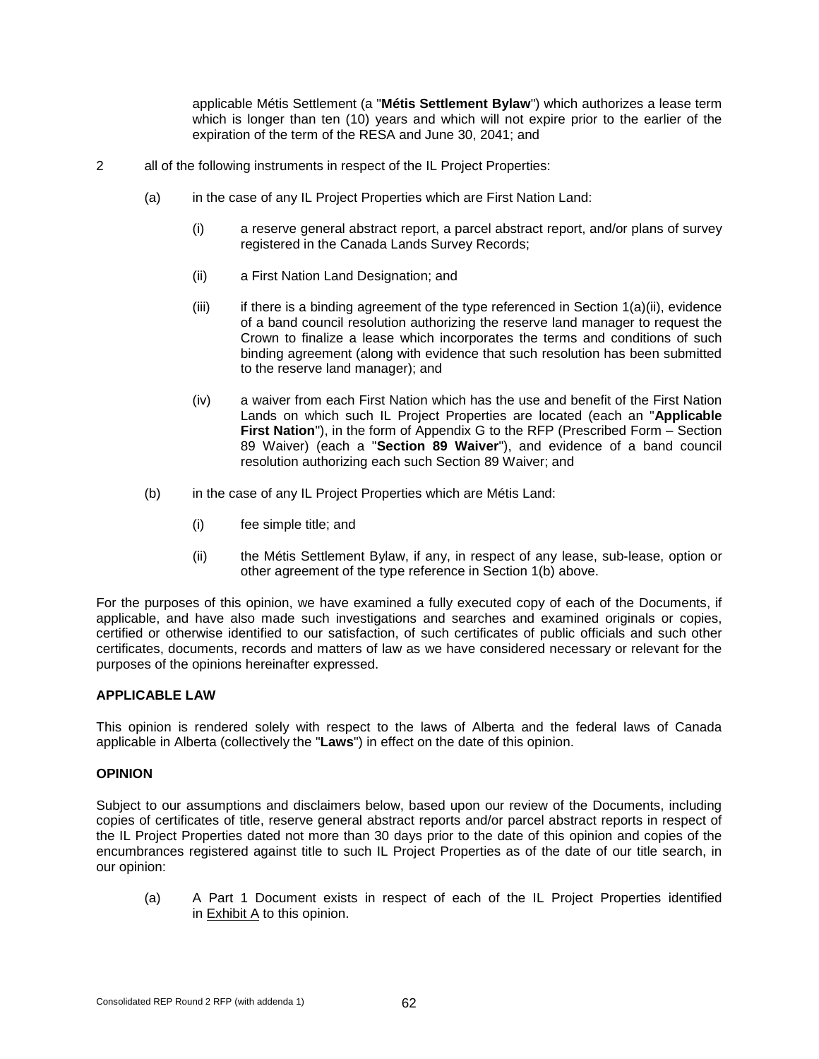applicable Métis Settlement (a "**Métis Settlement Bylaw**") which authorizes a lease term which is longer than ten (10) years and which will not expire prior to the earlier of the expiration of the term of the RESA and June 30, 2041; and

2 all of the following instruments in respect of the IL Project Properties:

(a) in the case of any IL Project Properties which are First Nation Land:

(i) a reserve general abstract report, a parcel abstract report, and/or plans of survey registered in the Canada Lands Survey Records;

(ii) a First Nation Land Designation; and

(iii) if there is a binding agreement of the type referenced in Section 1(a)(ii), evidence of a band council resolution authorizing the reserve land manager to request the Crown to finalize a lease which incorporates the terms and conditions of such binding agreement (along with evidence that such resolution has been submitted to the reserve land manager); and

(iv) a waiver from each First Nation which has the use and benefit of the First Nation Lands on which such IL Project Properties are located (each an "**Applicable First Nation**"), in the form of Appendix G to the RFP (Prescribed Form – Section 89 Waiver) (each a "**Section 89 Waiver**"), and evidence of a band council resolution authorizing each such Section 89 Waiver; and

(b) in the case of any IL Project Properties which are Métis Land:

(i) fee simple title; and

(ii) the Métis Settlement Bylaw, if any, in respect of any lease, sub-lease, option or other agreement of the type reference in Section 1(b) above.

For the purposes of this opinion, we have examined a fully executed copy of each of the Documents, if applicable, and have also made such investigations and searches and examined originals or copies, certified or otherwise identified to our satisfaction, of such certificates of public officials and such other certificates, documents, records and matters of law as we have considered necessary or relevant for the purposes of the opinions hereinafter expressed.

**APPLICABLE LAW**

This opinion is rendered solely with respect to the laws of Alberta and the federal laws of Canada applicable in Alberta (collectively the "**Laws**") in effect on the date of this opinion.

**OPINION**

Subject to our assumptions and disclaimers below, based upon our review of the Documents, including copies of certificates of title, reserve general abstract reports and/or parcel abstract reports in respect of the IL Project Properties dated not more than 30 days prior to the date of this opinion and copies of the encumbrances registered against title to such IL Project Properties as of the date of our title search, in our opinion:

(a) A Part 1 Document exists in respect of each of the IL Project Properties identified in Exhibit A to this opinion.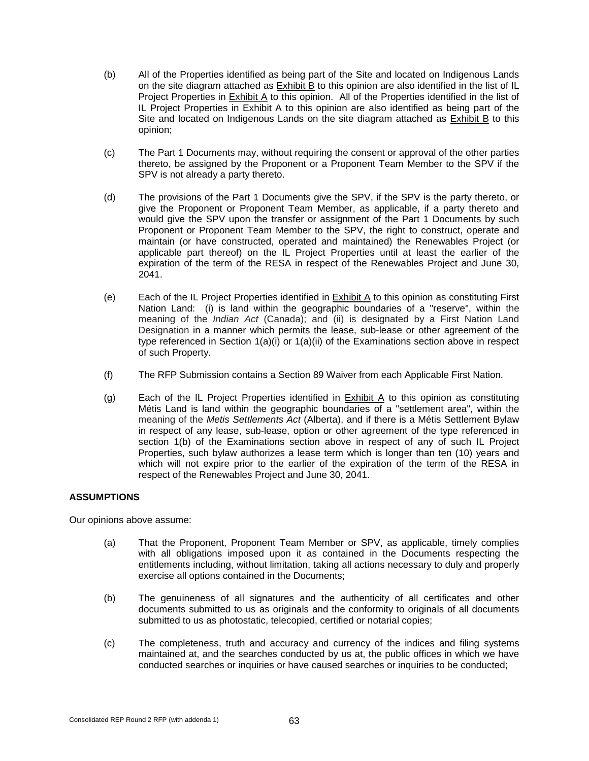(b) All of the Properties identified as being part of the Site and located on Indigenous Lands on the site diagram attached as Exhibit B to this opinion are also identified in the list of IL Project Properties in Exhibit A to this opinion. All of the Properties identified in the list of IL Project Properties in Exhibit A to this opinion are also identified as being part of the Site and located on Indigenous Lands on the site diagram attached as Exhibit B to this opinion;

(c) The Part 1 Documents may, without requiring the consent or approval of the other parties thereto, be assigned by the Proponent or a Proponent Team Member to the SPV if the SPV is not already a party thereto.

(d) The provisions of the Part 1 Documents give the SPV, if the SPV is the party thereto, or give the Proponent or Proponent Team Member, as applicable, if a party thereto and would give the SPV upon the transfer or assignment of the Part 1 Documents by such Proponent or Proponent Team Member to the SPV, the right to construct, operate and maintain (or have constructed, operated and maintained) the Renewables Project (or applicable part thereof) on the IL Project Properties until at least the earlier of the expiration of the term of the RESA in respect of the Renewables Project and June 30, 2041.

(e) Each of the IL Project Properties identified in Exhibit A to this opinion as constituting First Nation Land: (i) is land within the geographic boundaries of a "reserve", within the meaning of the *Indian Act* (Canada); and (ii) is designated by a First Nation Land Designation in a manner which permits the lease, sub-lease or other agreement of the type referenced in Section 1(a)(i) or 1(a)(ii) of the Examinations section above in respect of such Property.

(f) The RFP Submission contains a Section 89 Waiver from each Applicable First Nation.

(g) Each of the IL Project Properties identified in Exhibit A to this opinion as constituting Métis Land is land within the geographic boundaries of a "settlement area", within the meaning of the *Metis Settlements Act* (Alberta), and if there is a Métis Settlement Bylaw in respect of any lease, sub-lease, option or other agreement of the type referenced in section 1(b) of the Examinations section above in respect of any of such IL Project Properties, such bylaw authorizes a lease term which is longer than ten (10) years and which will not expire prior to the earlier of the expiration of the term of the RESA in respect of the Renewables Project and June 30, 2041.

**ASSUMPTIONS**

Our opinions above assume:

(a) That the Proponent, Proponent Team Member or SPV, as applicable, timely complies with all obligations imposed upon it as contained in the Documents respecting the entitlements including, without limitation, taking all actions necessary to duly and properly exercise all options contained in the Documents;

(b) The genuineness of all signatures and the authenticity of all certificates and other documents submitted to us as originals and the conformity to originals of all documents submitted to us as photostatic, telecopied, certified or notarial copies;

(c) The completeness, truth and accuracy and currency of the indices and filing systems maintained at, and the searches conducted by us at, the public offices in which we have conducted searches or inquiries or have caused searches or inquiries to be conducted;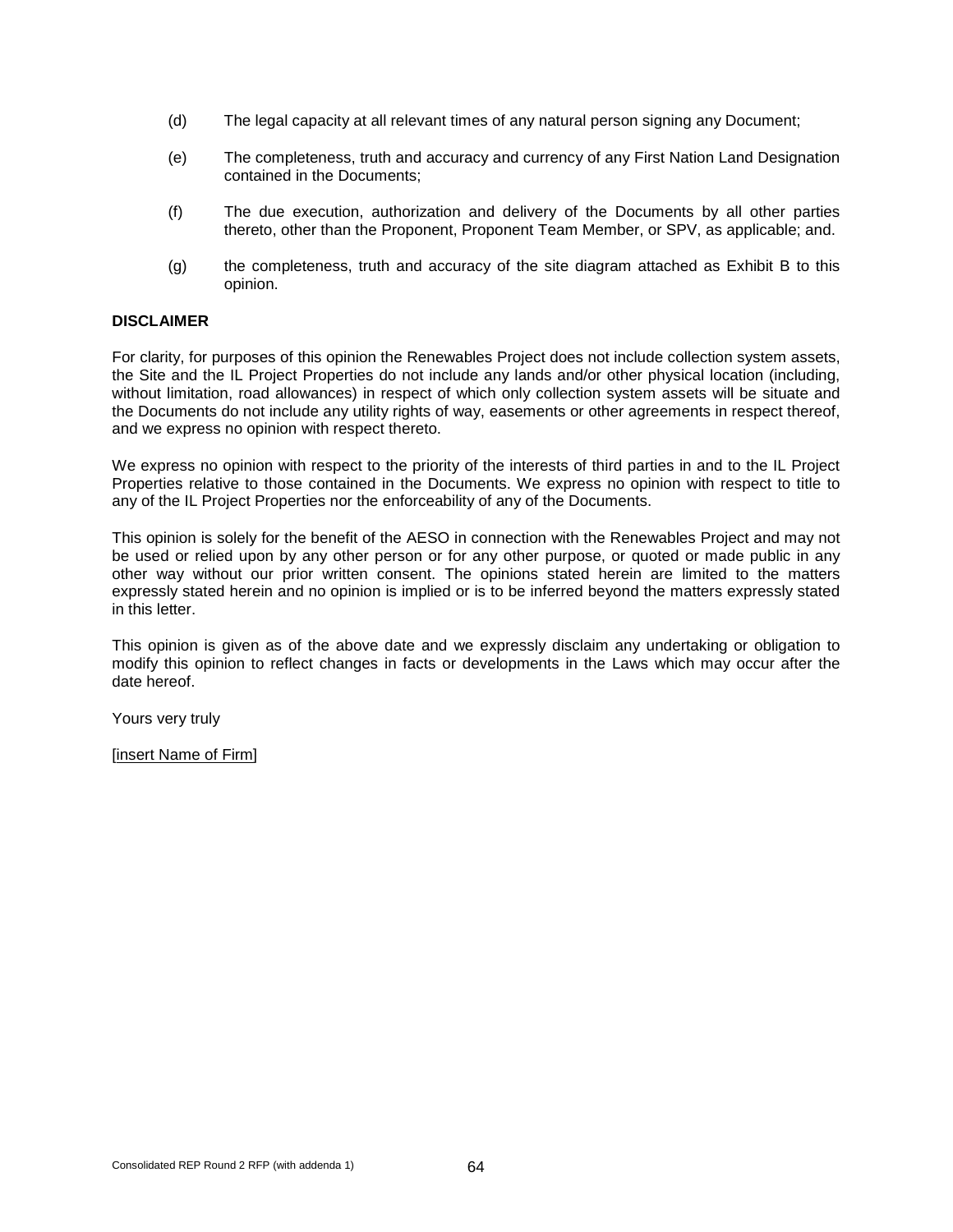(d) The legal capacity at all relevant times of any natural person signing any Document;

(e) The completeness, truth and accuracy and currency of any First Nation Land Designation contained in the Documents;

(f) The due execution, authorization and delivery of the Documents by all other parties thereto, other than the Proponent, Proponent Team Member, or SPV, as applicable; and.

(g) the completeness, truth and accuracy of the site diagram attached as Exhibit B to this opinion.

**DISCLAIMER**

For clarity, for purposes of this opinion the Renewables Project does not include collection system assets, the Site and the IL Project Properties do not include any lands and/or other physical location (including, without limitation, road allowances) in respect of which only collection system assets will be situate and the Documents do not include any utility rights of way, easements or other agreements in respect thereof, and we express no opinion with respect thereto.

We express no opinion with respect to the priority of the interests of third parties in and to the IL Project Properties relative to those contained in the Documents. We express no opinion with respect to title to any of the IL Project Properties nor the enforceability of any of the Documents.

This opinion is solely for the benefit of the AESO in connection with the Renewables Project and may not be used or relied upon by any other person or for any other purpose, or quoted or made public in any other way without our prior written consent. The opinions stated herein are limited to the matters expressly stated herein and no opinion is implied or is to be inferred beyond the matters expressly stated in this letter.

This opinion is given as of the above date and we expressly disclaim any undertaking or obligation to modify this opinion to reflect changes in facts or developments in the Laws which may occur after the date hereof.

Yours very truly

[insert Name of Firm]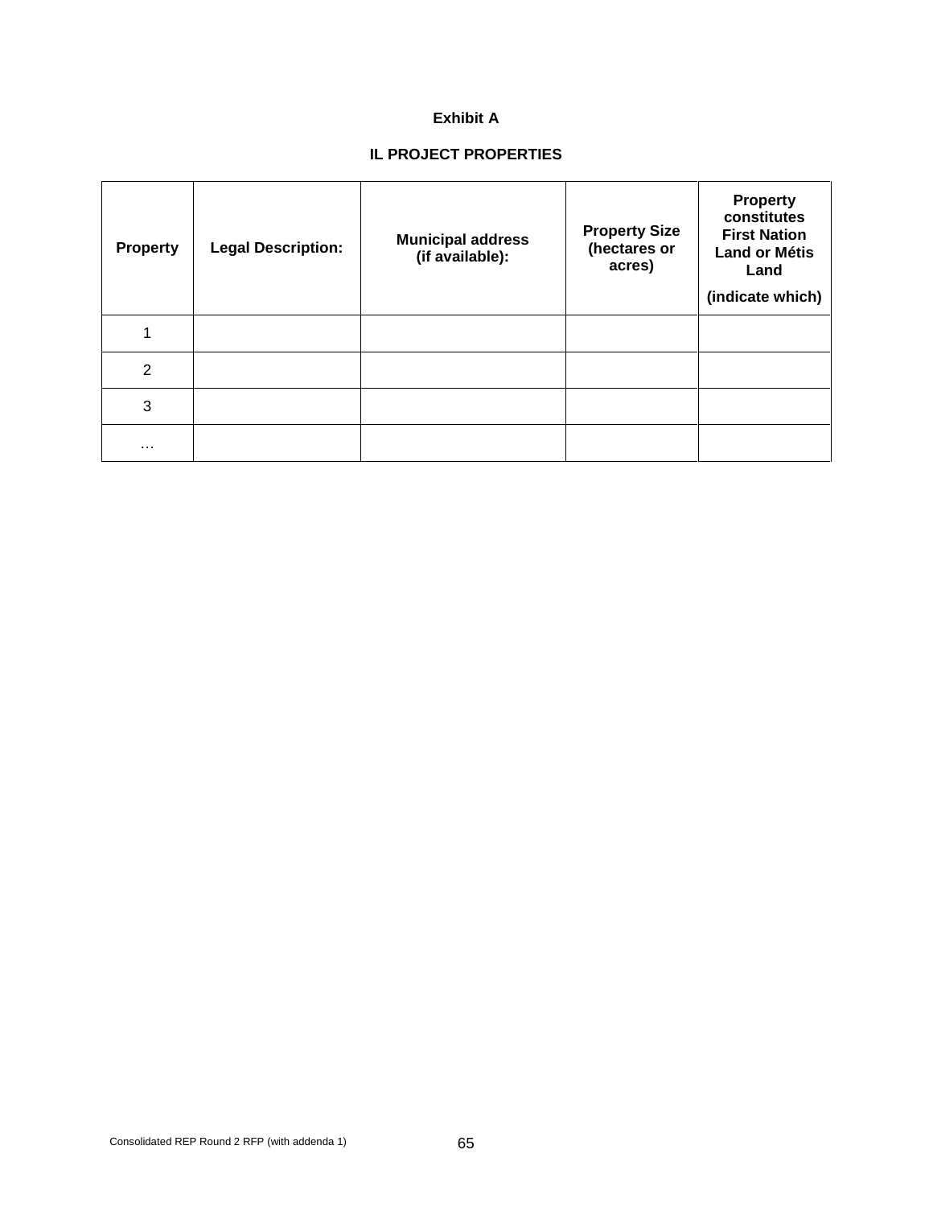**Exhibit A**

**IL PROJECT PROPERTIES**

| Property | Legal Description: | Municipal address (if available): | Property Size (hectares or acres) | Property constitutes First Nation Land or Métis Land (indicate which) |
|---|---|---|---|---|
| 1 | | | | |
| 2 | | | | |
| 3 | | | | |
| … | | | | |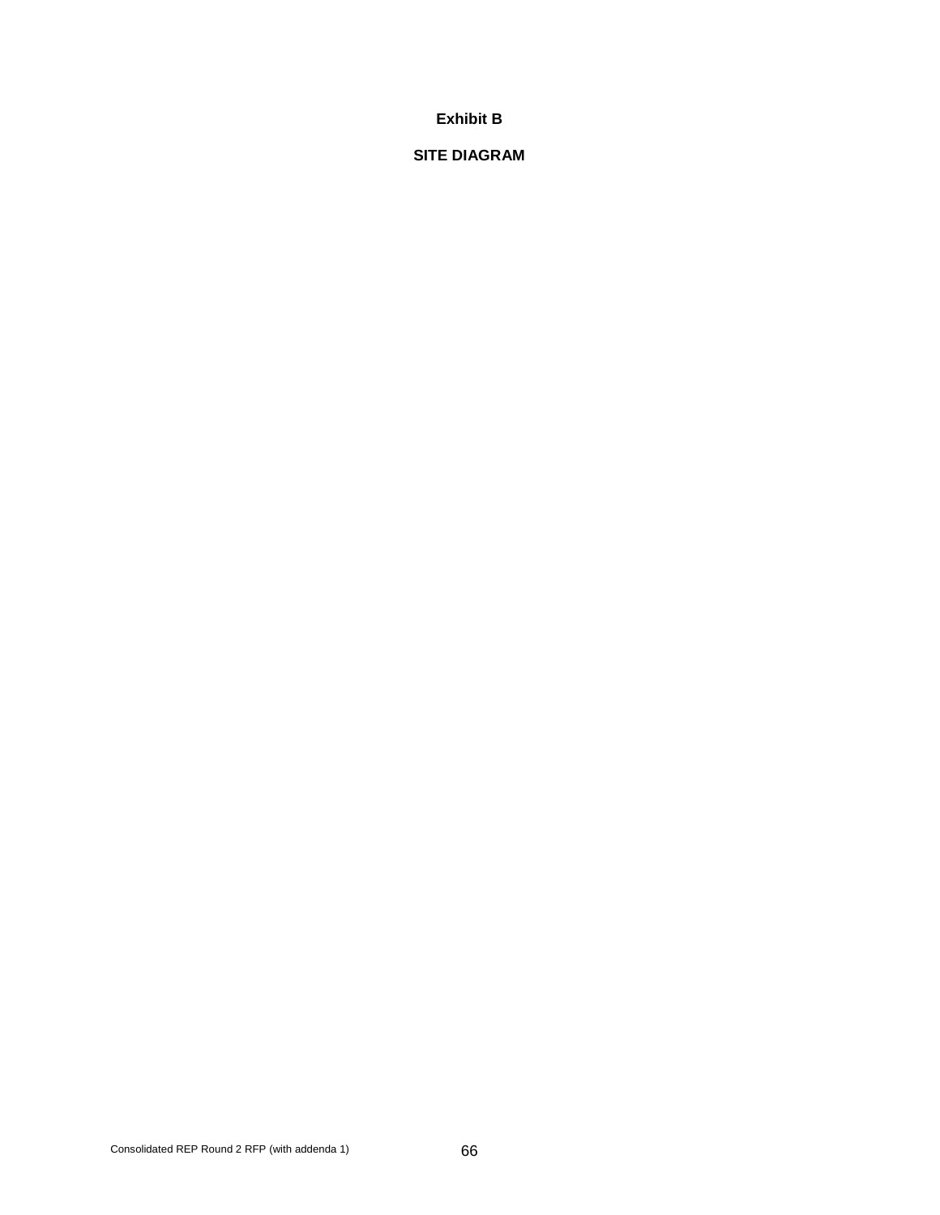**Exhibit B**

**SITE DIAGRAM**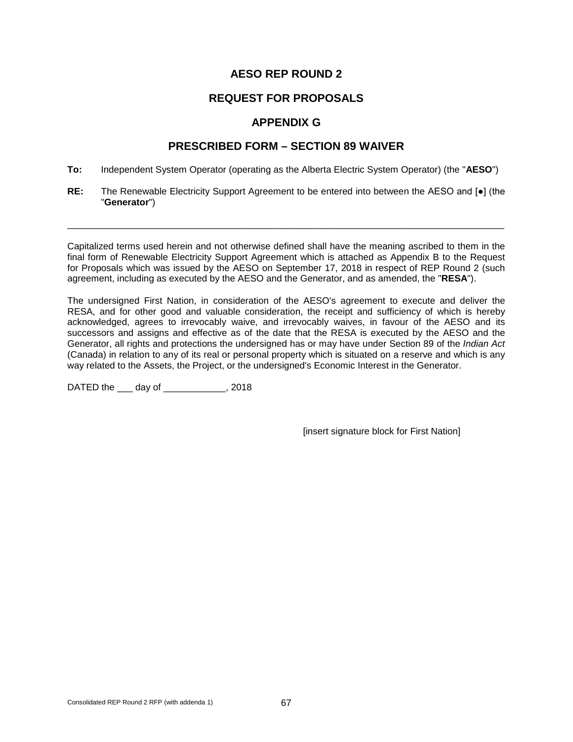# AESO REP ROUND 2

# REQUEST FOR PROPOSALS

# APPENDIX G

# PRESCRIBED FORM – SECTION 89 WAIVER

**To:** Independent System Operator (operating as the Alberta Electric System Operator) (the "**AESO**")

**RE:** The Renewable Electricity Support Agreement to be entered into between the AESO and [●] (the "**Generator**")

---

Capitalized terms used herein and not otherwise defined shall have the meaning ascribed to them in the final form of Renewable Electricity Support Agreement which is attached as Appendix B to the Request for Proposals which was issued by the AESO on September 17, 2018 in respect of REP Round 2 (such agreement, including as executed by the AESO and the Generator, and as amended, the "**RESA**").

The undersigned First Nation, in consideration of the AESO's agreement to execute and deliver the RESA, and for other good and valuable consideration, the receipt and sufficiency of which is hereby acknowledged, agrees to irrevocably waive, and irrevocably waives, in favour of the AESO and its successors and assigns and effective as of the date that the RESA is executed by the AESO and the Generator, all rights and protections the undersigned has or may have under Section 89 of the *Indian Act* (Canada) in relation to any of its real or personal property which is situated on a reserve and which is any way related to the Assets, the Project, or the undersigned's Economic Interest in the Generator.

DATED the ___ day of ____________, 2018

[insert signature block for First Nation]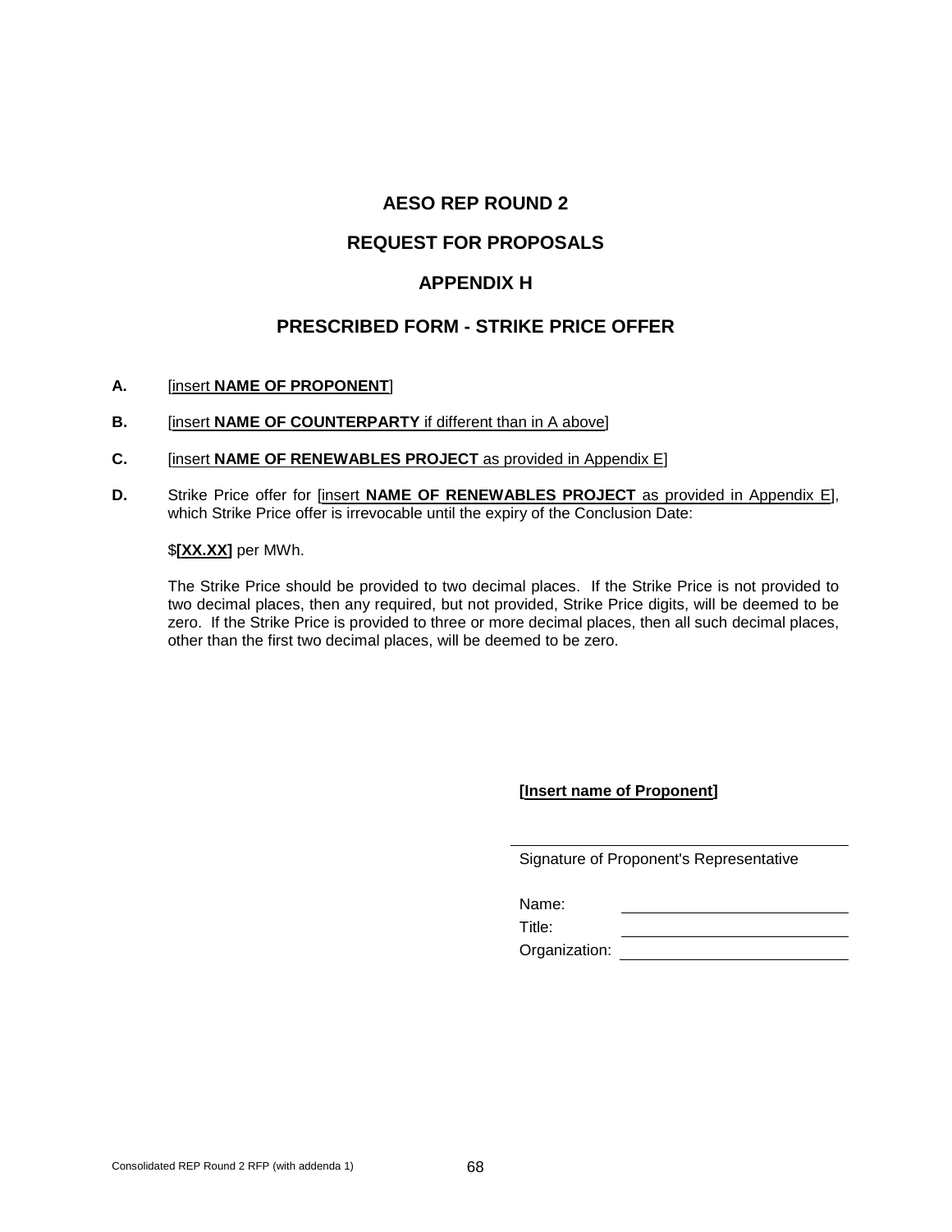# AESO REP ROUND 2

## REQUEST FOR PROPOSALS

## APPENDIX H

## PRESCRIBED FORM - STRIKE PRICE OFFER

**A.** [insert **NAME OF PROPONENT**]

**B.** [insert **NAME OF COUNTERPARTY** if different than in A above]

**C.** [insert **NAME OF RENEWABLES PROJECT** as provided in Appendix E]

**D.** Strike Price offer for [insert **NAME OF RENEWABLES PROJECT** as provided in Appendix E], which Strike Price offer is irrevocable until the expiry of the Conclusion Date:

$**[XX.XX]** per MWh.

The Strike Price should be provided to two decimal places. If the Strike Price is not provided to two decimal places, then any required, but not provided, Strike Price digits, will be deemed to be zero. If the Strike Price is provided to three or more decimal places, then all such decimal places, other than the first two decimal places, will be deemed to be zero.

**[Insert name of Proponent]**

_______________________________
Signature of Proponent's Representative

Name: _______________________

Title: _______________________

Organization: _______________________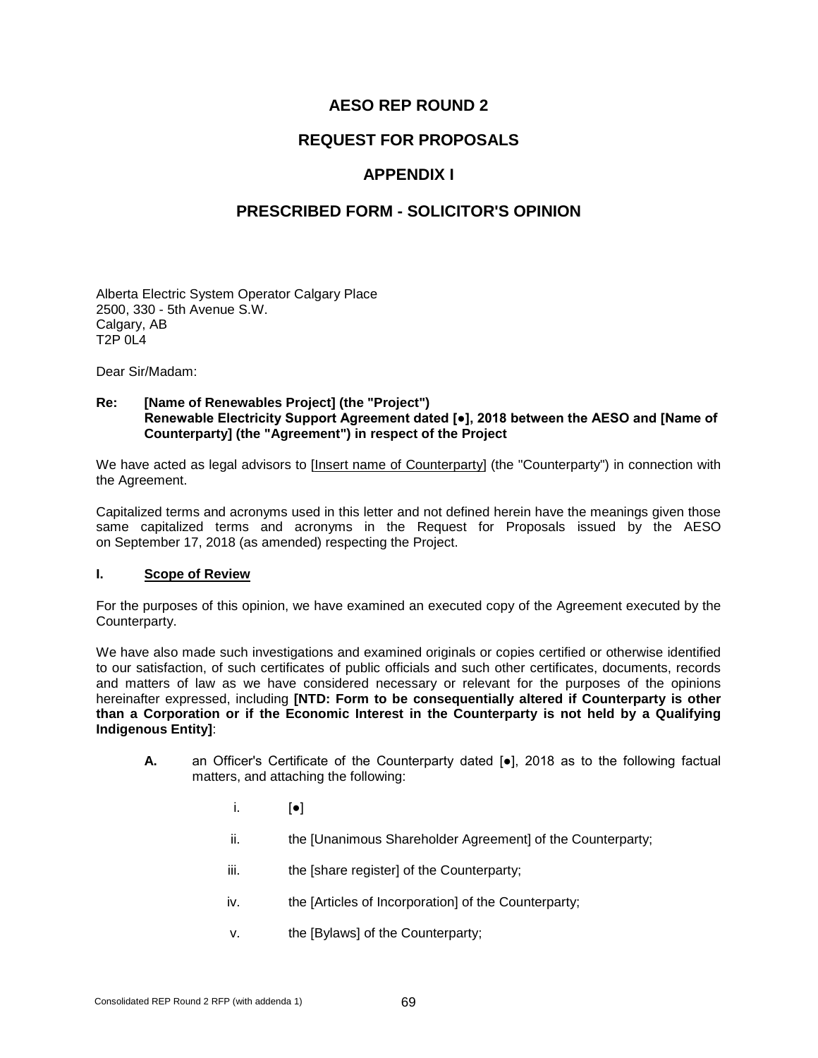# AESO REP ROUND 2

# REQUEST FOR PROPOSALS

# APPENDIX I

# PRESCRIBED FORM - SOLICITOR'S OPINION

Alberta Electric System Operator Calgary Place
2500, 330 - 5th Avenue S.W.
Calgary, AB
T2P 0L4

Dear Sir/Madam:

**Re: [Name of Renewables Project] (the "Project")**
**Renewable Electricity Support Agreement dated [●], 2018 between the AESO and [Name of Counterparty] (the "Agreement") in respect of the Project**

We have acted as legal advisors to [Insert name of Counterparty] (the "Counterparty") in connection with the Agreement.

Capitalized terms and acronyms used in this letter and not defined herein have the meanings given those same capitalized terms and acronyms in the Request for Proposals issued by the AESO on September 17, 2018 (as amended) respecting the Project.

## I. Scope of Review

For the purposes of this opinion, we have examined an executed copy of the Agreement executed by the Counterparty.

We have also made such investigations and examined originals or copies certified or otherwise identified to our satisfaction, of such certificates of public officials and such other certificates, documents, records and matters of law as we have considered necessary or relevant for the purposes of the opinions hereinafter expressed, including **[NTD: Form to be consequentially altered if Counterparty is other than a Corporation or if the Economic Interest in the Counterparty is not held by a Qualifying Indigenous Entity]**:

**A.** an Officer's Certificate of the Counterparty dated [●], 2018 as to the following factual matters, and attaching the following:

i. [●]

ii. the [Unanimous Shareholder Agreement] of the Counterparty;

iii. the [share register] of the Counterparty;

iv. the [Articles of Incorporation] of the Counterparty;

v. the [Bylaws] of the Counterparty;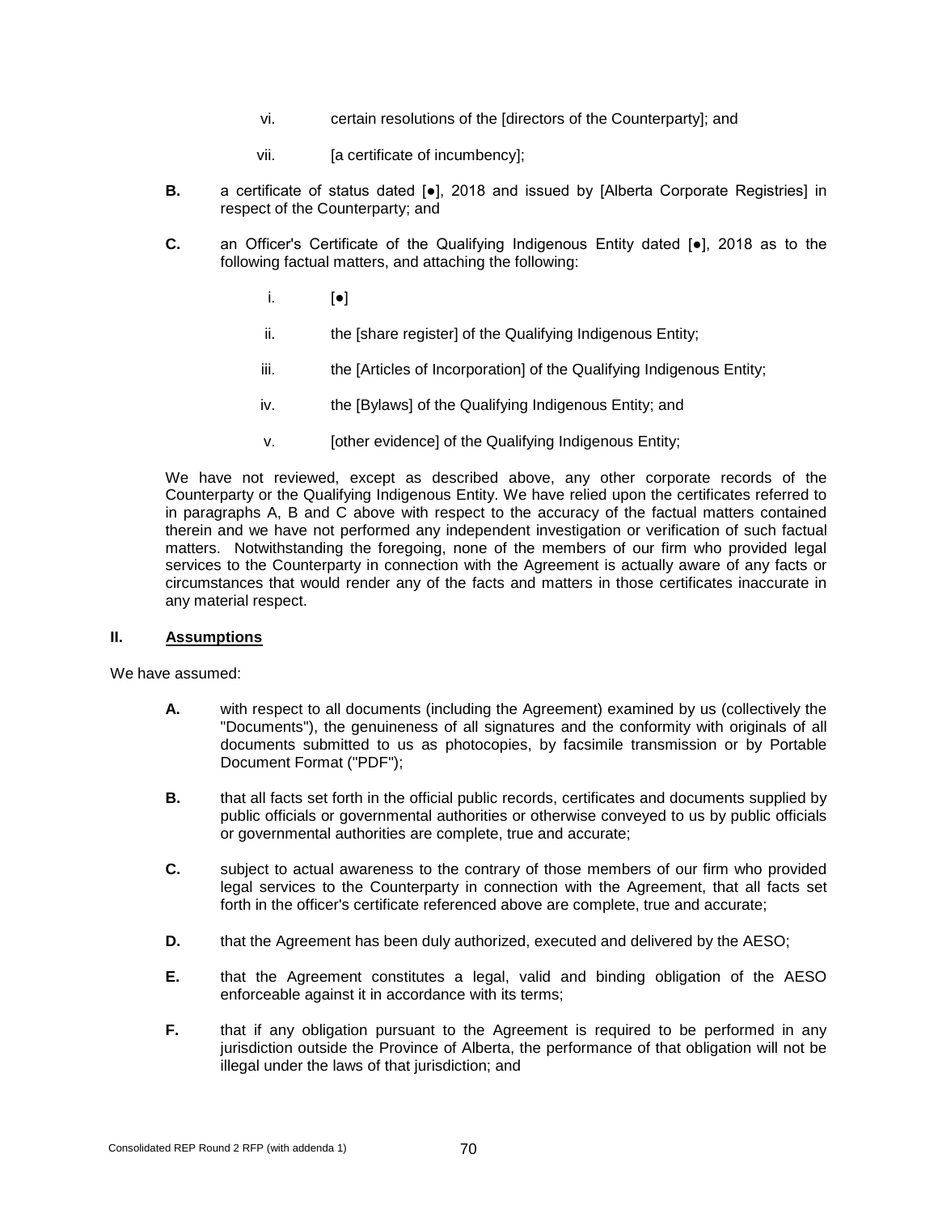vi. certain resolutions of the [directors of the Counterparty]; and

vii. [a certificate of incumbency];

**B.** a certificate of status dated [●], 2018 and issued by [Alberta Corporate Registries] in respect of the Counterparty; and

**C.** an Officer's Certificate of the Qualifying Indigenous Entity dated [●], 2018 as to the following factual matters, and attaching the following:

i. [●]

ii. the [share register] of the Qualifying Indigenous Entity;

iii. the [Articles of Incorporation] of the Qualifying Indigenous Entity;

iv. the [Bylaws] of the Qualifying Indigenous Entity; and

v. [other evidence] of the Qualifying Indigenous Entity;

We have not reviewed, except as described above, any other corporate records of the Counterparty or the Qualifying Indigenous Entity. We have relied upon the certificates referred to in paragraphs A, B and C above with respect to the accuracy of the factual matters contained therein and we have not performed any independent investigation or verification of such factual matters. Notwithstanding the foregoing, none of the members of our firm who provided legal services to the Counterparty in connection with the Agreement is actually aware of any facts or circumstances that would render any of the facts and matters in those certificates inaccurate in any material respect.

## II. Assumptions

We have assumed:

**A.** with respect to all documents (including the Agreement) examined by us (collectively the "Documents"), the genuineness of all signatures and the conformity with originals of all documents submitted to us as photocopies, by facsimile transmission or by Portable Document Format ("PDF");

**B.** that all facts set forth in the official public records, certificates and documents supplied by public officials or governmental authorities or otherwise conveyed to us by public officials or governmental authorities are complete, true and accurate;

**C.** subject to actual awareness to the contrary of those members of our firm who provided legal services to the Counterparty in connection with the Agreement, that all facts set forth in the officer's certificate referenced above are complete, true and accurate;

**D.** that the Agreement has been duly authorized, executed and delivered by the AESO;

**E.** that the Agreement constitutes a legal, valid and binding obligation of the AESO enforceable against it in accordance with its terms;

**F.** that if any obligation pursuant to the Agreement is required to be performed in any jurisdiction outside the Province of Alberta, the performance of that obligation will not be illegal under the laws of that jurisdiction; and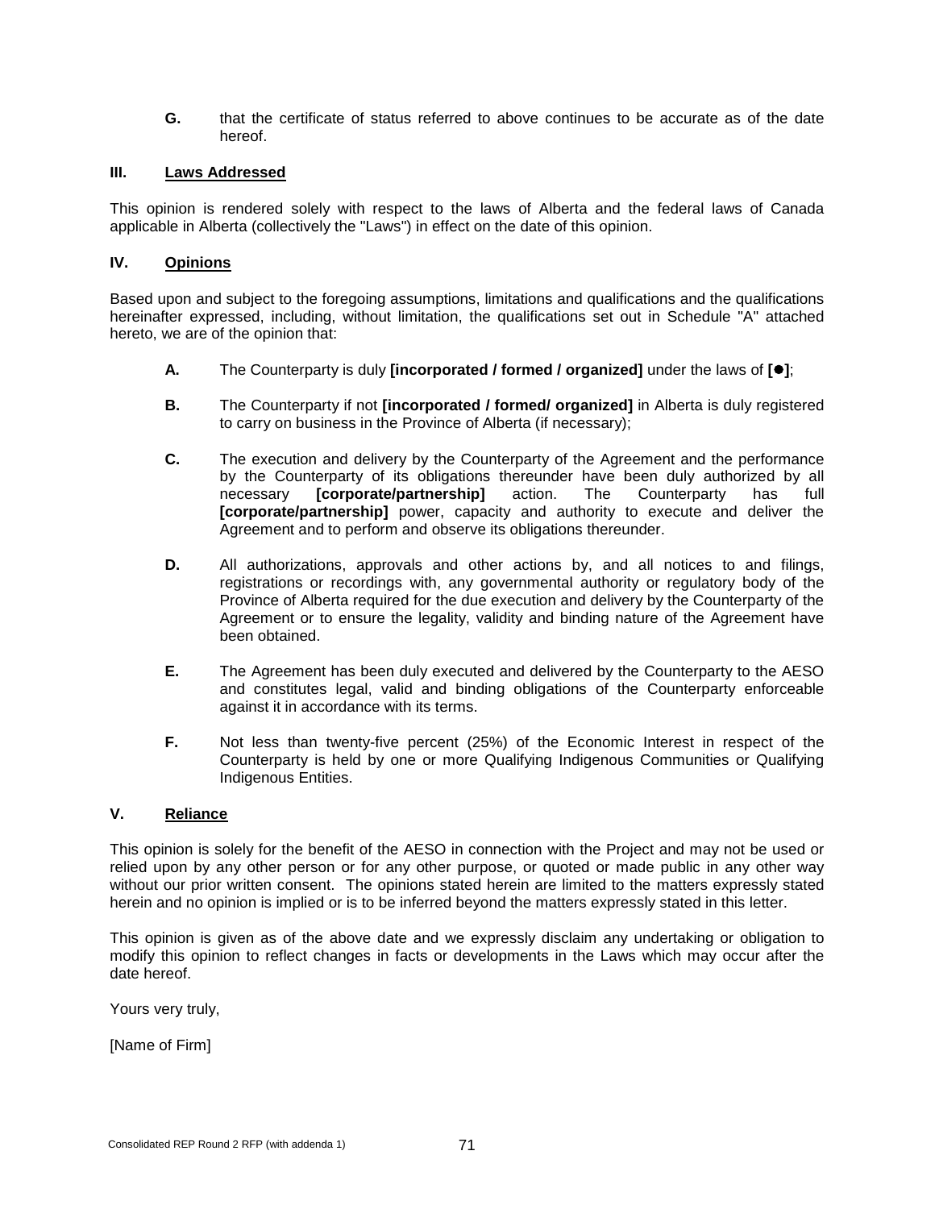**G.** that the certificate of status referred to above continues to be accurate as of the date hereof.

### III. Laws Addressed

This opinion is rendered solely with respect to the laws of Alberta and the federal laws of Canada applicable in Alberta (collectively the "Laws") in effect on the date of this opinion.

### IV. Opinions

Based upon and subject to the foregoing assumptions, limitations and qualifications and the qualifications hereinafter expressed, including, without limitation, the qualifications set out in Schedule "A" attached hereto, we are of the opinion that:

**A.** The Counterparty is duly **[incorporated / formed / organized]** under the laws of **[●]**;

**B.** The Counterparty if not **[incorporated / formed/ organized]** in Alberta is duly registered to carry on business in the Province of Alberta (if necessary);

**C.** The execution and delivery by the Counterparty of the Agreement and the performance by the Counterparty of its obligations thereunder have been duly authorized by all necessary **[corporate/partnership]** action. The Counterparty has full **[corporate/partnership]** power, capacity and authority to execute and deliver the Agreement and to perform and observe its obligations thereunder.

**D.** All authorizations, approvals and other actions by, and all notices to and filings, registrations or recordings with, any governmental authority or regulatory body of the Province of Alberta required for the due execution and delivery by the Counterparty of the Agreement or to ensure the legality, validity and binding nature of the Agreement have been obtained.

**E.** The Agreement has been duly executed and delivered by the Counterparty to the AESO and constitutes legal, valid and binding obligations of the Counterparty enforceable against it in accordance with its terms.

**F.** Not less than twenty-five percent (25%) of the Economic Interest in respect of the Counterparty is held by one or more Qualifying Indigenous Communities or Qualifying Indigenous Entities.

### V. Reliance

This opinion is solely for the benefit of the AESO in connection with the Project and may not be used or relied upon by any other person or for any other purpose, or quoted or made public in any other way without our prior written consent. The opinions stated herein are limited to the matters expressly stated herein and no opinion is implied or is to be inferred beyond the matters expressly stated in this letter.

This opinion is given as of the above date and we expressly disclaim any undertaking or obligation to modify this opinion to reflect changes in facts or developments in the Laws which may occur after the date hereof.

Yours very truly,

[Name of Firm]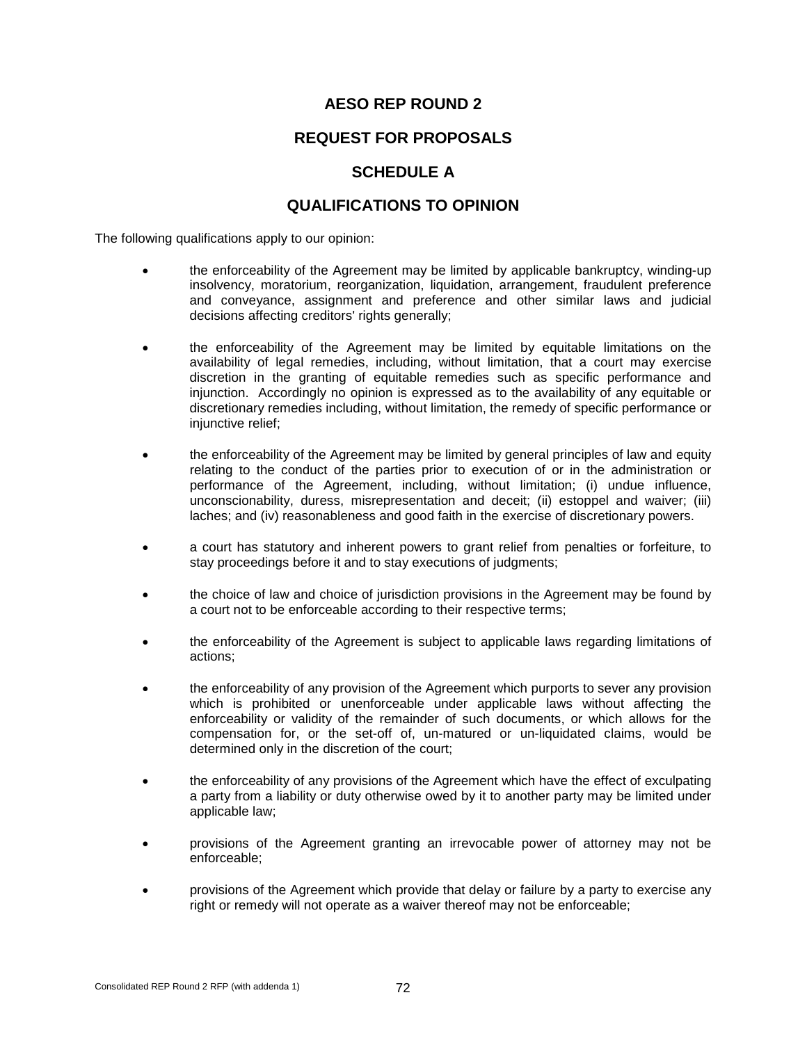# AESO REP ROUND 2

## REQUEST FOR PROPOSALS

## SCHEDULE A

## QUALIFICATIONS TO OPINION

The following qualifications apply to our opinion:

- the enforceability of the Agreement may be limited by applicable bankruptcy, winding-up insolvency, moratorium, reorganization, liquidation, arrangement, fraudulent preference and conveyance, assignment and preference and other similar laws and judicial decisions affecting creditors' rights generally;

- the enforceability of the Agreement may be limited by equitable limitations on the availability of legal remedies, including, without limitation, that a court may exercise discretion in the granting of equitable remedies such as specific performance and injunction. Accordingly no opinion is expressed as to the availability of any equitable or discretionary remedies including, without limitation, the remedy of specific performance or injunctive relief;

- the enforceability of the Agreement may be limited by general principles of law and equity relating to the conduct of the parties prior to execution of or in the administration or performance of the Agreement, including, without limitation; (i) undue influence, unconscionability, duress, misrepresentation and deceit; (ii) estoppel and waiver; (iii) laches; and (iv) reasonableness and good faith in the exercise of discretionary powers.

- a court has statutory and inherent powers to grant relief from penalties or forfeiture, to stay proceedings before it and to stay executions of judgments;

- the choice of law and choice of jurisdiction provisions in the Agreement may be found by a court not to be enforceable according to their respective terms;

- the enforceability of the Agreement is subject to applicable laws regarding limitations of actions;

- the enforceability of any provision of the Agreement which purports to sever any provision which is prohibited or unenforceable under applicable laws without affecting the enforceability or validity of the remainder of such documents, or which allows for the compensation for, or the set-off of, un-matured or un-liquidated claims, would be determined only in the discretion of the court;

- the enforceability of any provisions of the Agreement which have the effect of exculpating a party from a liability or duty otherwise owed by it to another party may be limited under applicable law;

- provisions of the Agreement granting an irrevocable power of attorney may not be enforceable;

- provisions of the Agreement which provide that delay or failure by a party to exercise any right or remedy will not operate as a waiver thereof may not be enforceable;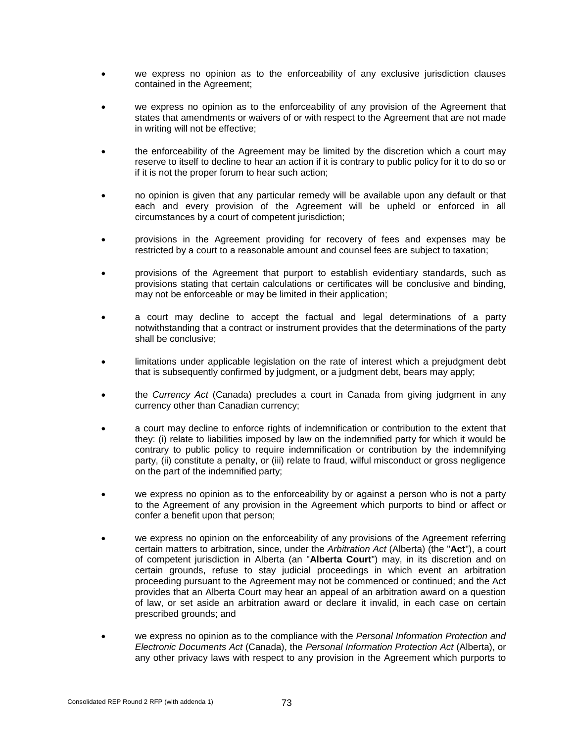- we express no opinion as to the enforceability of any exclusive jurisdiction clauses contained in the Agreement;

- we express no opinion as to the enforceability of any provision of the Agreement that states that amendments or waivers of or with respect to the Agreement that are not made in writing will not be effective;

- the enforceability of the Agreement may be limited by the discretion which a court may reserve to itself to decline to hear an action if it is contrary to public policy for it to do so or if it is not the proper forum to hear such action;

- no opinion is given that any particular remedy will be available upon any default or that each and every provision of the Agreement will be upheld or enforced in all circumstances by a court of competent jurisdiction;

- provisions in the Agreement providing for recovery of fees and expenses may be restricted by a court to a reasonable amount and counsel fees are subject to taxation;

- provisions of the Agreement that purport to establish evidentiary standards, such as provisions stating that certain calculations or certificates will be conclusive and binding, may not be enforceable or may be limited in their application;

- a court may decline to accept the factual and legal determinations of a party notwithstanding that a contract or instrument provides that the determinations of the party shall be conclusive;

- limitations under applicable legislation on the rate of interest which a prejudgment debt that is subsequently confirmed by judgment, or a judgment debt, bears may apply;

- the *Currency Act* (Canada) precludes a court in Canada from giving judgment in any currency other than Canadian currency;

- a court may decline to enforce rights of indemnification or contribution to the extent that they: (i) relate to liabilities imposed by law on the indemnified party for which it would be contrary to public policy to require indemnification or contribution by the indemnifying party, (ii) constitute a penalty, or (iii) relate to fraud, wilful misconduct or gross negligence on the part of the indemnified party;

- we express no opinion as to the enforceability by or against a person who is not a party to the Agreement of any provision in the Agreement which purports to bind or affect or confer a benefit upon that person;

- we express no opinion on the enforceability of any provisions of the Agreement referring certain matters to arbitration, since, under the *Arbitration Act* (Alberta) (the "**Act**"), a court of competent jurisdiction in Alberta (an "**Alberta Court**") may, in its discretion and on certain grounds, refuse to stay judicial proceedings in which event an arbitration proceeding pursuant to the Agreement may not be commenced or continued; and the Act provides that an Alberta Court may hear an appeal of an arbitration award on a question of law, or set aside an arbitration award or declare it invalid, in each case on certain prescribed grounds; and

- we express no opinion as to the compliance with the *Personal Information Protection and Electronic Documents Act* (Canada), the *Personal Information Protection Act* (Alberta), or any other privacy laws with respect to any provision in the Agreement which purports to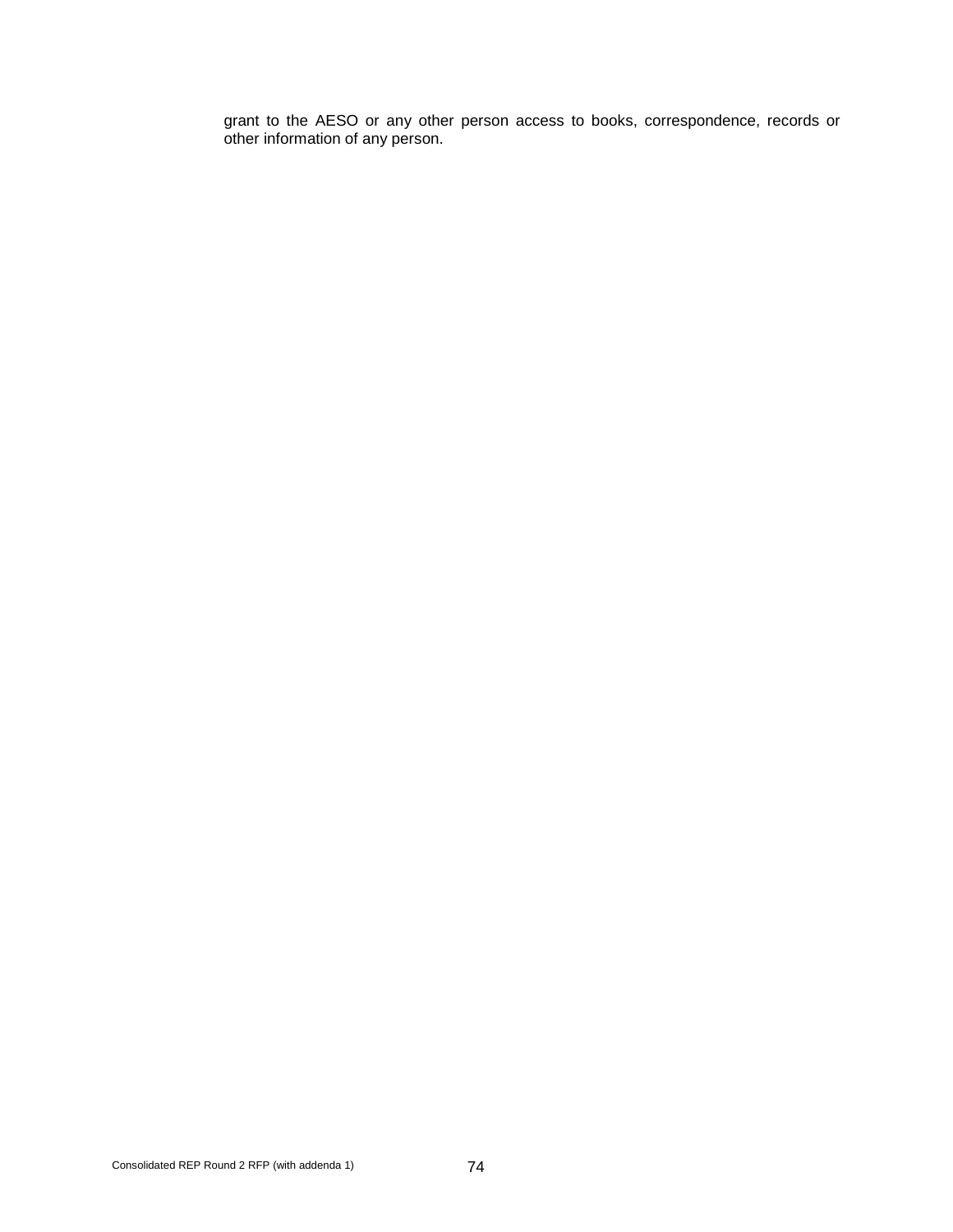grant to the AESO or any other person access to books, correspondence, records or other information of any person.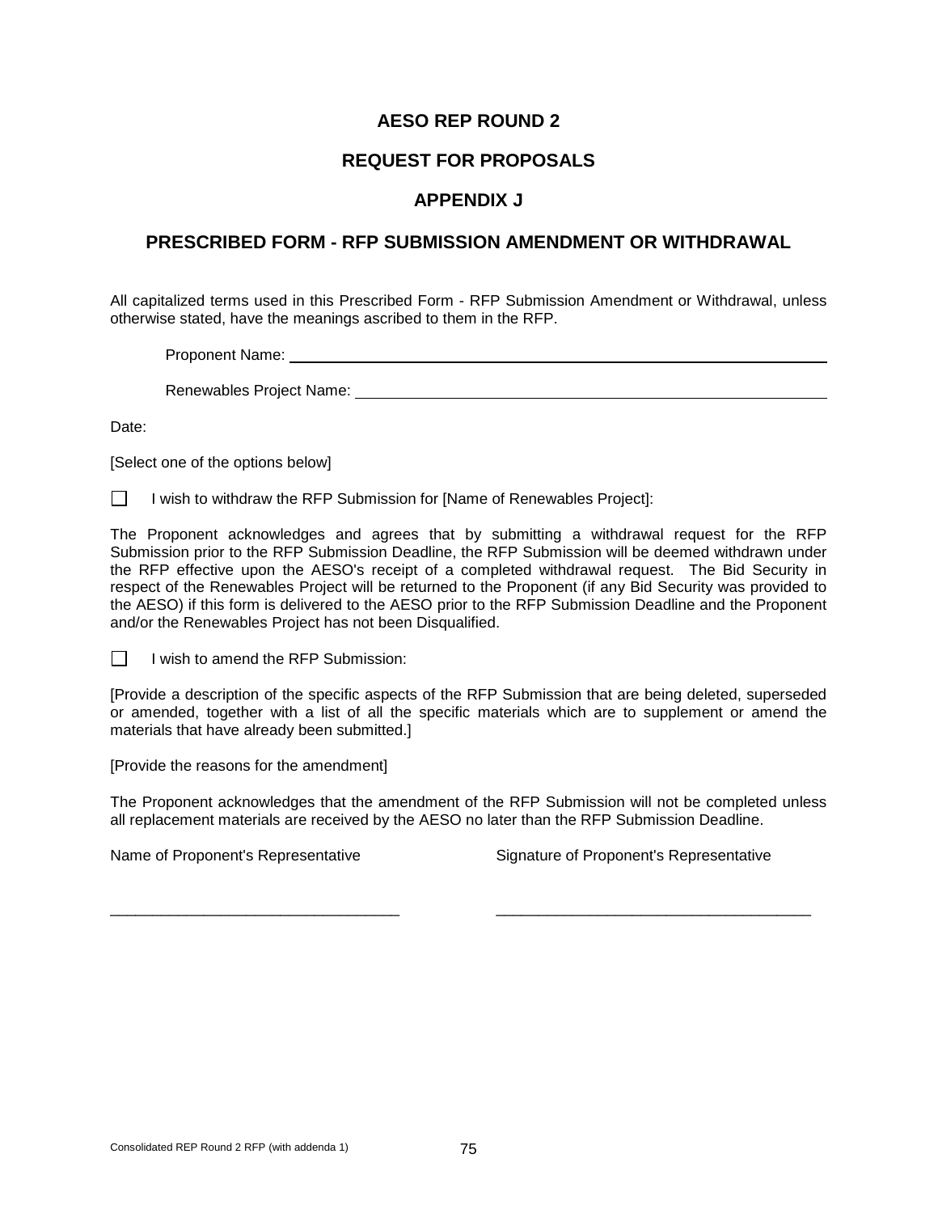# AESO REP ROUND 2

# REQUEST FOR PROPOSALS

# APPENDIX J

## PRESCRIBED FORM - RFP SUBMISSION AMENDMENT OR WITHDRAWAL

All capitalized terms used in this Prescribed Form - RFP Submission Amendment or Withdrawal, unless otherwise stated, have the meanings ascribed to them in the RFP.

Proponent Name: ____________________________________________

Renewables Project Name: ____________________________________

Date:

[Select one of the options below]

☐ I wish to withdraw the RFP Submission for [Name of Renewables Project]:

The Proponent acknowledges and agrees that by submitting a withdrawal request for the RFP Submission prior to the RFP Submission Deadline, the RFP Submission will be deemed withdrawn under the RFP effective upon the AESO's receipt of a completed withdrawal request. The Bid Security in respect of the Renewables Project will be returned to the Proponent (if any Bid Security was provided to the AESO) if this form is delivered to the AESO prior to the RFP Submission Deadline and the Proponent and/or the Renewables Project has not been Disqualified.

☐ I wish to amend the RFP Submission:

[Provide a description of the specific aspects of the RFP Submission that are being deleted, superseded or amended, together with a list of all the specific materials which are to supplement or amend the materials that have already been submitted.]

[Provide the reasons for the amendment]

The Proponent acknowledges that the amendment of the RFP Submission will not be completed unless all replacement materials are received by the AESO no later than the RFP Submission Deadline.

| Name of Proponent's Representative | Signature of Proponent's Representative |
|---|---|
| ________________________________ | ________________________________ |